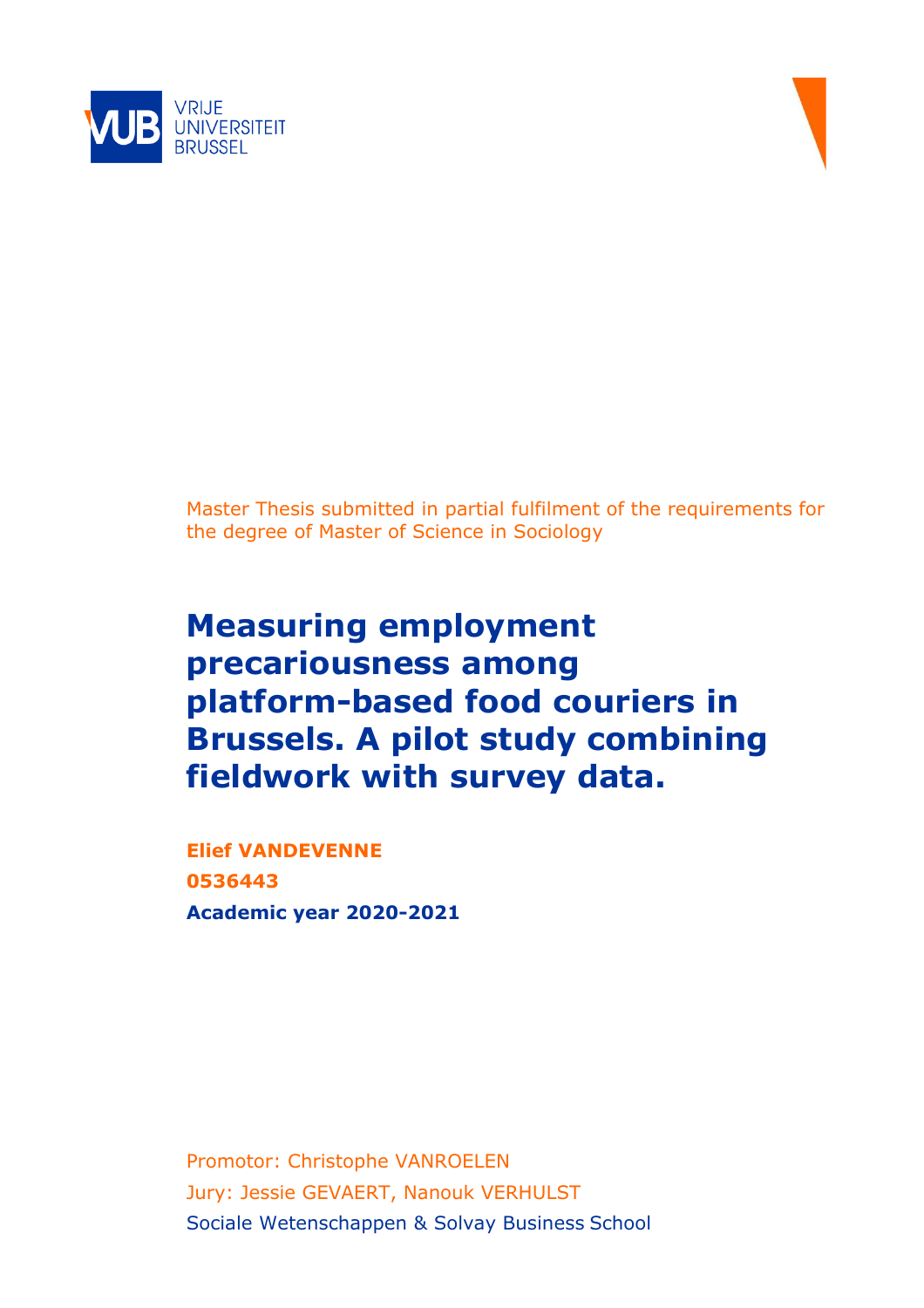VRIJE
UNIVERSITEIT
BRUSSEL

Master Thesis submitted in partial fulfilment of the requirements for the degree of Master of Science in Sociology

# Measuring employment precariousness among platform-based food couriers in Brussels. A pilot study combining fieldwork with survey data.

**Elief VANDEVENNE**

**0536443**

**Academic year 2020-2021**

Promotor: Christophe VANROELEN

Jury: Jessie GEVAERT, Nanouk VERHULST

Sociale Wetenschappen & Solvay Business School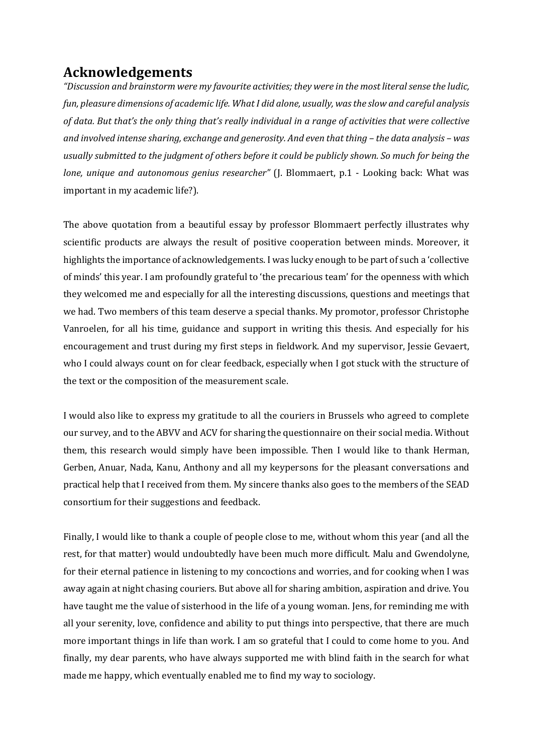## Acknowledgements

*"Discussion and brainstorm were my favourite activities; they were in the most literal sense the ludic, fun, pleasure dimensions of academic life. What I did alone, usually, was the slow and careful analysis of data. But that's the only thing that's really individual in a range of activities that were collective and involved intense sharing, exchange and generosity. And even that thing – the data analysis – was usually submitted to the judgment of others before it could be publicly shown. So much for being the lone, unique and autonomous genius researcher"* (J. Blommaert, p.1 - Looking back: What was important in my academic life?).

The above quotation from a beautiful essay by professor Blommaert perfectly illustrates why scientific products are always the result of positive cooperation between minds. Moreover, it highlights the importance of acknowledgements. I was lucky enough to be part of such a 'collective of minds' this year. I am profoundly grateful to 'the precarious team' for the openness with which they welcomed me and especially for all the interesting discussions, questions and meetings that we had. Two members of this team deserve a special thanks. My promotor, professor Christophe Vanroelen, for all his time, guidance and support in writing this thesis. And especially for his encouragement and trust during my first steps in fieldwork. And my supervisor, Jessie Gevaert, who I could always count on for clear feedback, especially when I got stuck with the structure of the text or the composition of the measurement scale.

I would also like to express my gratitude to all the couriers in Brussels who agreed to complete our survey, and to the ABVV and ACV for sharing the questionnaire on their social media. Without them, this research would simply have been impossible. Then I would like to thank Herman, Gerben, Anuar, Nada, Kanu, Anthony and all my keypersons for the pleasant conversations and practical help that I received from them. My sincere thanks also goes to the members of the SEAD consortium for their suggestions and feedback.

Finally, I would like to thank a couple of people close to me, without whom this year (and all the rest, for that matter) would undoubtedly have been much more difficult. Malu and Gwendolyne, for their eternal patience in listening to my concoctions and worries, and for cooking when I was away again at night chasing couriers. But above all for sharing ambition, aspiration and drive. You have taught me the value of sisterhood in the life of a young woman. Jens, for reminding me with all your serenity, love, confidence and ability to put things into perspective, that there are much more important things in life than work. I am so grateful that I could to come home to you. And finally, my dear parents, who have always supported me with blind faith in the search for what made me happy, which eventually enabled me to find my way to sociology.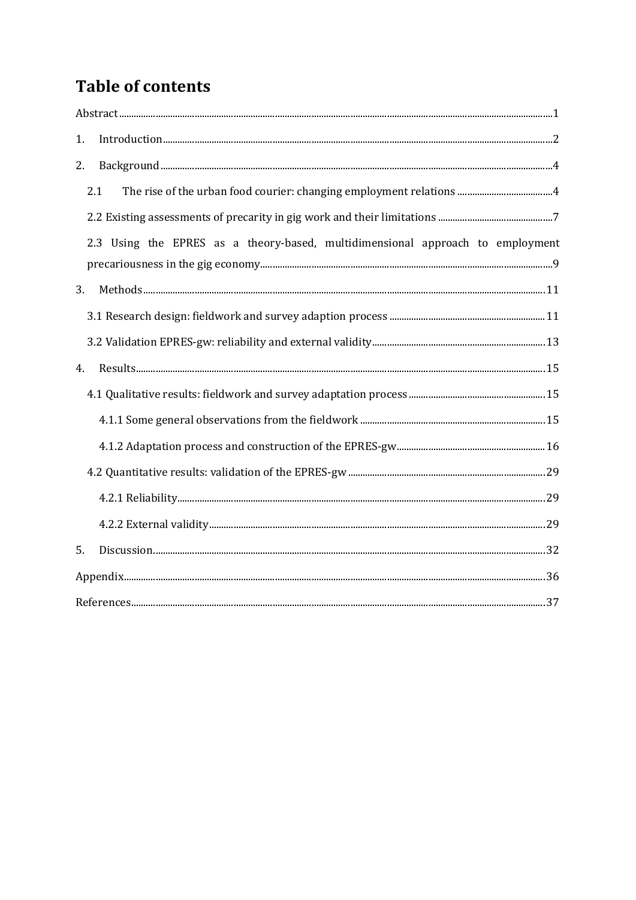# Table of contents

Abstract ..... 1

1. Introduction ..... 2

2. Background ..... 4

 2.1 The rise of the urban food courier: changing employment relations ..... 4

 2.2 Existing assessments of precarity in gig work and their limitations ..... 7

 2.3 Using the EPRES as a theory-based, multidimensional approach to employment precariousness in the gig economy ..... 9

3. Methods ..... 11

 3.1 Research design: fieldwork and survey adaption process ..... 11

 3.2 Validation EPRES-gw: reliability and external validity ..... 13

4. Results ..... 15

 4.1 Qualitative results: fieldwork and survey adaptation process ..... 15

  4.1.1 Some general observations from the fieldwork ..... 15

  4.1.2 Adaptation process and construction of the EPRES-gw ..... 16

 4.2 Quantitative results: validation of the EPRES-gw ..... 29

  4.2.1 Reliability ..... 29

  4.2.2 External validity ..... 29

5. Discussion ..... 32

Appendix ..... 36

References ..... 37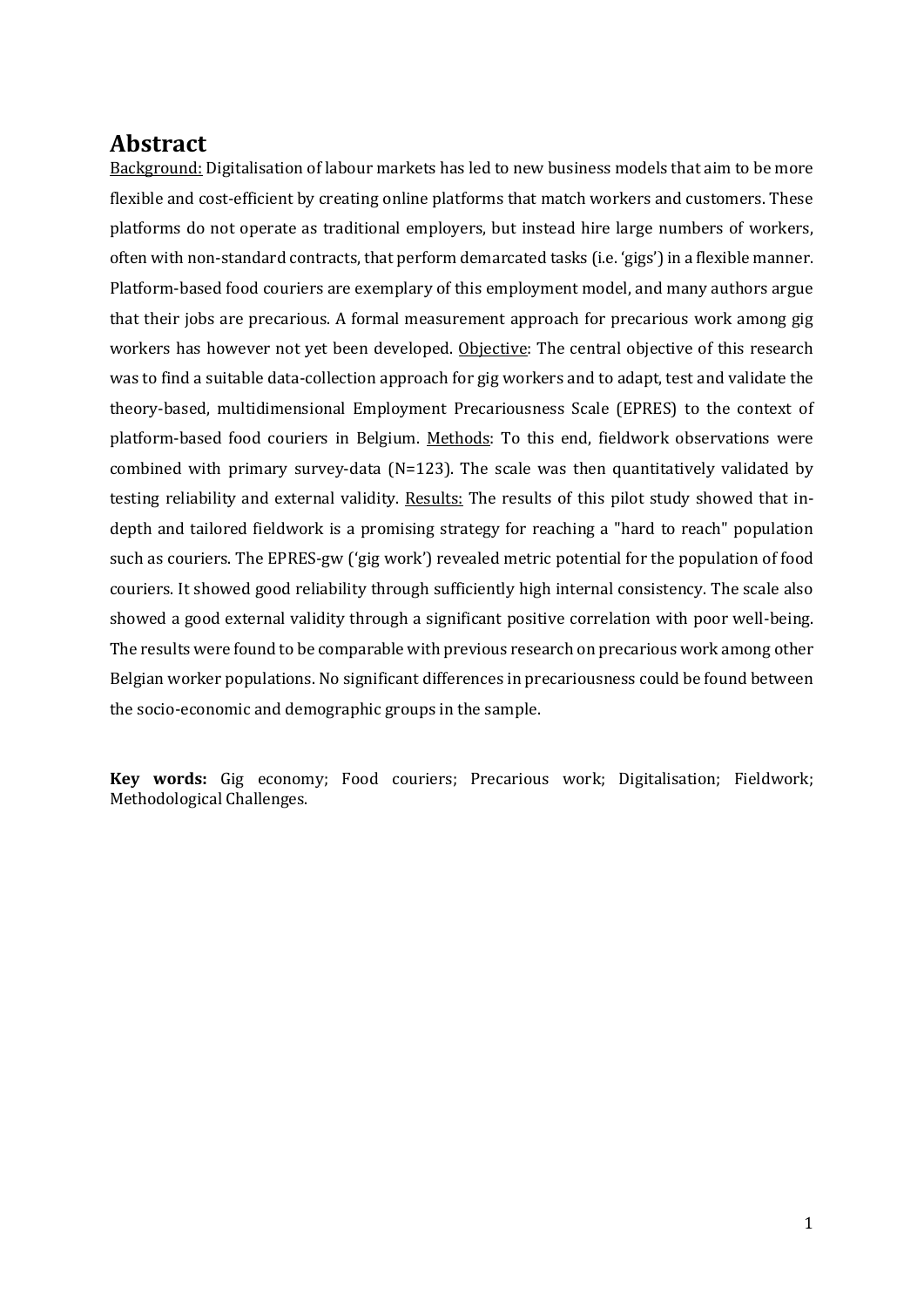# Abstract

Background: Digitalisation of labour markets has led to new business models that aim to be more flexible and cost-efficient by creating online platforms that match workers and customers. These platforms do not operate as traditional employers, but instead hire large numbers of workers, often with non-standard contracts, that perform demarcated tasks (i.e. 'gigs') in a flexible manner. Platform-based food couriers are exemplary of this employment model, and many authors argue that their jobs are precarious. A formal measurement approach for precarious work among gig workers has however not yet been developed. Objective: The central objective of this research was to find a suitable data-collection approach for gig workers and to adapt, test and validate the theory-based, multidimensional Employment Precariousness Scale (EPRES) to the context of platform-based food couriers in Belgium. Methods: To this end, fieldwork observations were combined with primary survey-data (N=123). The scale was then quantitatively validated by testing reliability and external validity. Results: The results of this pilot study showed that in-depth and tailored fieldwork is a promising strategy for reaching a "hard to reach" population such as couriers. The EPRES-gw ('gig work') revealed metric potential for the population of food couriers. It showed good reliability through sufficiently high internal consistency. The scale also showed a good external validity through a significant positive correlation with poor well-being. The results were found to be comparable with previous research on precarious work among other Belgian worker populations. No significant differences in precariousness could be found between the socio-economic and demographic groups in the sample.

**Key words:** Gig economy; Food couriers; Precarious work; Digitalisation; Fieldwork; Methodological Challenges.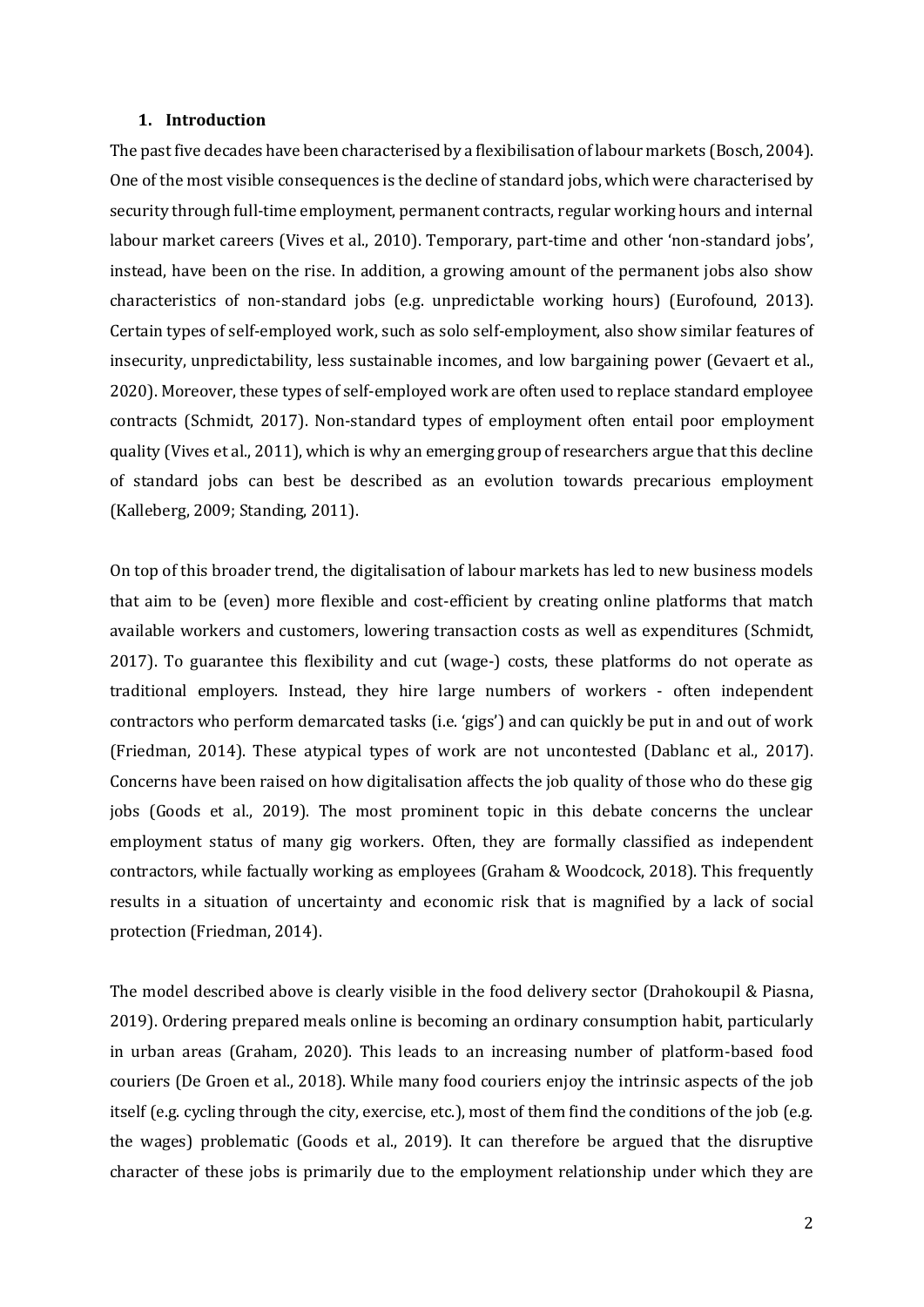## 1. Introduction

The past five decades have been characterised by a flexibilisation of labour markets (Bosch, 2004). One of the most visible consequences is the decline of standard jobs, which were characterised by security through full-time employment, permanent contracts, regular working hours and internal labour market careers (Vives et al., 2010). Temporary, part-time and other 'non-standard jobs', instead, have been on the rise. In addition, a growing amount of the permanent jobs also show characteristics of non-standard jobs (e.g. unpredictable working hours) (Eurofound, 2013). Certain types of self-employed work, such as solo self-employment, also show similar features of insecurity, unpredictability, less sustainable incomes, and low bargaining power (Gevaert et al., 2020). Moreover, these types of self-employed work are often used to replace standard employee contracts (Schmidt, 2017). Non-standard types of employment often entail poor employment quality (Vives et al., 2011), which is why an emerging group of researchers argue that this decline of standard jobs can best be described as an evolution towards precarious employment (Kalleberg, 2009; Standing, 2011).

On top of this broader trend, the digitalisation of labour markets has led to new business models that aim to be (even) more flexible and cost-efficient by creating online platforms that match available workers and customers, lowering transaction costs as well as expenditures (Schmidt, 2017). To guarantee this flexibility and cut (wage-) costs, these platforms do not operate as traditional employers. Instead, they hire large numbers of workers - often independent contractors who perform demarcated tasks (i.e. 'gigs') and can quickly be put in and out of work (Friedman, 2014). These atypical types of work are not uncontested (Dablanc et al., 2017). Concerns have been raised on how digitalisation affects the job quality of those who do these gig jobs (Goods et al., 2019). The most prominent topic in this debate concerns the unclear employment status of many gig workers. Often, they are formally classified as independent contractors, while factually working as employees (Graham & Woodcock, 2018). This frequently results in a situation of uncertainty and economic risk that is magnified by a lack of social protection (Friedman, 2014).

The model described above is clearly visible in the food delivery sector (Drahokoupil & Piasna, 2019). Ordering prepared meals online is becoming an ordinary consumption habit, particularly in urban areas (Graham, 2020). This leads to an increasing number of platform-based food couriers (De Groen et al., 2018). While many food couriers enjoy the intrinsic aspects of the job itself (e.g. cycling through the city, exercise, etc.), most of them find the conditions of the job (e.g. the wages) problematic (Goods et al., 2019). It can therefore be argued that the disruptive character of these jobs is primarily due to the employment relationship under which they are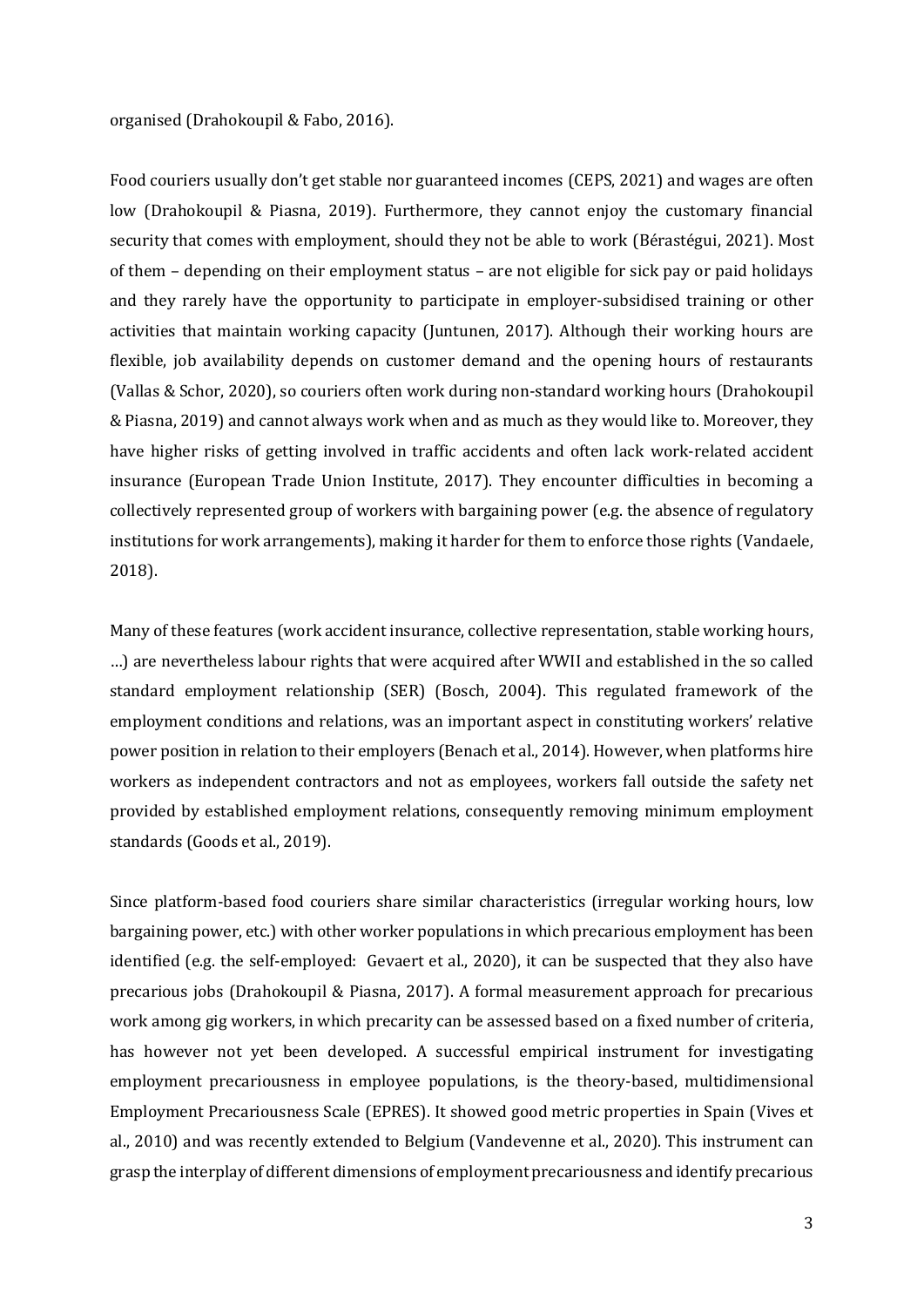organised (Drahokoupil & Fabo, 2016).

Food couriers usually don't get stable nor guaranteed incomes (CEPS, 2021) and wages are often low (Drahokoupil & Piasna, 2019). Furthermore, they cannot enjoy the customary financial security that comes with employment, should they not be able to work (Bérastégui, 2021). Most of them – depending on their employment status – are not eligible for sick pay or paid holidays and they rarely have the opportunity to participate in employer-subsidised training or other activities that maintain working capacity (Juntunen, 2017). Although their working hours are flexible, job availability depends on customer demand and the opening hours of restaurants (Vallas & Schor, 2020), so couriers often work during non-standard working hours (Drahokoupil & Piasna, 2019) and cannot always work when and as much as they would like to. Moreover, they have higher risks of getting involved in traffic accidents and often lack work-related accident insurance (European Trade Union Institute, 2017). They encounter difficulties in becoming a collectively represented group of workers with bargaining power (e.g. the absence of regulatory institutions for work arrangements), making it harder for them to enforce those rights (Vandaele, 2018).

Many of these features (work accident insurance, collective representation, stable working hours, …) are nevertheless labour rights that were acquired after WWII and established in the so called standard employment relationship (SER) (Bosch, 2004). This regulated framework of the employment conditions and relations, was an important aspect in constituting workers' relative power position in relation to their employers (Benach et al., 2014). However, when platforms hire workers as independent contractors and not as employees, workers fall outside the safety net provided by established employment relations, consequently removing minimum employment standards (Goods et al., 2019).

Since platform-based food couriers share similar characteristics (irregular working hours, low bargaining power, etc.) with other worker populations in which precarious employment has been identified (e.g. the self-employed: Gevaert et al., 2020), it can be suspected that they also have precarious jobs (Drahokoupil & Piasna, 2017). A formal measurement approach for precarious work among gig workers, in which precarity can be assessed based on a fixed number of criteria, has however not yet been developed. A successful empirical instrument for investigating employment precariousness in employee populations, is the theory-based, multidimensional Employment Precariousness Scale (EPRES). It showed good metric properties in Spain (Vives et al., 2010) and was recently extended to Belgium (Vandevenne et al., 2020). This instrument can grasp the interplay of different dimensions of employment precariousness and identify precarious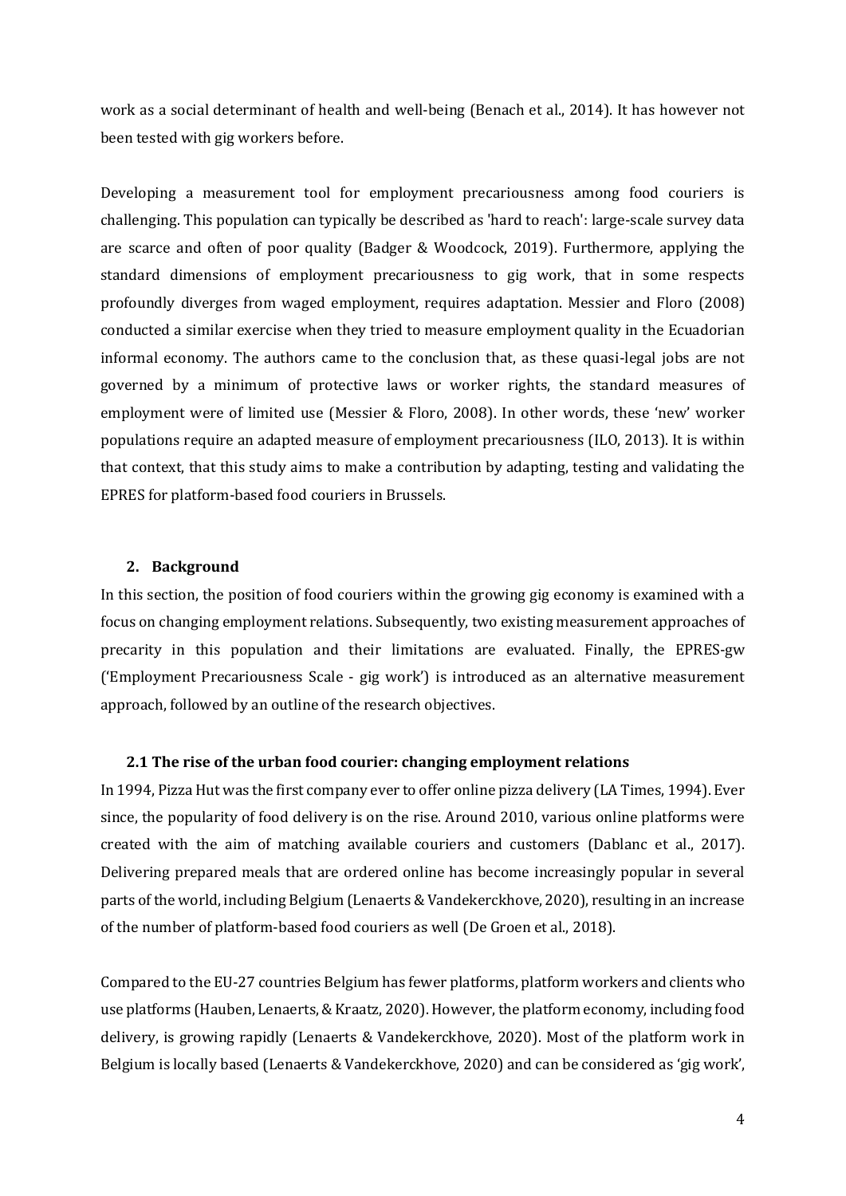work as a social determinant of health and well-being (Benach et al., 2014). It has however not been tested with gig workers before.

Developing a measurement tool for employment precariousness among food couriers is challenging. This population can typically be described as 'hard to reach': large-scale survey data are scarce and often of poor quality (Badger & Woodcock, 2019). Furthermore, applying the standard dimensions of employment precariousness to gig work, that in some respects profoundly diverges from waged employment, requires adaptation. Messier and Floro (2008) conducted a similar exercise when they tried to measure employment quality in the Ecuadorian informal economy. The authors came to the conclusion that, as these quasi-legal jobs are not governed by a minimum of protective laws or worker rights, the standard measures of employment were of limited use (Messier & Floro, 2008). In other words, these 'new' worker populations require an adapted measure of employment precariousness (ILO, 2013). It is within that context, that this study aims to make a contribution by adapting, testing and validating the EPRES for platform-based food couriers in Brussels.

## 2. Background

In this section, the position of food couriers within the growing gig economy is examined with a focus on changing employment relations. Subsequently, two existing measurement approaches of precarity in this population and their limitations are evaluated. Finally, the EPRES-gw ('Employment Precariousness Scale - gig work') is introduced as an alternative measurement approach, followed by an outline of the research objectives.

### 2.1 The rise of the urban food courier: changing employment relations

In 1994, Pizza Hut was the first company ever to offer online pizza delivery (LA Times, 1994). Ever since, the popularity of food delivery is on the rise. Around 2010, various online platforms were created with the aim of matching available couriers and customers (Dablanc et al., 2017). Delivering prepared meals that are ordered online has become increasingly popular in several parts of the world, including Belgium (Lenaerts & Vandekerckhove, 2020), resulting in an increase of the number of platform-based food couriers as well (De Groen et al., 2018).

Compared to the EU-27 countries Belgium has fewer platforms, platform workers and clients who use platforms (Hauben, Lenaerts, & Kraatz, 2020). However, the platform economy, including food delivery, is growing rapidly (Lenaerts & Vandekerckhove, 2020). Most of the platform work in Belgium is locally based (Lenaerts & Vandekerckhove, 2020) and can be considered as 'gig work',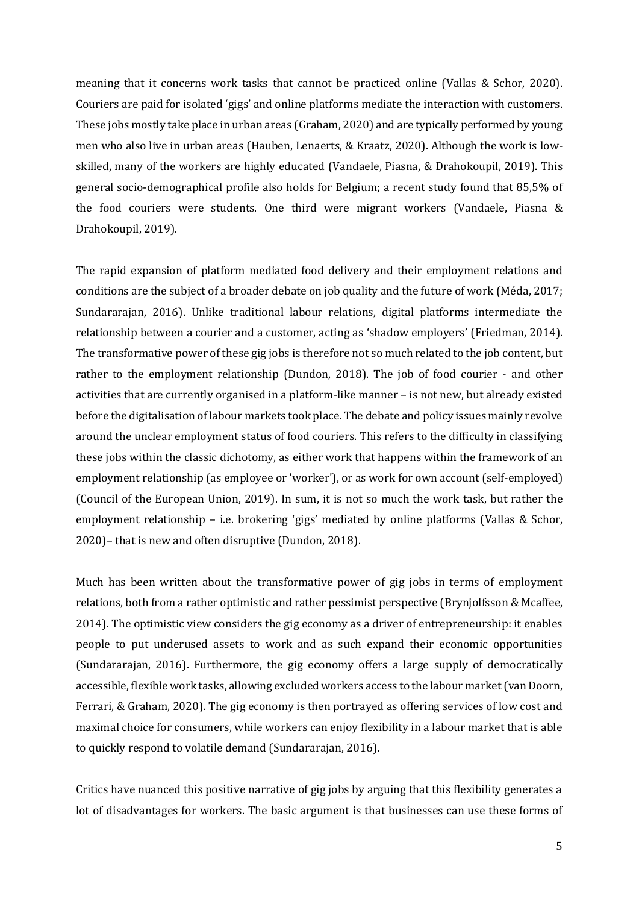meaning that it concerns work tasks that cannot be practiced online (Vallas & Schor, 2020). Couriers are paid for isolated 'gigs' and online platforms mediate the interaction with customers. These jobs mostly take place in urban areas (Graham, 2020) and are typically performed by young men who also live in urban areas (Hauben, Lenaerts, & Kraatz, 2020). Although the work is low-skilled, many of the workers are highly educated (Vandaele, Piasna, & Drahokoupil, 2019). This general socio-demographical profile also holds for Belgium; a recent study found that 85,5% of the food couriers were students. One third were migrant workers (Vandaele, Piasna & Drahokoupil, 2019).

The rapid expansion of platform mediated food delivery and their employment relations and conditions are the subject of a broader debate on job quality and the future of work (Méda, 2017; Sundararajan, 2016). Unlike traditional labour relations, digital platforms intermediate the relationship between a courier and a customer, acting as 'shadow employers' (Friedman, 2014). The transformative power of these gig jobs is therefore not so much related to the job content, but rather to the employment relationship (Dundon, 2018). The job of food courier - and other activities that are currently organised in a platform-like manner – is not new, but already existed before the digitalisation of labour markets took place. The debate and policy issues mainly revolve around the unclear employment status of food couriers. This refers to the difficulty in classifying these jobs within the classic dichotomy, as either work that happens within the framework of an employment relationship (as employee or 'worker'), or as work for own account (self-employed) (Council of the European Union, 2019). In sum, it is not so much the work task, but rather the employment relationship – i.e. brokering 'gigs' mediated by online platforms (Vallas & Schor, 2020)– that is new and often disruptive (Dundon, 2018).

Much has been written about the transformative power of gig jobs in terms of employment relations, both from a rather optimistic and rather pessimist perspective (Brynjolfsson & Mcaffee, 2014). The optimistic view considers the gig economy as a driver of entrepreneurship: it enables people to put underused assets to work and as such expand their economic opportunities (Sundararajan, 2016). Furthermore, the gig economy offers a large supply of democratically accessible, flexible work tasks, allowing excluded workers access to the labour market (van Doorn, Ferrari, & Graham, 2020). The gig economy is then portrayed as offering services of low cost and maximal choice for consumers, while workers can enjoy flexibility in a labour market that is able to quickly respond to volatile demand (Sundararajan, 2016).

Critics have nuanced this positive narrative of gig jobs by arguing that this flexibility generates a lot of disadvantages for workers. The basic argument is that businesses can use these forms of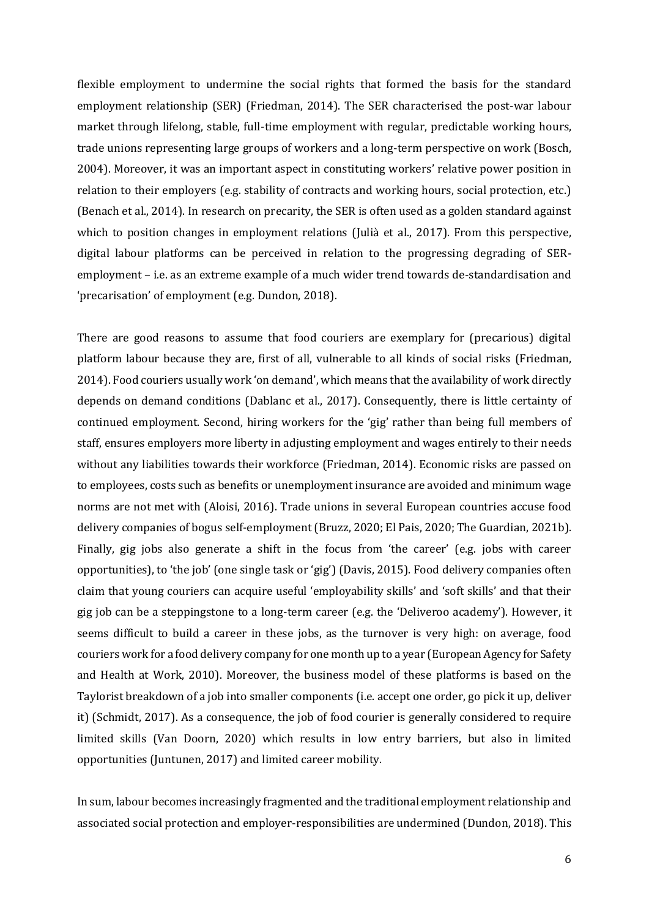flexible employment to undermine the social rights that formed the basis for the standard employment relationship (SER) (Friedman, 2014). The SER characterised the post-war labour market through lifelong, stable, full-time employment with regular, predictable working hours, trade unions representing large groups of workers and a long-term perspective on work (Bosch, 2004). Moreover, it was an important aspect in constituting workers' relative power position in relation to their employers (e.g. stability of contracts and working hours, social protection, etc.) (Benach et al., 2014). In research on precarity, the SER is often used as a golden standard against which to position changes in employment relations (Julià et al., 2017). From this perspective, digital labour platforms can be perceived in relation to the progressing degrading of SER-employment – i.e. as an extreme example of a much wider trend towards de-standardisation and 'precarisation' of employment (e.g. Dundon, 2018).

There are good reasons to assume that food couriers are exemplary for (precarious) digital platform labour because they are, first of all, vulnerable to all kinds of social risks (Friedman, 2014). Food couriers usually work 'on demand', which means that the availability of work directly depends on demand conditions (Dablanc et al., 2017). Consequently, there is little certainty of continued employment. Second, hiring workers for the 'gig' rather than being full members of staff, ensures employers more liberty in adjusting employment and wages entirely to their needs without any liabilities towards their workforce (Friedman, 2014). Economic risks are passed on to employees, costs such as benefits or unemployment insurance are avoided and minimum wage norms are not met with (Aloisi, 2016). Trade unions in several European countries accuse food delivery companies of bogus self-employment (Bruzz, 2020; El Pais, 2020; The Guardian, 2021b). Finally, gig jobs also generate a shift in the focus from 'the career' (e.g. jobs with career opportunities), to 'the job' (one single task or 'gig') (Davis, 2015). Food delivery companies often claim that young couriers can acquire useful 'employability skills' and 'soft skills' and that their gig job can be a steppingstone to a long-term career (e.g. the 'Deliveroo academy'). However, it seems difficult to build a career in these jobs, as the turnover is very high: on average, food couriers work for a food delivery company for one month up to a year (European Agency for Safety and Health at Work, 2010). Moreover, the business model of these platforms is based on the Taylorist breakdown of a job into smaller components (i.e. accept one order, go pick it up, deliver it) (Schmidt, 2017). As a consequence, the job of food courier is generally considered to require limited skills (Van Doorn, 2020) which results in low entry barriers, but also in limited opportunities (Juntunen, 2017) and limited career mobility.

In sum, labour becomes increasingly fragmented and the traditional employment relationship and associated social protection and employer-responsibilities are undermined (Dundon, 2018). This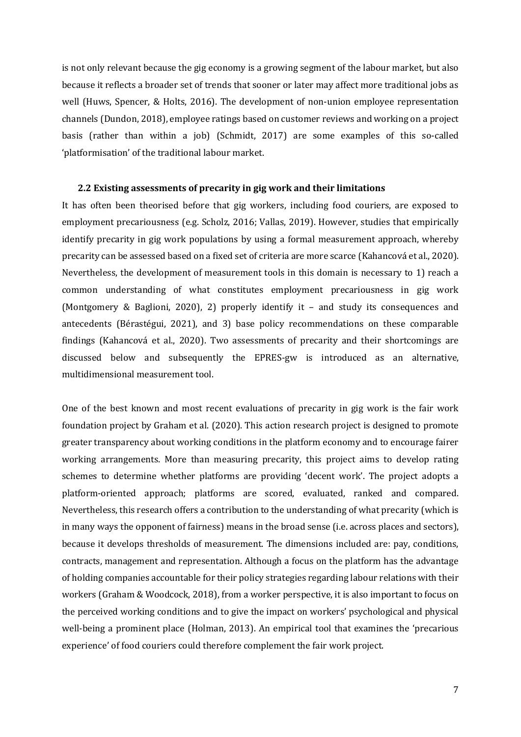is not only relevant because the gig economy is a growing segment of the labour market, but also because it reflects a broader set of trends that sooner or later may affect more traditional jobs as well (Huws, Spencer, & Holts, 2016). The development of non-union employee representation channels (Dundon, 2018), employee ratings based on customer reviews and working on a project basis (rather than within a job) (Schmidt, 2017) are some examples of this so-called 'platformisation' of the traditional labour market.

### 2.2 Existing assessments of precarity in gig work and their limitations

It has often been theorised before that gig workers, including food couriers, are exposed to employment precariousness (e.g. Scholz, 2016; Vallas, 2019). However, studies that empirically identify precarity in gig work populations by using a formal measurement approach, whereby precarity can be assessed based on a fixed set of criteria are more scarce (Kahancová et al., 2020). Nevertheless, the development of measurement tools in this domain is necessary to 1) reach a common understanding of what constitutes employment precariousness in gig work (Montgomery & Baglioni, 2020), 2) properly identify it – and study its consequences and antecedents (Bérastégui, 2021), and 3) base policy recommendations on these comparable findings (Kahancová et al., 2020). Two assessments of precarity and their shortcomings are discussed below and subsequently the EPRES-gw is introduced as an alternative, multidimensional measurement tool.

One of the best known and most recent evaluations of precarity in gig work is the fair work foundation project by Graham et al. (2020). This action research project is designed to promote greater transparency about working conditions in the platform economy and to encourage fairer working arrangements. More than measuring precarity, this project aims to develop rating schemes to determine whether platforms are providing 'decent work'. The project adopts a platform-oriented approach; platforms are scored, evaluated, ranked and compared. Nevertheless, this research offers a contribution to the understanding of what precarity (which is in many ways the opponent of fairness) means in the broad sense (i.e. across places and sectors), because it develops thresholds of measurement. The dimensions included are: pay, conditions, contracts, management and representation. Although a focus on the platform has the advantage of holding companies accountable for their policy strategies regarding labour relations with their workers (Graham & Woodcock, 2018), from a worker perspective, it is also important to focus on the perceived working conditions and to give the impact on workers' psychological and physical well-being a prominent place (Holman, 2013). An empirical tool that examines the 'precarious experience' of food couriers could therefore complement the fair work project.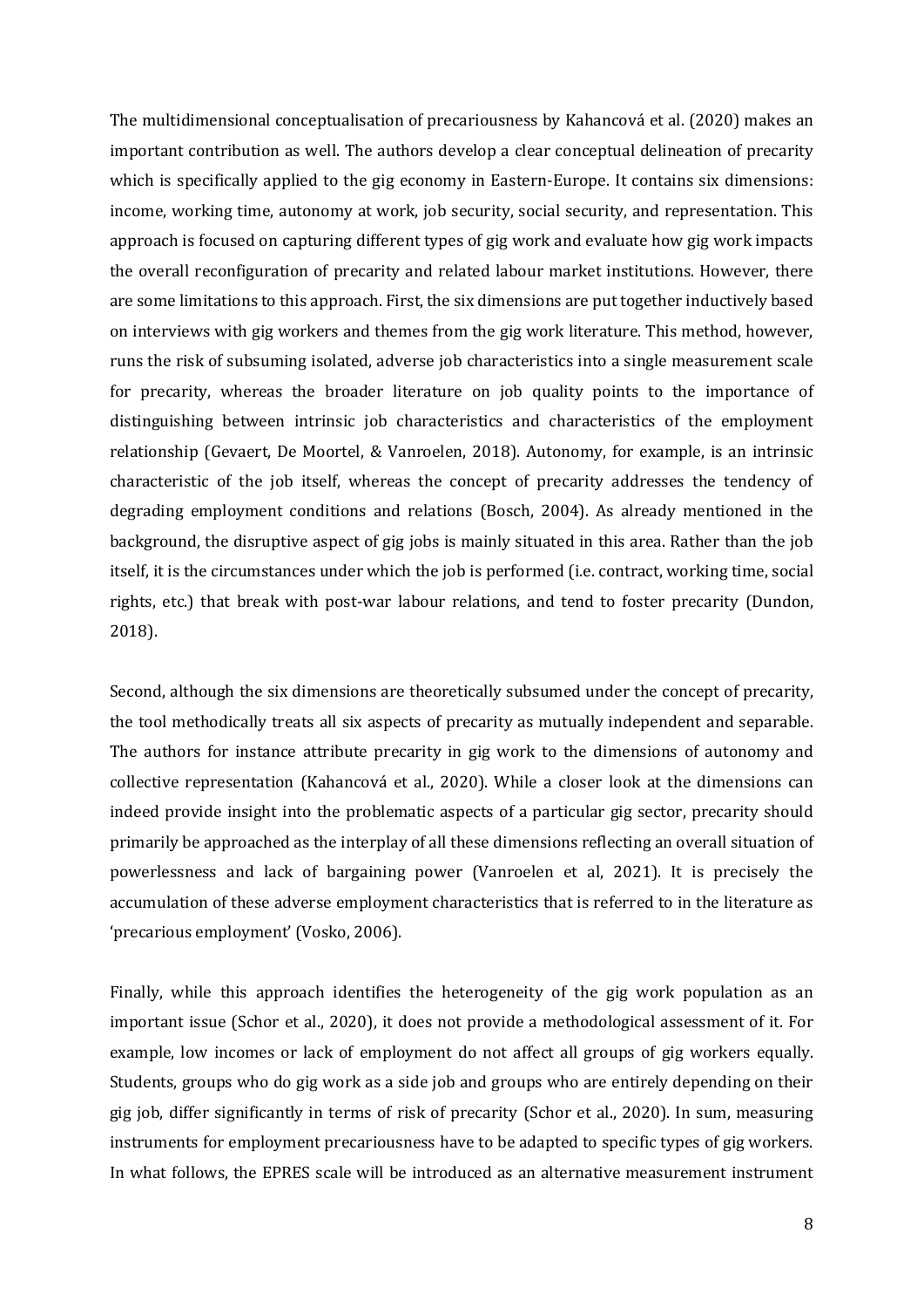The multidimensional conceptualisation of precariousness by Kahancová et al. (2020) makes an important contribution as well. The authors develop a clear conceptual delineation of precarity which is specifically applied to the gig economy in Eastern-Europe. It contains six dimensions: income, working time, autonomy at work, job security, social security, and representation. This approach is focused on capturing different types of gig work and evaluate how gig work impacts the overall reconfiguration of precarity and related labour market institutions. However, there are some limitations to this approach. First, the six dimensions are put together inductively based on interviews with gig workers and themes from the gig work literature. This method, however, runs the risk of subsuming isolated, adverse job characteristics into a single measurement scale for precarity, whereas the broader literature on job quality points to the importance of distinguishing between intrinsic job characteristics and characteristics of the employment relationship (Gevaert, De Moortel, & Vanroelen, 2018). Autonomy, for example, is an intrinsic characteristic of the job itself, whereas the concept of precarity addresses the tendency of degrading employment conditions and relations (Bosch, 2004). As already mentioned in the background, the disruptive aspect of gig jobs is mainly situated in this area. Rather than the job itself, it is the circumstances under which the job is performed (i.e. contract, working time, social rights, etc.) that break with post-war labour relations, and tend to foster precarity (Dundon, 2018).

Second, although the six dimensions are theoretically subsumed under the concept of precarity, the tool methodically treats all six aspects of precarity as mutually independent and separable. The authors for instance attribute precarity in gig work to the dimensions of autonomy and collective representation (Kahancová et al., 2020). While a closer look at the dimensions can indeed provide insight into the problematic aspects of a particular gig sector, precarity should primarily be approached as the interplay of all these dimensions reflecting an overall situation of powerlessness and lack of bargaining power (Vanroelen et al, 2021). It is precisely the accumulation of these adverse employment characteristics that is referred to in the literature as 'precarious employment' (Vosko, 2006).

Finally, while this approach identifies the heterogeneity of the gig work population as an important issue (Schor et al., 2020), it does not provide a methodological assessment of it. For example, low incomes or lack of employment do not affect all groups of gig workers equally. Students, groups who do gig work as a side job and groups who are entirely depending on their gig job, differ significantly in terms of risk of precarity (Schor et al., 2020). In sum, measuring instruments for employment precariousness have to be adapted to specific types of gig workers. In what follows, the EPRES scale will be introduced as an alternative measurement instrument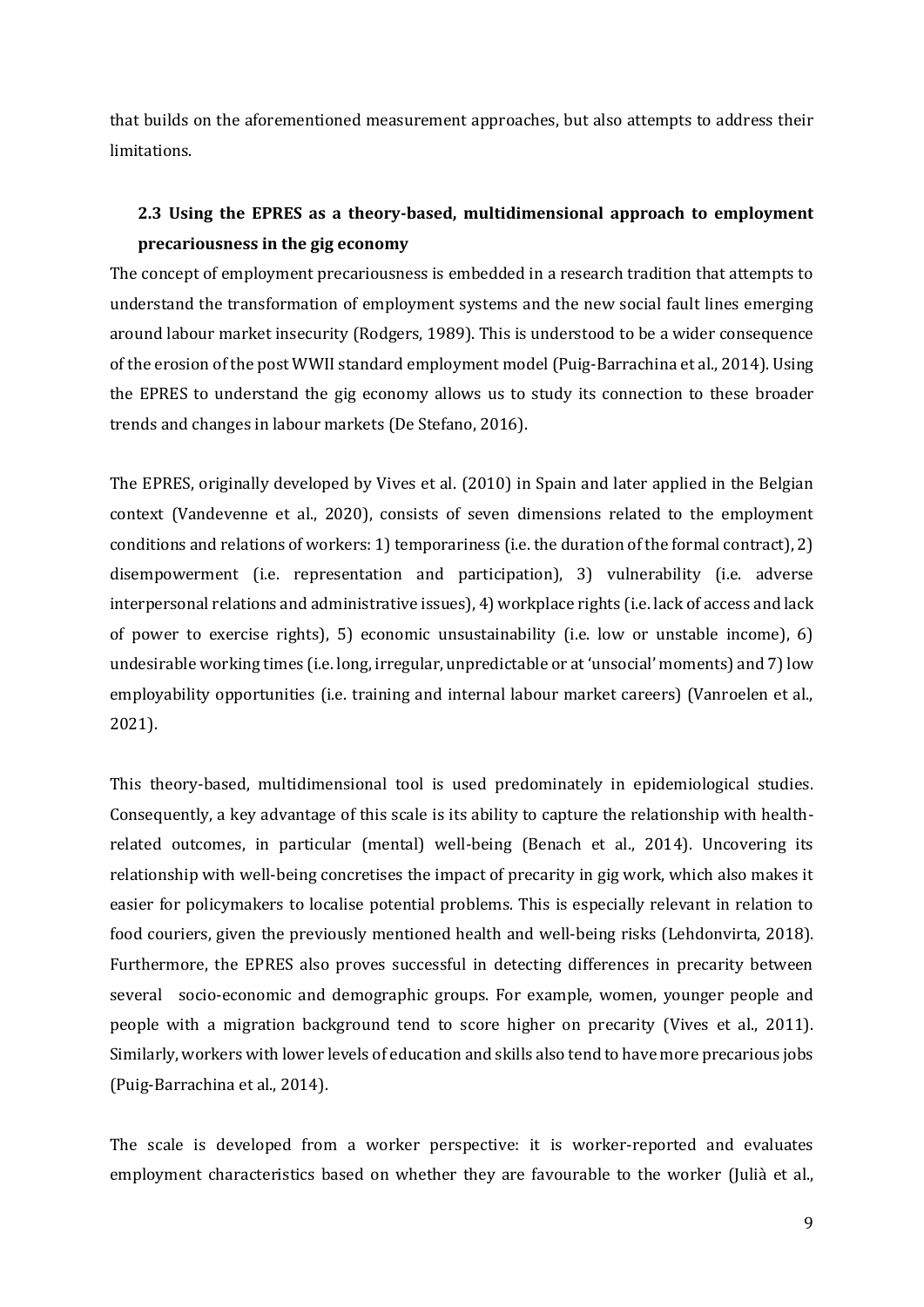that builds on the aforementioned measurement approaches, but also attempts to address their limitations.

## 2.3 Using the EPRES as a theory-based, multidimensional approach to employment precariousness in the gig economy

The concept of employment precariousness is embedded in a research tradition that attempts to understand the transformation of employment systems and the new social fault lines emerging around labour market insecurity (Rodgers, 1989). This is understood to be a wider consequence of the erosion of the post WWII standard employment model (Puig-Barrachina et al., 2014). Using the EPRES to understand the gig economy allows us to study its connection to these broader trends and changes in labour markets (De Stefano, 2016).

The EPRES, originally developed by Vives et al. (2010) in Spain and later applied in the Belgian context (Vandevenne et al., 2020), consists of seven dimensions related to the employment conditions and relations of workers: 1) temporariness (i.e. the duration of the formal contract), 2) disempowerment (i.e. representation and participation), 3) vulnerability (i.e. adverse interpersonal relations and administrative issues), 4) workplace rights (i.e. lack of access and lack of power to exercise rights), 5) economic unsustainability (i.e. low or unstable income), 6) undesirable working times (i.e. long, irregular, unpredictable or at 'unsocial' moments) and 7) low employability opportunities (i.e. training and internal labour market careers) (Vanroelen et al., 2021).

This theory-based, multidimensional tool is used predominately in epidemiological studies. Consequently, a key advantage of this scale is its ability to capture the relationship with health-related outcomes, in particular (mental) well-being (Benach et al., 2014). Uncovering its relationship with well-being concretises the impact of precarity in gig work, which also makes it easier for policymakers to localise potential problems. This is especially relevant in relation to food couriers, given the previously mentioned health and well-being risks (Lehdonvirta, 2018). Furthermore, the EPRES also proves successful in detecting differences in precarity between several socio-economic and demographic groups. For example, women, younger people and people with a migration background tend to score higher on precarity (Vives et al., 2011). Similarly, workers with lower levels of education and skills also tend to have more precarious jobs (Puig-Barrachina et al., 2014).

The scale is developed from a worker perspective: it is worker-reported and evaluates employment characteristics based on whether they are favourable to the worker (Julià et al.,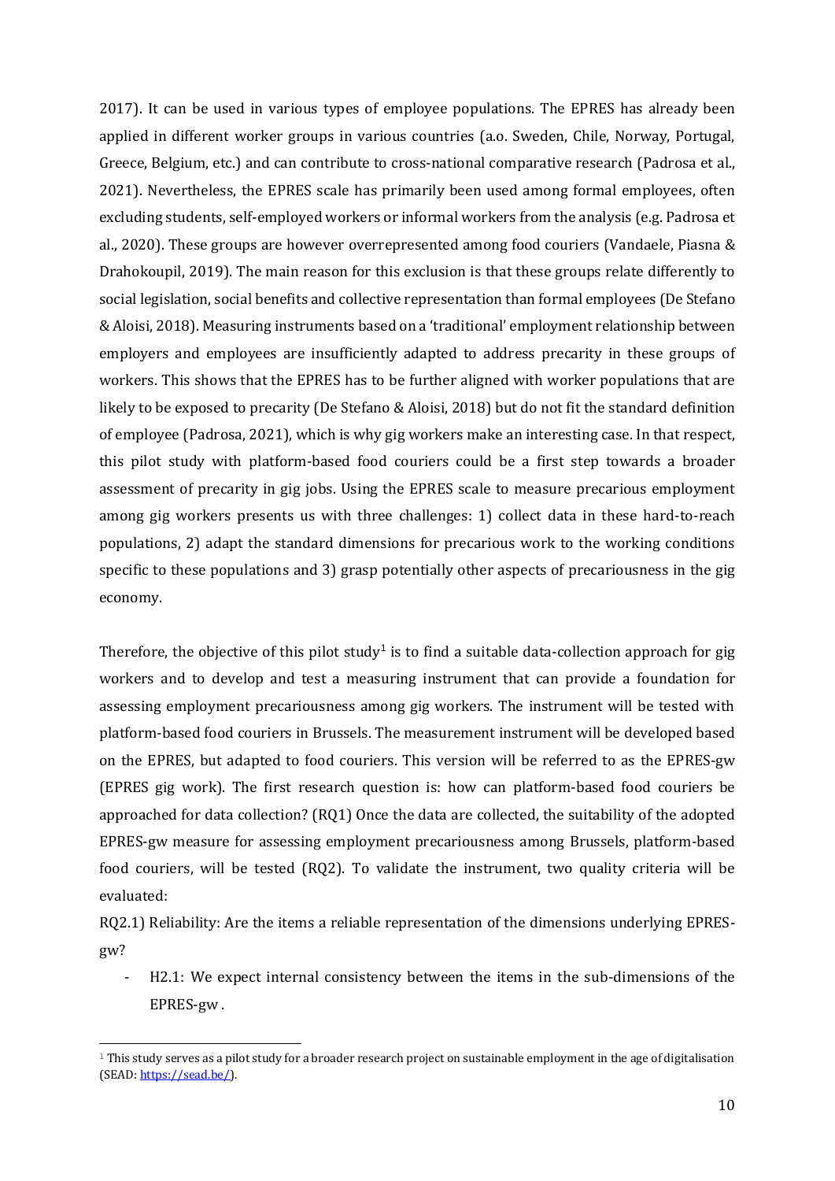2017). It can be used in various types of employee populations. The EPRES has already been applied in different worker groups in various countries (a.o. Sweden, Chile, Norway, Portugal, Greece, Belgium, etc.) and can contribute to cross-national comparative research (Padrosa et al., 2021). Nevertheless, the EPRES scale has primarily been used among formal employees, often excluding students, self-employed workers or informal workers from the analysis (e.g. Padrosa et al., 2020). These groups are however overrepresented among food couriers (Vandaele, Piasna & Drahokoupil, 2019). The main reason for this exclusion is that these groups relate differently to social legislation, social benefits and collective representation than formal employees (De Stefano & Aloisi, 2018). Measuring instruments based on a 'traditional' employment relationship between employers and employees are insufficiently adapted to address precarity in these groups of workers. This shows that the EPRES has to be further aligned with worker populations that are likely to be exposed to precarity (De Stefano & Aloisi, 2018) but do not fit the standard definition of employee (Padrosa, 2021), which is why gig workers make an interesting case. In that respect, this pilot study with platform-based food couriers could be a first step towards a broader assessment of precarity in gig jobs. Using the EPRES scale to measure precarious employment among gig workers presents us with three challenges: 1) collect data in these hard-to-reach populations, 2) adapt the standard dimensions for precarious work to the working conditions specific to these populations and 3) grasp potentially other aspects of precariousness in the gig economy.

Therefore, the objective of this pilot study[1] is to find a suitable data-collection approach for gig workers and to develop and test a measuring instrument that can provide a foundation for assessing employment precariousness among gig workers. The instrument will be tested with platform-based food couriers in Brussels. The measurement instrument will be developed based on the EPRES, but adapted to food couriers. This version will be referred to as the EPRES-gw (EPRES gig work). The first research question is: how can platform-based food couriers be approached for data collection? (RQ1) Once the data are collected, the suitability of the adopted EPRES-gw measure for assessing employment precariousness among Brussels, platform-based food couriers, will be tested (RQ2). To validate the instrument, two quality criteria will be evaluated:

RQ2.1) Reliability: Are the items a reliable representation of the dimensions underlying EPRES-gw?

- H2.1: We expect internal consistency between the items in the sub-dimensions of the EPRES-gw .

[1] This study serves as a pilot study for a broader research project on sustainable employment in the age of digitalisation (SEAD: https://sead.be/).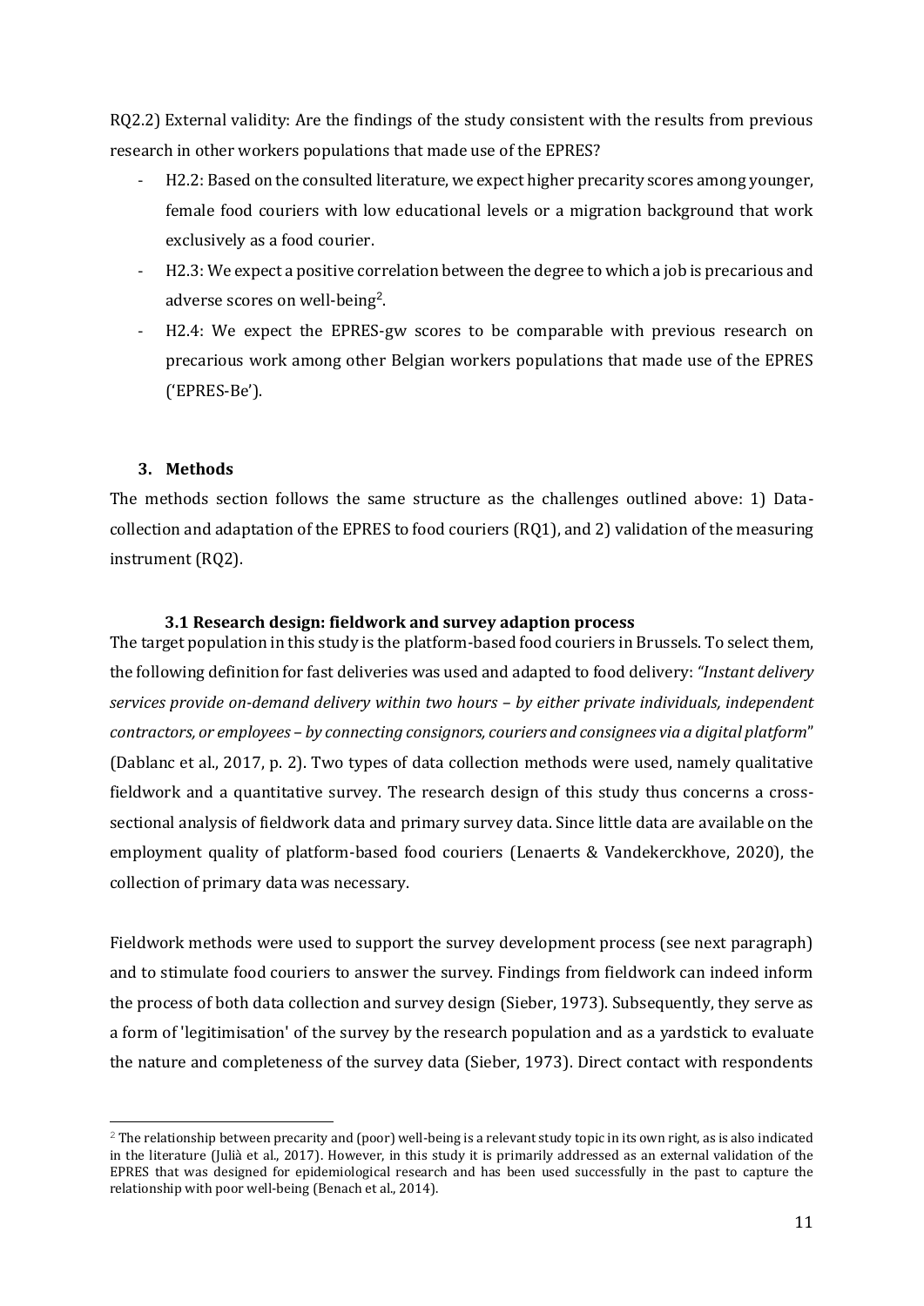RQ2.2) External validity: Are the findings of the study consistent with the results from previous research in other workers populations that made use of the EPRES?

- H2.2: Based on the consulted literature, we expect higher precarity scores among younger, female food couriers with low educational levels or a migration background that work exclusively as a food courier.
- H2.3: We expect a positive correlation between the degree to which a job is precarious and adverse scores on well-being[2].
- H2.4: We expect the EPRES-gw scores to be comparable with previous research on precarious work among other Belgian workers populations that made use of the EPRES ('EPRES-Be').

## 3. Methods

The methods section follows the same structure as the challenges outlined above: 1) Data-collection and adaptation of the EPRES to food couriers (RQ1), and 2) validation of the measuring instrument (RQ2).

### 3.1 Research design: fieldwork and survey adaption process

The target population in this study is the platform-based food couriers in Brussels. To select them, the following definition for fast deliveries was used and adapted to food delivery: *"Instant delivery services provide on-demand delivery within two hours – by either private individuals, independent contractors, or employees – by connecting consignors, couriers and consignees via a digital platform*" (Dablanc et al., 2017, p. 2). Two types of data collection methods were used, namely qualitative fieldwork and a quantitative survey. The research design of this study thus concerns a cross-sectional analysis of fieldwork data and primary survey data. Since little data are available on the employment quality of platform-based food couriers (Lenaerts & Vandekerckhove, 2020), the collection of primary data was necessary.

Fieldwork methods were used to support the survey development process (see next paragraph) and to stimulate food couriers to answer the survey. Findings from fieldwork can indeed inform the process of both data collection and survey design (Sieber, 1973). Subsequently, they serve as a form of 'legitimisation' of the survey by the research population and as a yardstick to evaluate the nature and completeness of the survey data (Sieber, 1973). Direct contact with respondents

[2] The relationship between precarity and (poor) well-being is a relevant study topic in its own right, as is also indicated in the literature (Julià et al., 2017). However, in this study it is primarily addressed as an external validation of the EPRES that was designed for epidemiological research and has been used successfully in the past to capture the relationship with poor well-being (Benach et al., 2014).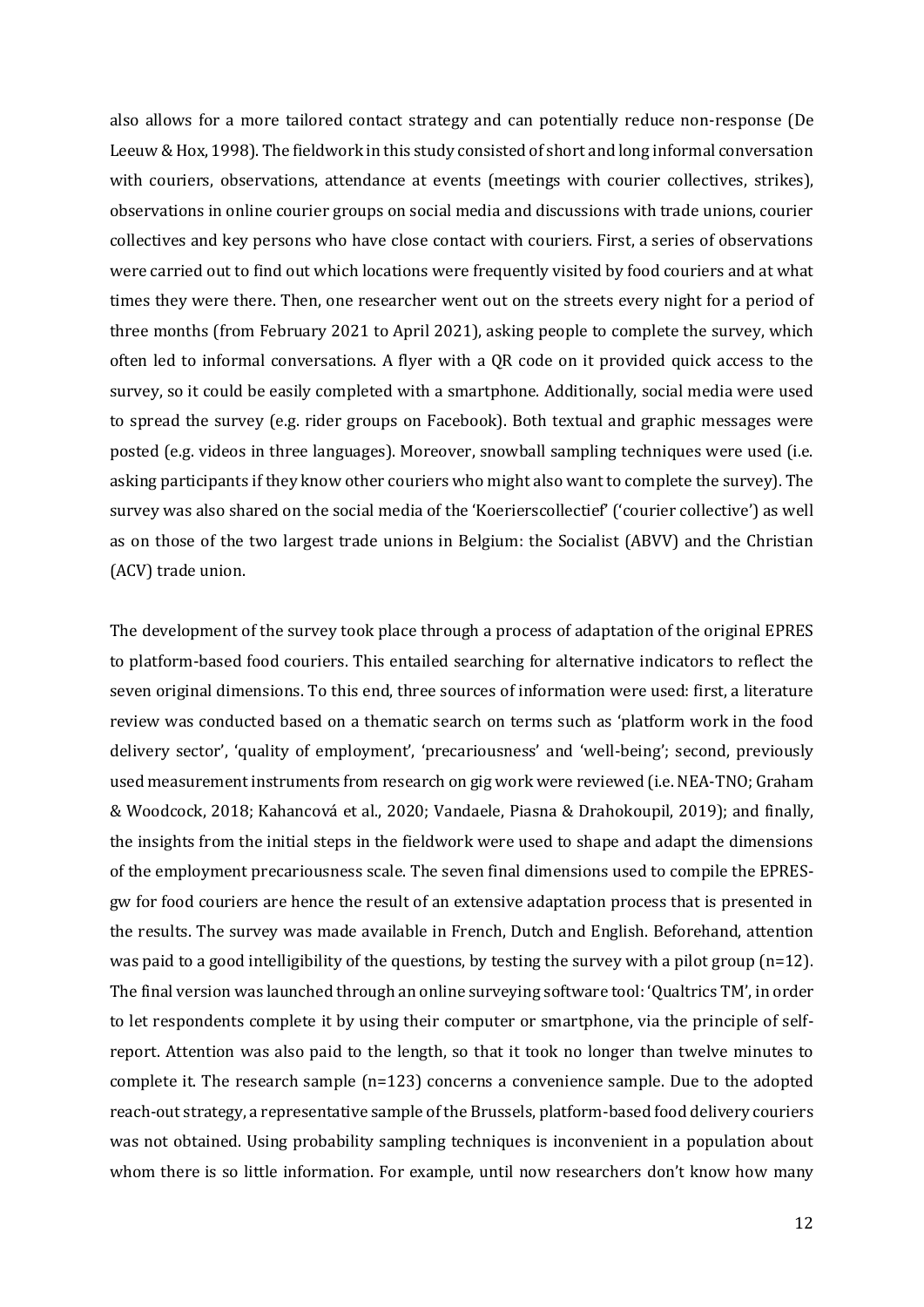also allows for a more tailored contact strategy and can potentially reduce non-response (De Leeuw & Hox, 1998). The fieldwork in this study consisted of short and long informal conversation with couriers, observations, attendance at events (meetings with courier collectives, strikes), observations in online courier groups on social media and discussions with trade unions, courier collectives and key persons who have close contact with couriers. First, a series of observations were carried out to find out which locations were frequently visited by food couriers and at what times they were there. Then, one researcher went out on the streets every night for a period of three months (from February 2021 to April 2021), asking people to complete the survey, which often led to informal conversations. A flyer with a QR code on it provided quick access to the survey, so it could be easily completed with a smartphone. Additionally, social media were used to spread the survey (e.g. rider groups on Facebook). Both textual and graphic messages were posted (e.g. videos in three languages). Moreover, snowball sampling techniques were used (i.e. asking participants if they know other couriers who might also want to complete the survey). The survey was also shared on the social media of the 'Koerierscollectief' ('courier collective') as well as on those of the two largest trade unions in Belgium: the Socialist (ABVV) and the Christian (ACV) trade union.

The development of the survey took place through a process of adaptation of the original EPRES to platform-based food couriers. This entailed searching for alternative indicators to reflect the seven original dimensions. To this end, three sources of information were used: first, a literature review was conducted based on a thematic search on terms such as 'platform work in the food delivery sector', 'quality of employment', 'precariousness' and 'well-being'; second, previously used measurement instruments from research on gig work were reviewed (i.e. NEA-TNO; Graham & Woodcock, 2018; Kahancová et al., 2020; Vandaele, Piasna & Drahokoupil, 2019); and finally, the insights from the initial steps in the fieldwork were used to shape and adapt the dimensions of the employment precariousness scale. The seven final dimensions used to compile the EPRES-gw for food couriers are hence the result of an extensive adaptation process that is presented in the results. The survey was made available in French, Dutch and English. Beforehand, attention was paid to a good intelligibility of the questions, by testing the survey with a pilot group (n=12). The final version was launched through an online surveying software tool: 'Qualtrics TM', in order to let respondents complete it by using their computer or smartphone, via the principle of self-report. Attention was also paid to the length, so that it took no longer than twelve minutes to complete it. The research sample (n=123) concerns a convenience sample. Due to the adopted reach-out strategy, a representative sample of the Brussels, platform-based food delivery couriers was not obtained. Using probability sampling techniques is inconvenient in a population about whom there is so little information. For example, until now researchers don't know how many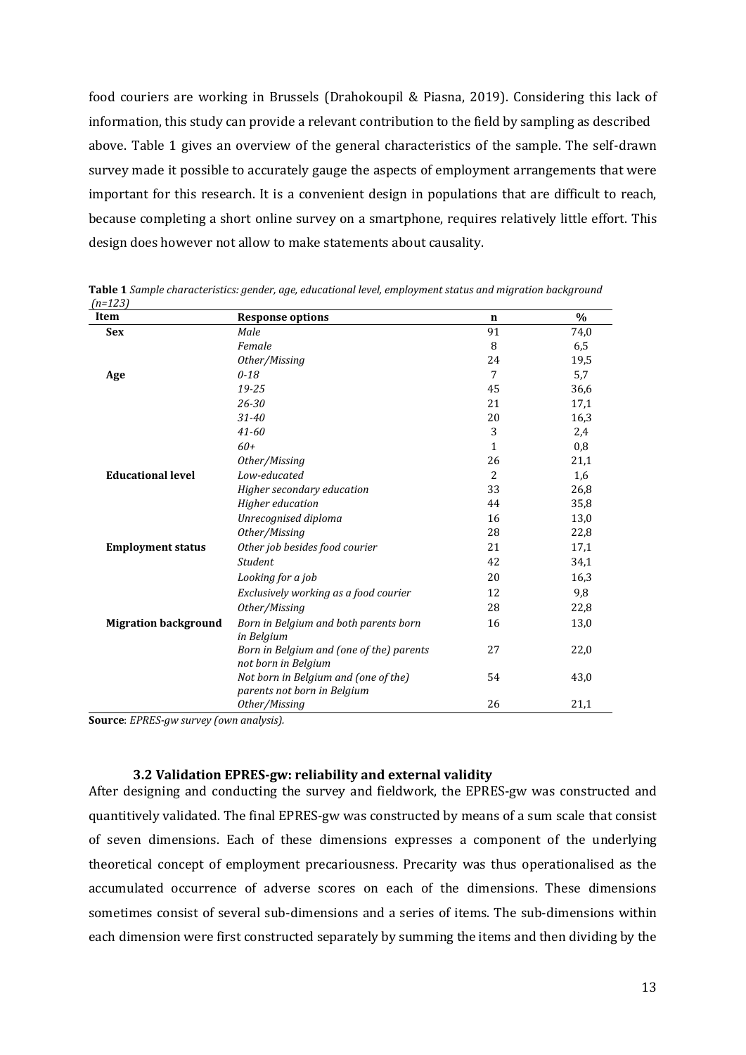food couriers are working in Brussels (Drahokoupil & Piasna, 2019). Considering this lack of information, this study can provide a relevant contribution to the field by sampling as described above. Table 1 gives an overview of the general characteristics of the sample. The self-drawn survey made it possible to accurately gauge the aspects of employment arrangements that were important for this research. It is a convenient design in populations that are difficult to reach, because completing a short online survey on a smartphone, requires relatively little effort. This design does however not allow to make statements about causality.

**Table 1** *Sample characteristics: gender, age, educational level, employment status and migration background (n=123)*

| Item | Response options | n | % |
|---|---|---|---|
| **Sex** | *Male* | 91 | 74,0 |
| | *Female* | 8 | 6,5 |
| | *Other/Missing* | 24 | 19,5 |
| **Age** | *0-18* | 7 | 5,7 |
| | *19-25* | 45 | 36,6 |
| | *26-30* | 21 | 17,1 |
| | *31-40* | 20 | 16,3 |
| | *41-60* | 3 | 2,4 |
| | *60+* | 1 | 0,8 |
| | *Other/Missing* | 26 | 21,1 |
| **Educational level** | *Low-educated* | 2 | 1,6 |
| | *Higher secondary education* | 33 | 26,8 |
| | *Higher education* | 44 | 35,8 |
| | *Unrecognised diploma* | 16 | 13,0 |
| | *Other/Missing* | 28 | 22,8 |
| **Employment status** | *Other job besides food courier* | 21 | 17,1 |
| | *Student* | 42 | 34,1 |
| | *Looking for a job* | 20 | 16,3 |
| | *Exclusively working as a food courier* | 12 | 9,8 |
| | *Other/Missing* | 28 | 22,8 |
| **Migration background** | *Born in Belgium and both parents born in Belgium* | 16 | 13,0 |
| | *Born in Belgium and (one of the) parents not born in Belgium* | 27 | 22,0 |
| | *Not born in Belgium and (one of the) parents not born in Belgium* | 54 | 43,0 |
| | *Other/Missing* | 26 | 21,1 |

**Source**: *EPRES-gw survey (own analysis).*

### 3.2 Validation EPRES-gw: reliability and external validity

After designing and conducting the survey and fieldwork, the EPRES-gw was constructed and quantitively validated. The final EPRES-gw was constructed by means of a sum scale that consist of seven dimensions. Each of these dimensions expresses a component of the underlying theoretical concept of employment precariousness. Precarity was thus operationalised as the accumulated occurrence of adverse scores on each of the dimensions. These dimensions sometimes consist of several sub-dimensions and a series of items. The sub-dimensions within each dimension were first constructed separately by summing the items and then dividing by the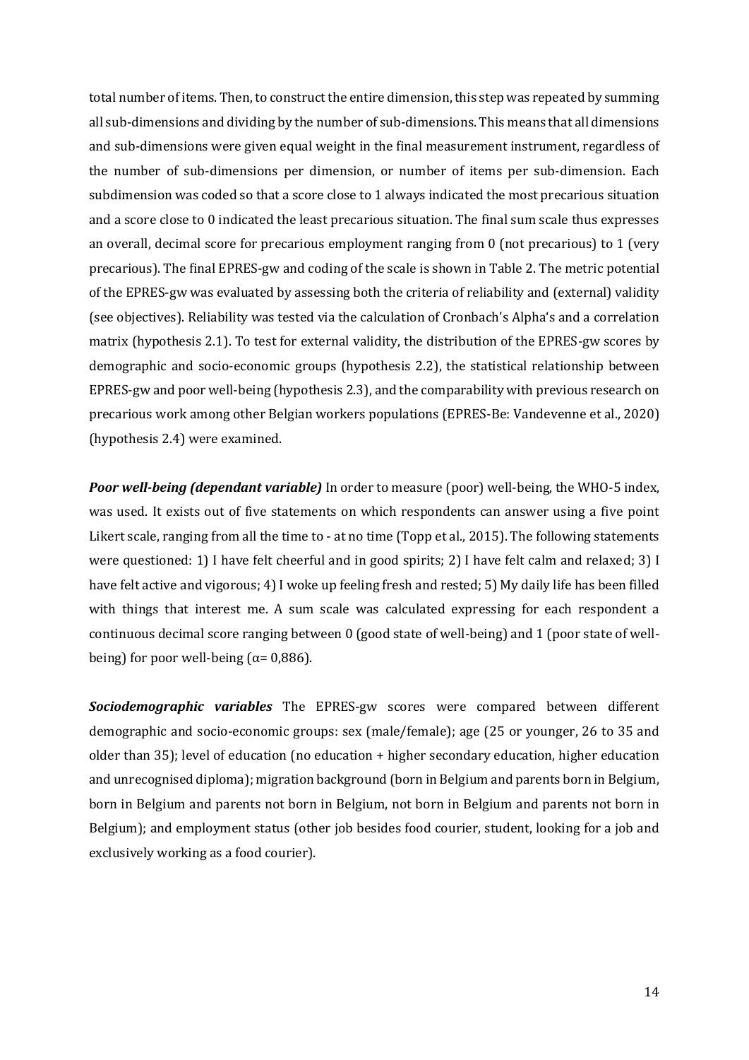total number of items. Then, to construct the entire dimension, this step was repeated by summing all sub-dimensions and dividing by the number of sub-dimensions. This means that all dimensions and sub-dimensions were given equal weight in the final measurement instrument, regardless of the number of sub-dimensions per dimension, or number of items per sub-dimension. Each subdimension was coded so that a score close to 1 always indicated the most precarious situation and a score close to 0 indicated the least precarious situation. The final sum scale thus expresses an overall, decimal score for precarious employment ranging from 0 (not precarious) to 1 (very precarious). The final EPRES-gw and coding of the scale is shown in Table 2. The metric potential of the EPRES-gw was evaluated by assessing both the criteria of reliability and (external) validity (see objectives). Reliability was tested via the calculation of Cronbach's Alpha's and a correlation matrix (hypothesis 2.1). To test for external validity, the distribution of the EPRES-gw scores by demographic and socio-economic groups (hypothesis 2.2), the statistical relationship between EPRES-gw and poor well-being (hypothesis 2.3), and the comparability with previous research on precarious work among other Belgian workers populations (EPRES-Be: Vandevenne et al., 2020) (hypothesis 2.4) were examined.

***Poor well-being (dependant variable)*** In order to measure (poor) well-being, the WHO-5 index, was used. It exists out of five statements on which respondents can answer using a five point Likert scale, ranging from all the time to - at no time (Topp et al., 2015). The following statements were questioned: 1) I have felt cheerful and in good spirits; 2) I have felt calm and relaxed; 3) I have felt active and vigorous; 4) I woke up feeling fresh and rested; 5) My daily life has been filled with things that interest me. A sum scale was calculated expressing for each respondent a continuous decimal score ranging between 0 (good state of well-being) and 1 (poor state of well-being) for poor well-being ($\alpha$= 0,886).

***Sociodemographic variables*** The EPRES-gw scores were compared between different demographic and socio-economic groups: sex (male/female); age (25 or younger, 26 to 35 and older than 35); level of education (no education + higher secondary education, higher education and unrecognised diploma); migration background (born in Belgium and parents born in Belgium, born in Belgium and parents not born in Belgium, not born in Belgium and parents not born in Belgium); and employment status (other job besides food courier, student, looking for a job and exclusively working as a food courier).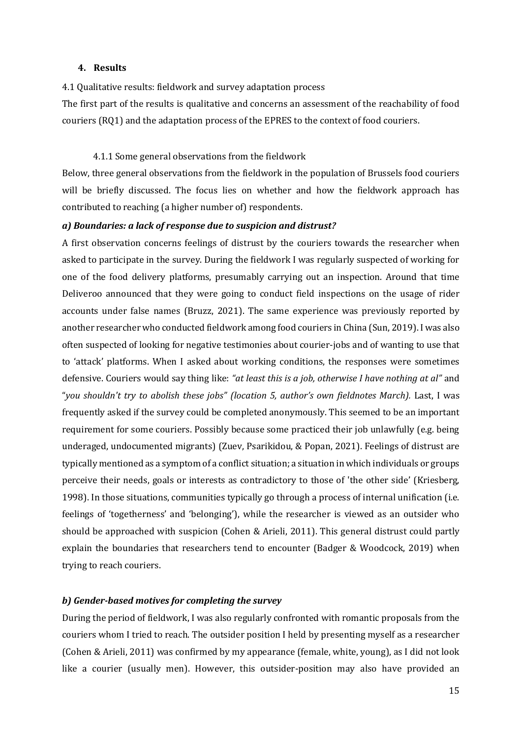## 4. Results

4.1 Qualitative results: fieldwork and survey adaptation process

The first part of the results is qualitative and concerns an assessment of the reachability of food couriers (RQ1) and the adaptation process of the EPRES to the context of food couriers.

4.1.1 Some general observations from the fieldwork

Below, three general observations from the fieldwork in the population of Brussels food couriers will be briefly discussed. The focus lies on whether and how the fieldwork approach has contributed to reaching (a higher number of) respondents.

***a) Boundaries: a lack of response due to suspicion and distrust?***

A first observation concerns feelings of distrust by the couriers towards the researcher when asked to participate in the survey. During the fieldwork I was regularly suspected of working for one of the food delivery platforms, presumably carrying out an inspection. Around that time Deliveroo announced that they were going to conduct field inspections on the usage of rider accounts under false names (Bruzz, 2021). The same experience was previously reported by another researcher who conducted fieldwork among food couriers in China (Sun, 2019). I was also often suspected of looking for negative testimonies about courier-jobs and of wanting to use that to 'attack' platforms. When I asked about working conditions, the responses were sometimes defensive. Couriers would say thing like: *"at least this is a job, otherwise I have nothing at al"* and "*you shouldn't try to abolish these jobs" (location 5, author's own fieldnotes March).* Last, I was frequently asked if the survey could be completed anonymously. This seemed to be an important requirement for some couriers. Possibly because some practiced their job unlawfully (e.g. being underaged, undocumented migrants) (Zuev, Psarikidou, & Popan, 2021). Feelings of distrust are typically mentioned as a symptom of a conflict situation; a situation in which individuals or groups perceive their needs, goals or interests as contradictory to those of 'the other side' (Kriesberg, 1998). In those situations, communities typically go through a process of internal unification (i.e. feelings of 'togetherness' and 'belonging'), while the researcher is viewed as an outsider who should be approached with suspicion (Cohen & Arieli, 2011). This general distrust could partly explain the boundaries that researchers tend to encounter (Badger & Woodcock, 2019) when trying to reach couriers.

***b) Gender-based motives for completing the survey***

During the period of fieldwork, I was also regularly confronted with romantic proposals from the couriers whom I tried to reach. The outsider position I held by presenting myself as a researcher (Cohen & Arieli, 2011) was confirmed by my appearance (female, white, young), as I did not look like a courier (usually men). However, this outsider-position may also have provided an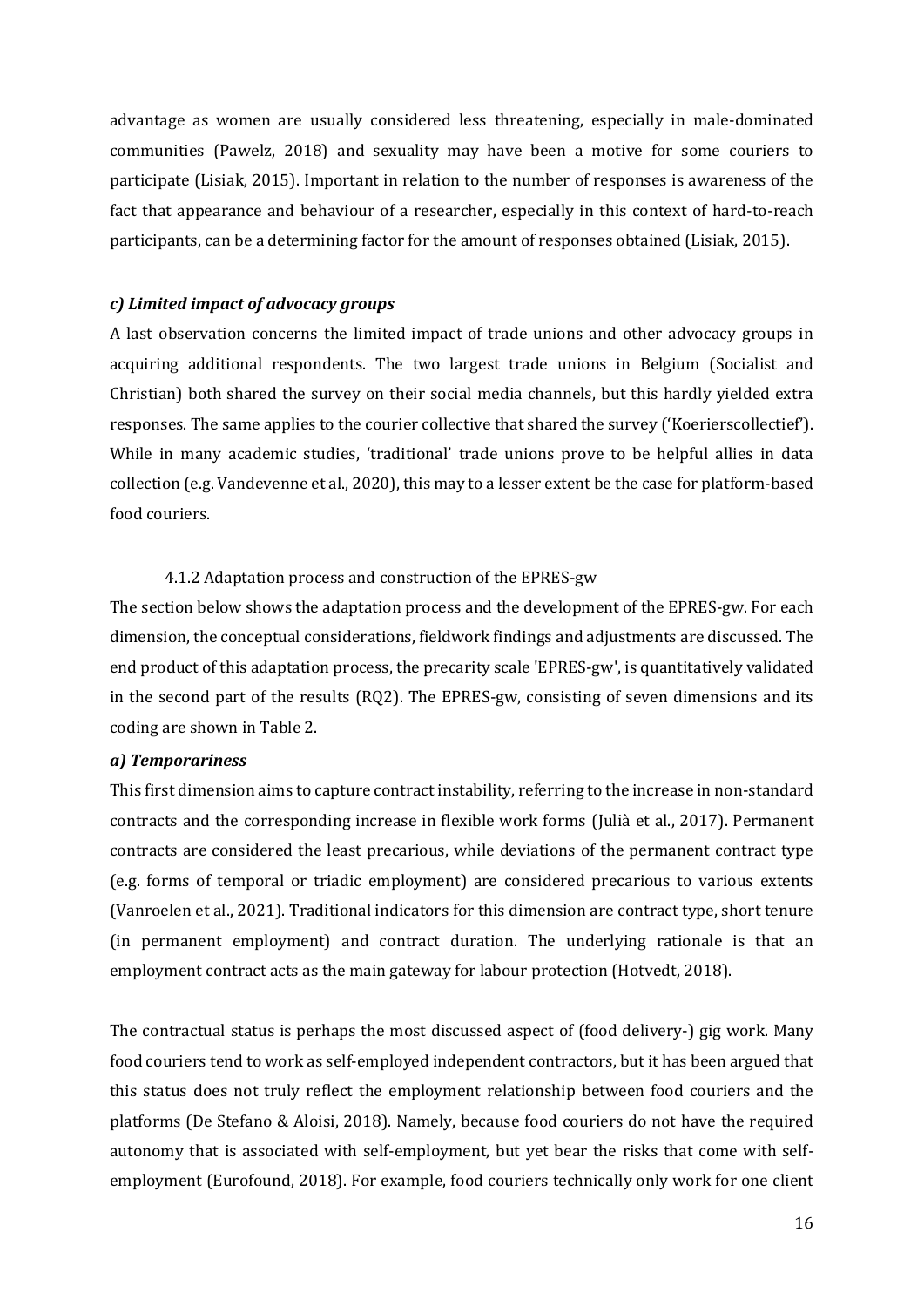advantage as women are usually considered less threatening, especially in male-dominated communities (Pawelz, 2018) and sexuality may have been a motive for some couriers to participate (Lisiak, 2015). Important in relation to the number of responses is awareness of the fact that appearance and behaviour of a researcher, especially in this context of hard-to-reach participants, can be a determining factor for the amount of responses obtained (Lisiak, 2015).

#### *c) Limited impact of advocacy groups*

A last observation concerns the limited impact of trade unions and other advocacy groups in acquiring additional respondents. The two largest trade unions in Belgium (Socialist and Christian) both shared the survey on their social media channels, but this hardly yielded extra responses. The same applies to the courier collective that shared the survey ('Koerierscollectief'). While in many academic studies, 'traditional' trade unions prove to be helpful allies in data collection (e.g. Vandevenne et al., 2020), this may to a lesser extent be the case for platform-based food couriers.

### 4.1.2 Adaptation process and construction of the EPRES-gw

The section below shows the adaptation process and the development of the EPRES-gw. For each dimension, the conceptual considerations, fieldwork findings and adjustments are discussed. The end product of this adaptation process, the precarity scale 'EPRES-gw', is quantitatively validated in the second part of the results (RQ2). The EPRES-gw, consisting of seven dimensions and its coding are shown in Table 2.

#### *a) Temporariness*

This first dimension aims to capture contract instability, referring to the increase in non-standard contracts and the corresponding increase in flexible work forms (Julià et al., 2017). Permanent contracts are considered the least precarious, while deviations of the permanent contract type (e.g. forms of temporal or triadic employment) are considered precarious to various extents (Vanroelen et al., 2021). Traditional indicators for this dimension are contract type, short tenure (in permanent employment) and contract duration. The underlying rationale is that an employment contract acts as the main gateway for labour protection (Hotvedt, 2018).

The contractual status is perhaps the most discussed aspect of (food delivery-) gig work. Many food couriers tend to work as self-employed independent contractors, but it has been argued that this status does not truly reflect the employment relationship between food couriers and the platforms (De Stefano & Aloisi, 2018). Namely, because food couriers do not have the required autonomy that is associated with self-employment, but yet bear the risks that come with self-employment (Eurofound, 2018). For example, food couriers technically only work for one client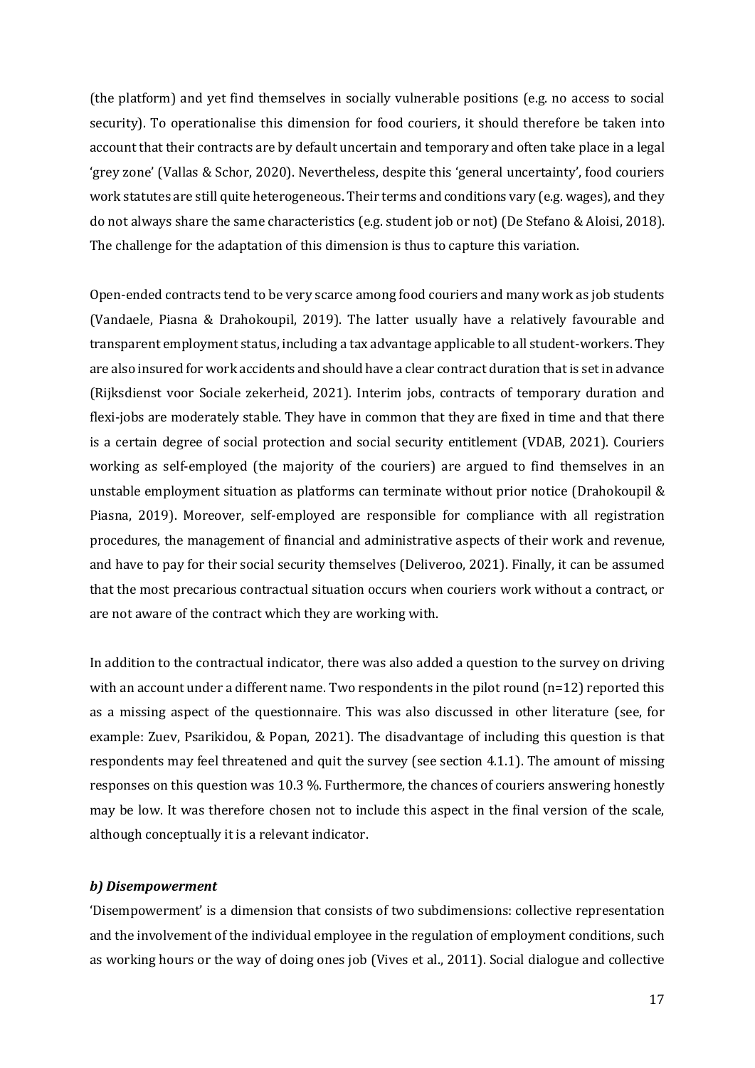(the platform) and yet find themselves in socially vulnerable positions (e.g. no access to social security). To operationalise this dimension for food couriers, it should therefore be taken into account that their contracts are by default uncertain and temporary and often take place in a legal 'grey zone' (Vallas & Schor, 2020). Nevertheless, despite this 'general uncertainty', food couriers work statutes are still quite heterogeneous. Their terms and conditions vary (e.g. wages), and they do not always share the same characteristics (e.g. student job or not) (De Stefano & Aloisi, 2018). The challenge for the adaptation of this dimension is thus to capture this variation.

Open-ended contracts tend to be very scarce among food couriers and many work as job students (Vandaele, Piasna & Drahokoupil, 2019). The latter usually have a relatively favourable and transparent employment status, including a tax advantage applicable to all student-workers. They are also insured for work accidents and should have a clear contract duration that is set in advance (Rijksdienst voor Sociale zekerheid, 2021). Interim jobs, contracts of temporary duration and flexi-jobs are moderately stable. They have in common that they are fixed in time and that there is a certain degree of social protection and social security entitlement (VDAB, 2021). Couriers working as self-employed (the majority of the couriers) are argued to find themselves in an unstable employment situation as platforms can terminate without prior notice (Drahokoupil & Piasna, 2019). Moreover, self-employed are responsible for compliance with all registration procedures, the management of financial and administrative aspects of their work and revenue, and have to pay for their social security themselves (Deliveroo, 2021). Finally, it can be assumed that the most precarious contractual situation occurs when couriers work without a contract, or are not aware of the contract which they are working with.

In addition to the contractual indicator, there was also added a question to the survey on driving with an account under a different name. Two respondents in the pilot round (n=12) reported this as a missing aspect of the questionnaire. This was also discussed in other literature (see, for example: Zuev, Psarikidou, & Popan, 2021). The disadvantage of including this question is that respondents may feel threatened and quit the survey (see section 4.1.1). The amount of missing responses on this question was 10.3 %. Furthermore, the chances of couriers answering honestly may be low. It was therefore chosen not to include this aspect in the final version of the scale, although conceptually it is a relevant indicator.

***b) Disempowerment***

'Disempowerment' is a dimension that consists of two subdimensions: collective representation and the involvement of the individual employee in the regulation of employment conditions, such as working hours or the way of doing ones job (Vives et al., 2011). Social dialogue and collective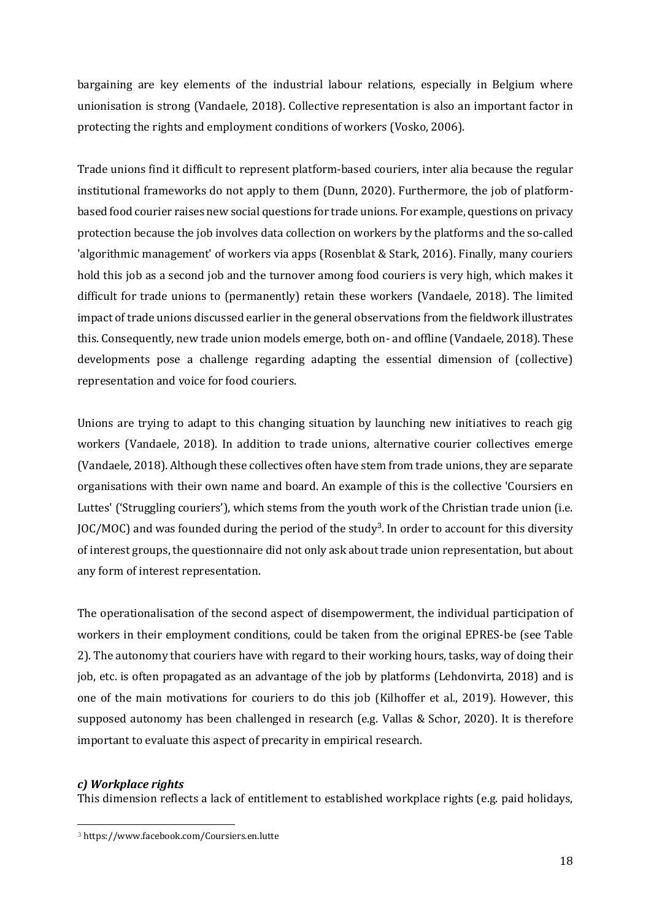bargaining are key elements of the industrial labour relations, especially in Belgium where unionisation is strong (Vandaele, 2018). Collective representation is also an important factor in protecting the rights and employment conditions of workers (Vosko, 2006).

Trade unions find it difficult to represent platform-based couriers, inter alia because the regular institutional frameworks do not apply to them (Dunn, 2020). Furthermore, the job of platform-based food courier raises new social questions for trade unions. For example, questions on privacy protection because the job involves data collection on workers by the platforms and the so-called 'algorithmic management' of workers via apps (Rosenblat & Stark, 2016). Finally, many couriers hold this job as a second job and the turnover among food couriers is very high, which makes it difficult for trade unions to (permanently) retain these workers (Vandaele, 2018). The limited impact of trade unions discussed earlier in the general observations from the fieldwork illustrates this. Consequently, new trade union models emerge, both on- and offline (Vandaele, 2018). These developments pose a challenge regarding adapting the essential dimension of (collective) representation and voice for food couriers.

Unions are trying to adapt to this changing situation by launching new initiatives to reach gig workers (Vandaele, 2018). In addition to trade unions, alternative courier collectives emerge (Vandaele, 2018). Although these collectives often have stem from trade unions, they are separate organisations with their own name and board. An example of this is the collective 'Coursiers en Luttes' ('Struggling couriers'), which stems from the youth work of the Christian trade union (i.e. JOC/MOC) and was founded during the period of the study[3]. In order to account for this diversity of interest groups, the questionnaire did not only ask about trade union representation, but about any form of interest representation.

The operationalisation of the second aspect of disempowerment, the individual participation of workers in their employment conditions, could be taken from the original EPRES-be (see Table 2). The autonomy that couriers have with regard to their working hours, tasks, way of doing their job, etc. is often propagated as an advantage of the job by platforms (Lehdonvirta, 2018) and is one of the main motivations for couriers to do this job (Kilhoffer et al., 2019). However, this supposed autonomy has been challenged in research (e.g. Vallas & Schor, 2020). It is therefore important to evaluate this aspect of precarity in empirical research.

### *c) Workplace rights*

This dimension reflects a lack of entitlement to established workplace rights (e.g. paid holidays,

[3] https://www.facebook.com/Coursiers.en.lutte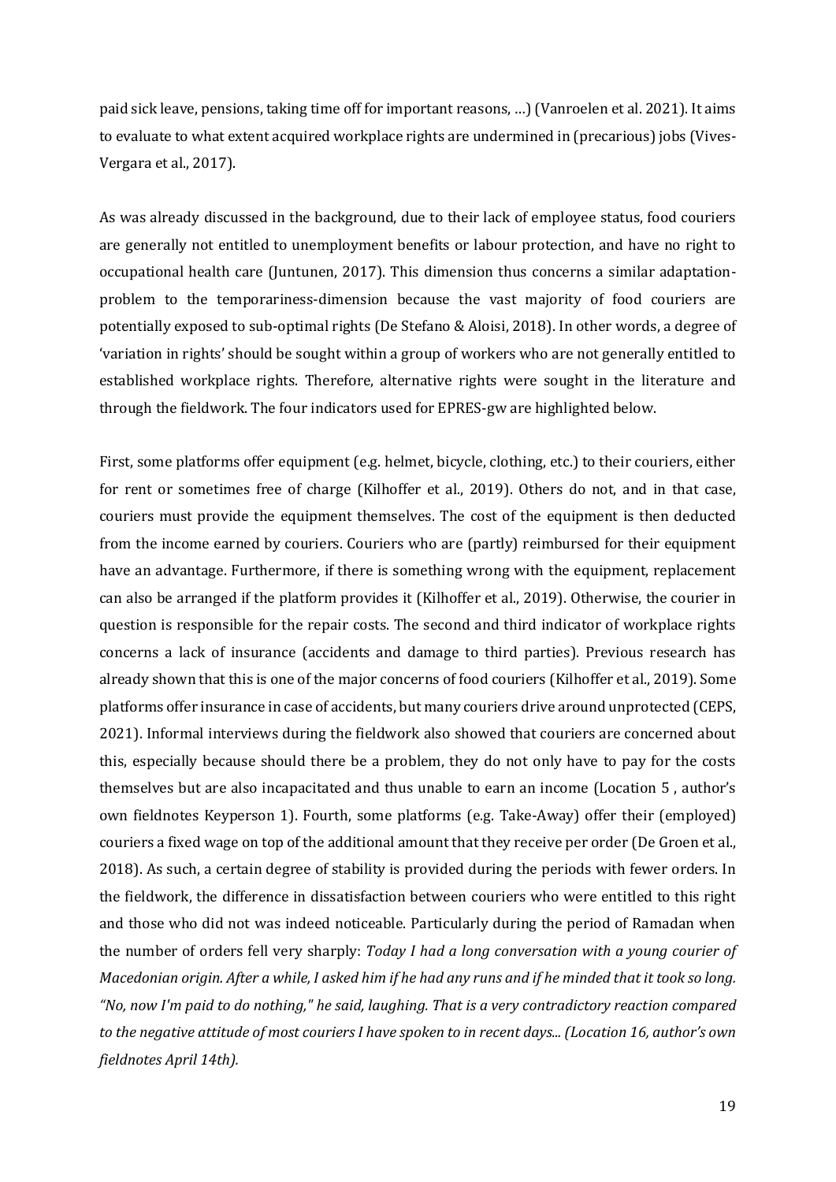paid sick leave, pensions, taking time off for important reasons, …) (Vanroelen et al. 2021). It aims to evaluate to what extent acquired workplace rights are undermined in (precarious) jobs (Vives-Vergara et al., 2017).

As was already discussed in the background, due to their lack of employee status, food couriers are generally not entitled to unemployment benefits or labour protection, and have no right to occupational health care (Juntunen, 2017). This dimension thus concerns a similar adaptation-problem to the temporariness-dimension because the vast majority of food couriers are potentially exposed to sub-optimal rights (De Stefano & Aloisi, 2018). In other words, a degree of 'variation in rights' should be sought within a group of workers who are not generally entitled to established workplace rights. Therefore, alternative rights were sought in the literature and through the fieldwork. The four indicators used for EPRES-gw are highlighted below.

First, some platforms offer equipment (e.g. helmet, bicycle, clothing, etc.) to their couriers, either for rent or sometimes free of charge (Kilhoffer et al., 2019). Others do not, and in that case, couriers must provide the equipment themselves. The cost of the equipment is then deducted from the income earned by couriers. Couriers who are (partly) reimbursed for their equipment have an advantage. Furthermore, if there is something wrong with the equipment, replacement can also be arranged if the platform provides it (Kilhoffer et al., 2019). Otherwise, the courier in question is responsible for the repair costs. The second and third indicator of workplace rights concerns a lack of insurance (accidents and damage to third parties). Previous research has already shown that this is one of the major concerns of food couriers (Kilhoffer et al., 2019). Some platforms offer insurance in case of accidents, but many couriers drive around unprotected (CEPS, 2021). Informal interviews during the fieldwork also showed that couriers are concerned about this, especially because should there be a problem, they do not only have to pay for the costs themselves but are also incapacitated and thus unable to earn an income (Location 5 , author's own fieldnotes Keyperson 1). Fourth, some platforms (e.g. Take-Away) offer their (employed) couriers a fixed wage on top of the additional amount that they receive per order (De Groen et al., 2018). As such, a certain degree of stability is provided during the periods with fewer orders. In the fieldwork, the difference in dissatisfaction between couriers who were entitled to this right and those who did not was indeed noticeable. Particularly during the period of Ramadan when the number of orders fell very sharply: *Today I had a long conversation with a young courier of Macedonian origin. After a while, I asked him if he had any runs and if he minded that it took so long. "No, now I'm paid to do nothing," he said, laughing. That is a very contradictory reaction compared to the negative attitude of most couriers I have spoken to in recent days... (Location 16, author's own fieldnotes April 14th).*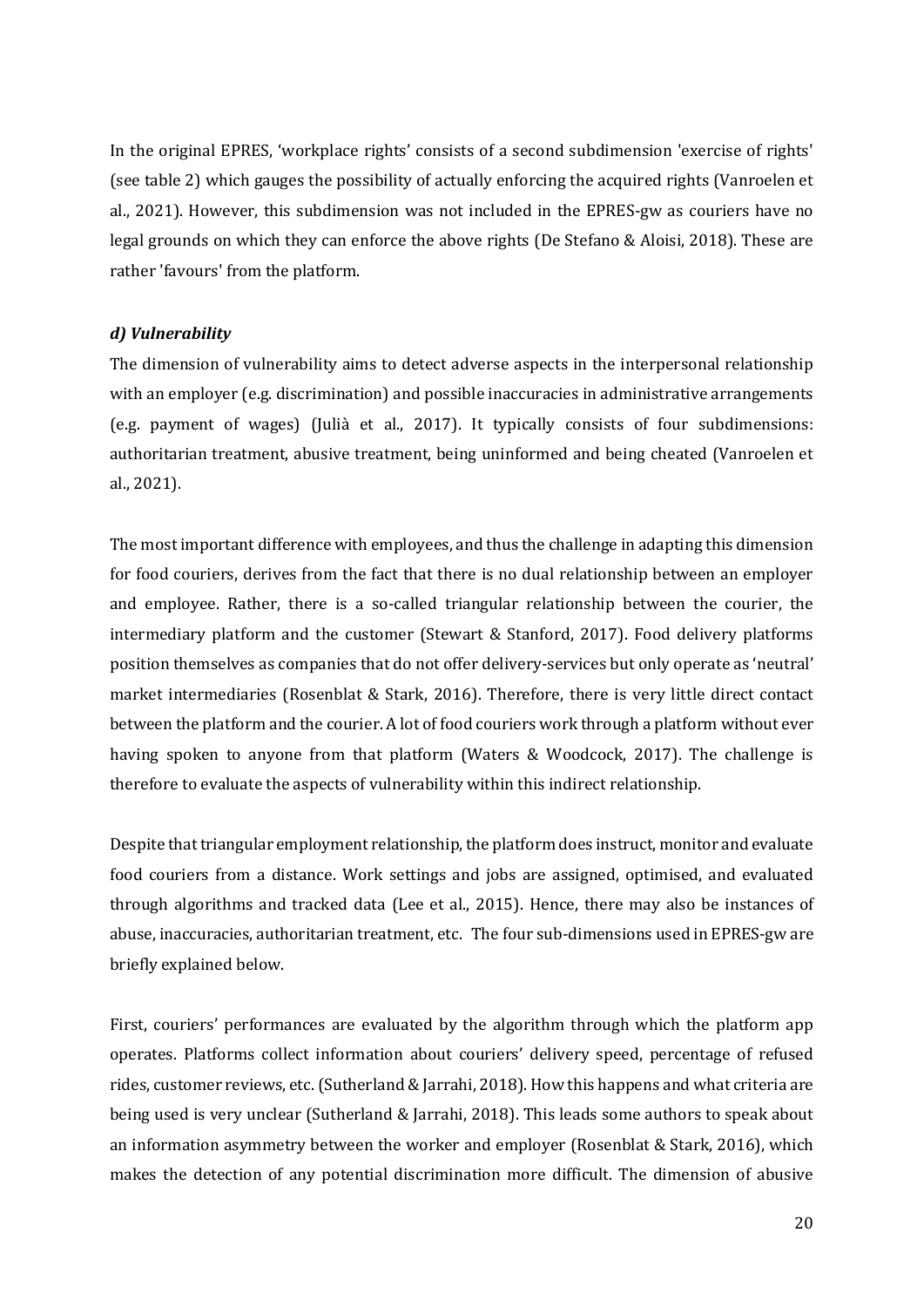In the original EPRES, 'workplace rights' consists of a second subdimension 'exercise of rights' (see table 2) which gauges the possibility of actually enforcing the acquired rights (Vanroelen et al., 2021). However, this subdimension was not included in the EPRES-gw as couriers have no legal grounds on which they can enforce the above rights (De Stefano & Aloisi, 2018). These are rather 'favours' from the platform.

***d) Vulnerability***

The dimension of vulnerability aims to detect adverse aspects in the interpersonal relationship with an employer (e.g. discrimination) and possible inaccuracies in administrative arrangements (e.g. payment of wages) (Julià et al., 2017). It typically consists of four subdimensions: authoritarian treatment, abusive treatment, being uninformed and being cheated (Vanroelen et al., 2021).

The most important difference with employees, and thus the challenge in adapting this dimension for food couriers, derives from the fact that there is no dual relationship between an employer and employee. Rather, there is a so-called triangular relationship between the courier, the intermediary platform and the customer (Stewart & Stanford, 2017). Food delivery platforms position themselves as companies that do not offer delivery-services but only operate as 'neutral' market intermediaries (Rosenblat & Stark, 2016). Therefore, there is very little direct contact between the platform and the courier. A lot of food couriers work through a platform without ever having spoken to anyone from that platform (Waters & Woodcock, 2017). The challenge is therefore to evaluate the aspects of vulnerability within this indirect relationship.

Despite that triangular employment relationship, the platform does instruct, monitor and evaluate food couriers from a distance. Work settings and jobs are assigned, optimised, and evaluated through algorithms and tracked data (Lee et al., 2015). Hence, there may also be instances of abuse, inaccuracies, authoritarian treatment, etc. The four sub-dimensions used in EPRES-gw are briefly explained below.

First, couriers' performances are evaluated by the algorithm through which the platform app operates. Platforms collect information about couriers' delivery speed, percentage of refused rides, customer reviews, etc. (Sutherland & Jarrahi, 2018). How this happens and what criteria are being used is very unclear (Sutherland & Jarrahi, 2018). This leads some authors to speak about an information asymmetry between the worker and employer (Rosenblat & Stark, 2016), which makes the detection of any potential discrimination more difficult. The dimension of abusive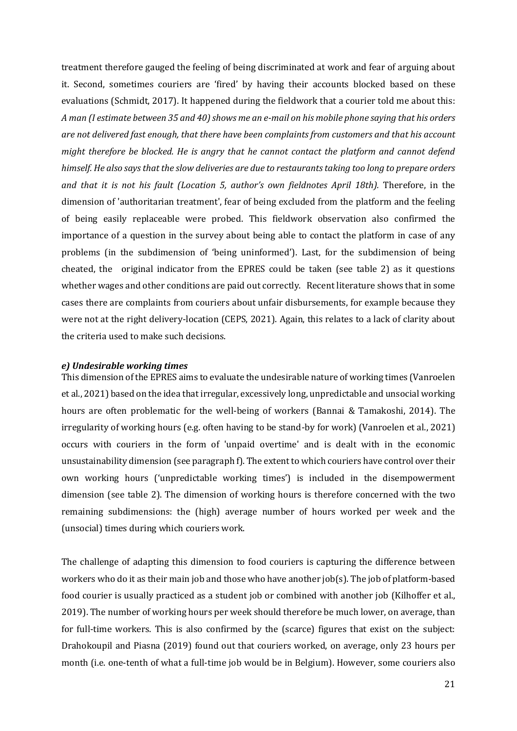treatment therefore gauged the feeling of being discriminated at work and fear of arguing about it. Second, sometimes couriers are 'fired' by having their accounts blocked based on these evaluations (Schmidt, 2017). It happened during the fieldwork that a courier told me about this: *A man (I estimate between 35 and 40) shows me an e-mail on his mobile phone saying that his orders are not delivered fast enough, that there have been complaints from customers and that his account might therefore be blocked. He is angry that he cannot contact the platform and cannot defend himself. He also says that the slow deliveries are due to restaurants taking too long to prepare orders and that it is not his fault (Location 5, author's own fieldnotes April 18th).* Therefore, in the dimension of 'authoritarian treatment', fear of being excluded from the platform and the feeling of being easily replaceable were probed. This fieldwork observation also confirmed the importance of a question in the survey about being able to contact the platform in case of any problems (in the subdimension of 'being uninformed'). Last, for the subdimension of being cheated, the original indicator from the EPRES could be taken (see table 2) as it questions whether wages and other conditions are paid out correctly. Recent literature shows that in some cases there are complaints from couriers about unfair disbursements, for example because they were not at the right delivery-location (CEPS, 2021). Again, this relates to a lack of clarity about the criteria used to make such decisions.

#### *e) Undesirable working times*

This dimension of the EPRES aims to evaluate the undesirable nature of working times (Vanroelen et al., 2021) based on the idea that irregular, excessively long, unpredictable and unsocial working hours are often problematic for the well-being of workers (Bannai & Tamakoshi, 2014). The irregularity of working hours (e.g. often having to be stand-by for work) (Vanroelen et al., 2021) occurs with couriers in the form of 'unpaid overtime' and is dealt with in the economic unsustainability dimension (see paragraph f). The extent to which couriers have control over their own working hours ('unpredictable working times') is included in the disempowerment dimension (see table 2). The dimension of working hours is therefore concerned with the two remaining subdimensions: the (high) average number of hours worked per week and the (unsocial) times during which couriers work.

The challenge of adapting this dimension to food couriers is capturing the difference between workers who do it as their main job and those who have another job(s). The job of platform-based food courier is usually practiced as a student job or combined with another job (Kilhoffer et al., 2019). The number of working hours per week should therefore be much lower, on average, than for full-time workers. This is also confirmed by the (scarce) figures that exist on the subject: Drahokoupil and Piasna (2019) found out that couriers worked, on average, only 23 hours per month (i.e. one-tenth of what a full-time job would be in Belgium). However, some couriers also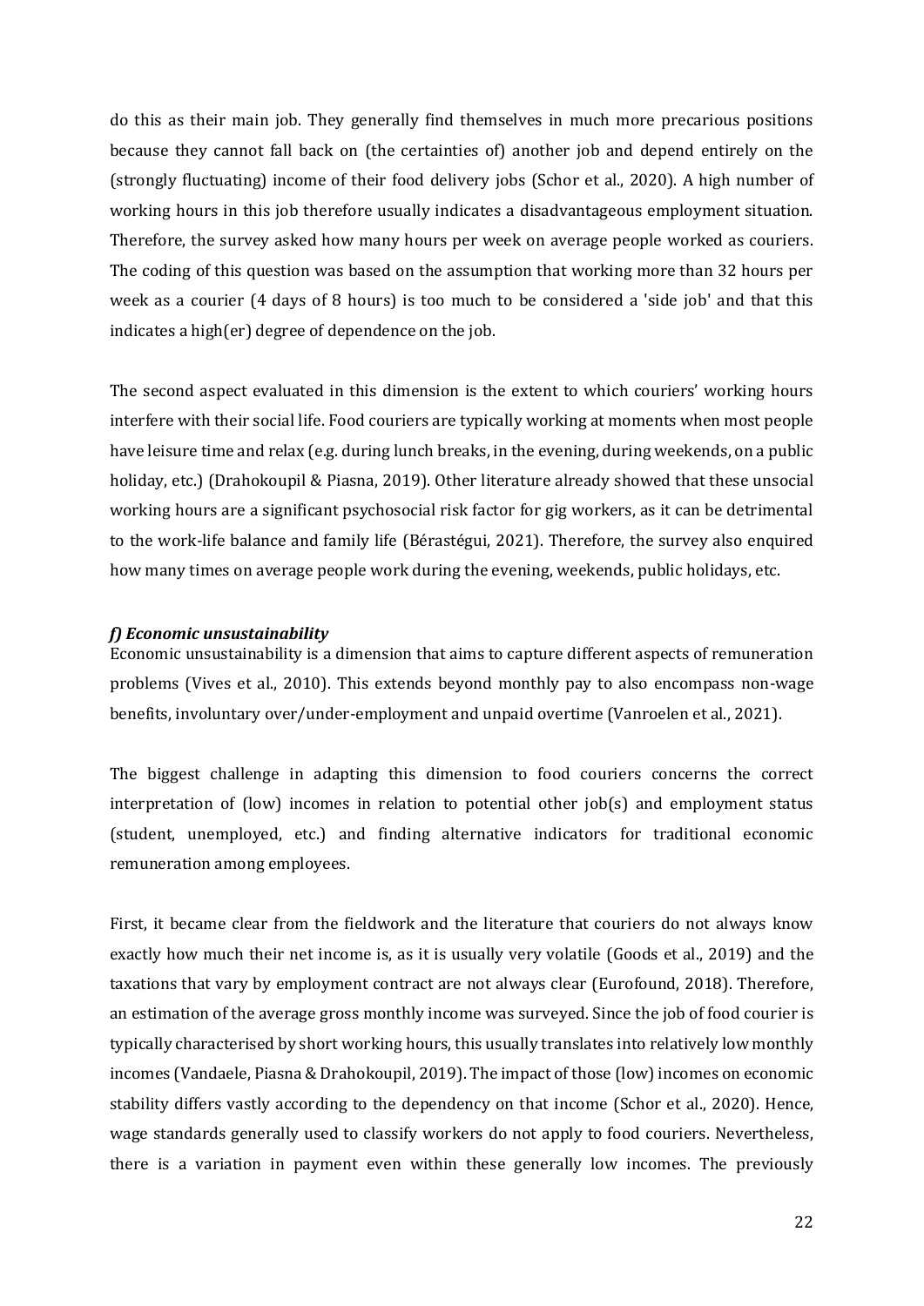do this as their main job. They generally find themselves in much more precarious positions because they cannot fall back on (the certainties of) another job and depend entirely on the (strongly fluctuating) income of their food delivery jobs (Schor et al., 2020). A high number of working hours in this job therefore usually indicates a disadvantageous employment situation. Therefore, the survey asked how many hours per week on average people worked as couriers. The coding of this question was based on the assumption that working more than 32 hours per week as a courier (4 days of 8 hours) is too much to be considered a 'side job' and that this indicates a high(er) degree of dependence on the job.

The second aspect evaluated in this dimension is the extent to which couriers' working hours interfere with their social life. Food couriers are typically working at moments when most people have leisure time and relax (e.g. during lunch breaks, in the evening, during weekends, on a public holiday, etc.) (Drahokoupil & Piasna, 2019). Other literature already showed that these unsocial working hours are a significant psychosocial risk factor for gig workers, as it can be detrimental to the work-life balance and family life (Bérastégui, 2021). Therefore, the survey also enquired how many times on average people work during the evening, weekends, public holidays, etc.

#### *f) Economic unsustainability*

Economic unsustainability is a dimension that aims to capture different aspects of remuneration problems (Vives et al., 2010). This extends beyond monthly pay to also encompass non-wage benefits, involuntary over/under-employment and unpaid overtime (Vanroelen et al., 2021).

The biggest challenge in adapting this dimension to food couriers concerns the correct interpretation of (low) incomes in relation to potential other job(s) and employment status (student, unemployed, etc.) and finding alternative indicators for traditional economic remuneration among employees.

First, it became clear from the fieldwork and the literature that couriers do not always know exactly how much their net income is, as it is usually very volatile (Goods et al., 2019) and the taxations that vary by employment contract are not always clear (Eurofound, 2018). Therefore, an estimation of the average gross monthly income was surveyed. Since the job of food courier is typically characterised by short working hours, this usually translates into relatively low monthly incomes (Vandaele, Piasna & Drahokoupil, 2019). The impact of those (low) incomes on economic stability differs vastly according to the dependency on that income (Schor et al., 2020). Hence, wage standards generally used to classify workers do not apply to food couriers. Nevertheless, there is a variation in payment even within these generally low incomes. The previously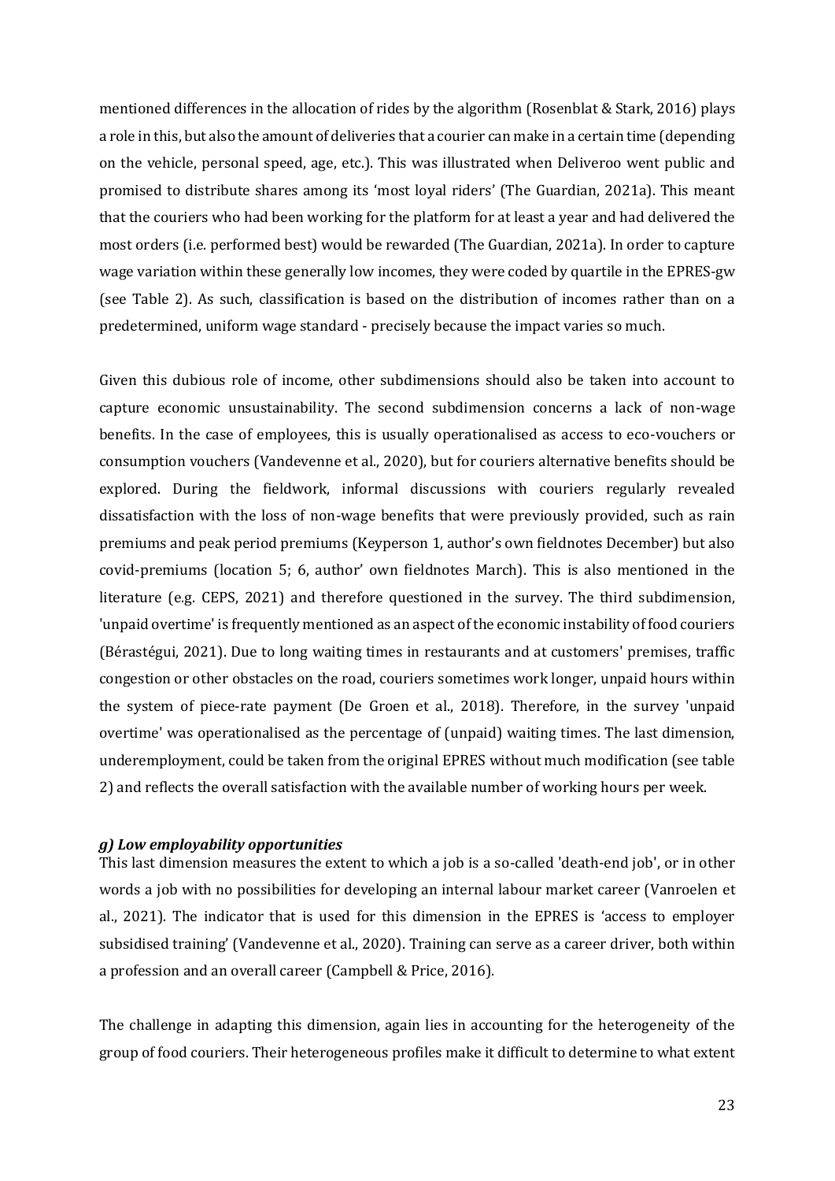mentioned differences in the allocation of rides by the algorithm (Rosenblat & Stark, 2016) plays a role in this, but also the amount of deliveries that a courier can make in a certain time (depending on the vehicle, personal speed, age, etc.). This was illustrated when Deliveroo went public and promised to distribute shares among its 'most loyal riders' (The Guardian, 2021a). This meant that the couriers who had been working for the platform for at least a year and had delivered the most orders (i.e. performed best) would be rewarded (The Guardian, 2021a). In order to capture wage variation within these generally low incomes, they were coded by quartile in the EPRES-gw (see Table 2). As such, classification is based on the distribution of incomes rather than on a predetermined, uniform wage standard - precisely because the impact varies so much.

Given this dubious role of income, other subdimensions should also be taken into account to capture economic unsustainability. The second subdimension concerns a lack of non-wage benefits. In the case of employees, this is usually operationalised as access to eco-vouchers or consumption vouchers (Vandevenne et al., 2020), but for couriers alternative benefits should be explored. During the fieldwork, informal discussions with couriers regularly revealed dissatisfaction with the loss of non-wage benefits that were previously provided, such as rain premiums and peak period premiums (Keyperson 1, author's own fieldnotes December) but also covid-premiums (location 5; 6, author' own fieldnotes March). This is also mentioned in the literature (e.g. CEPS, 2021) and therefore questioned in the survey. The third subdimension, 'unpaid overtime' is frequently mentioned as an aspect of the economic instability of food couriers (Bérastégui, 2021). Due to long waiting times in restaurants and at customers' premises, traffic congestion or other obstacles on the road, couriers sometimes work longer, unpaid hours within the system of piece-rate payment (De Groen et al., 2018). Therefore, in the survey 'unpaid overtime' was operationalised as the percentage of (unpaid) waiting times. The last dimension, underemployment, could be taken from the original EPRES without much modification (see table 2) and reflects the overall satisfaction with the available number of working hours per week.

#### *g) Low employability opportunities*

This last dimension measures the extent to which a job is a so-called 'death-end job', or in other words a job with no possibilities for developing an internal labour market career (Vanroelen et al., 2021). The indicator that is used for this dimension in the EPRES is 'access to employer subsidised training' (Vandevenne et al., 2020). Training can serve as a career driver, both within a profession and an overall career (Campbell & Price, 2016).

The challenge in adapting this dimension, again lies in accounting for the heterogeneity of the group of food couriers. Their heterogeneous profiles make it difficult to determine to what extent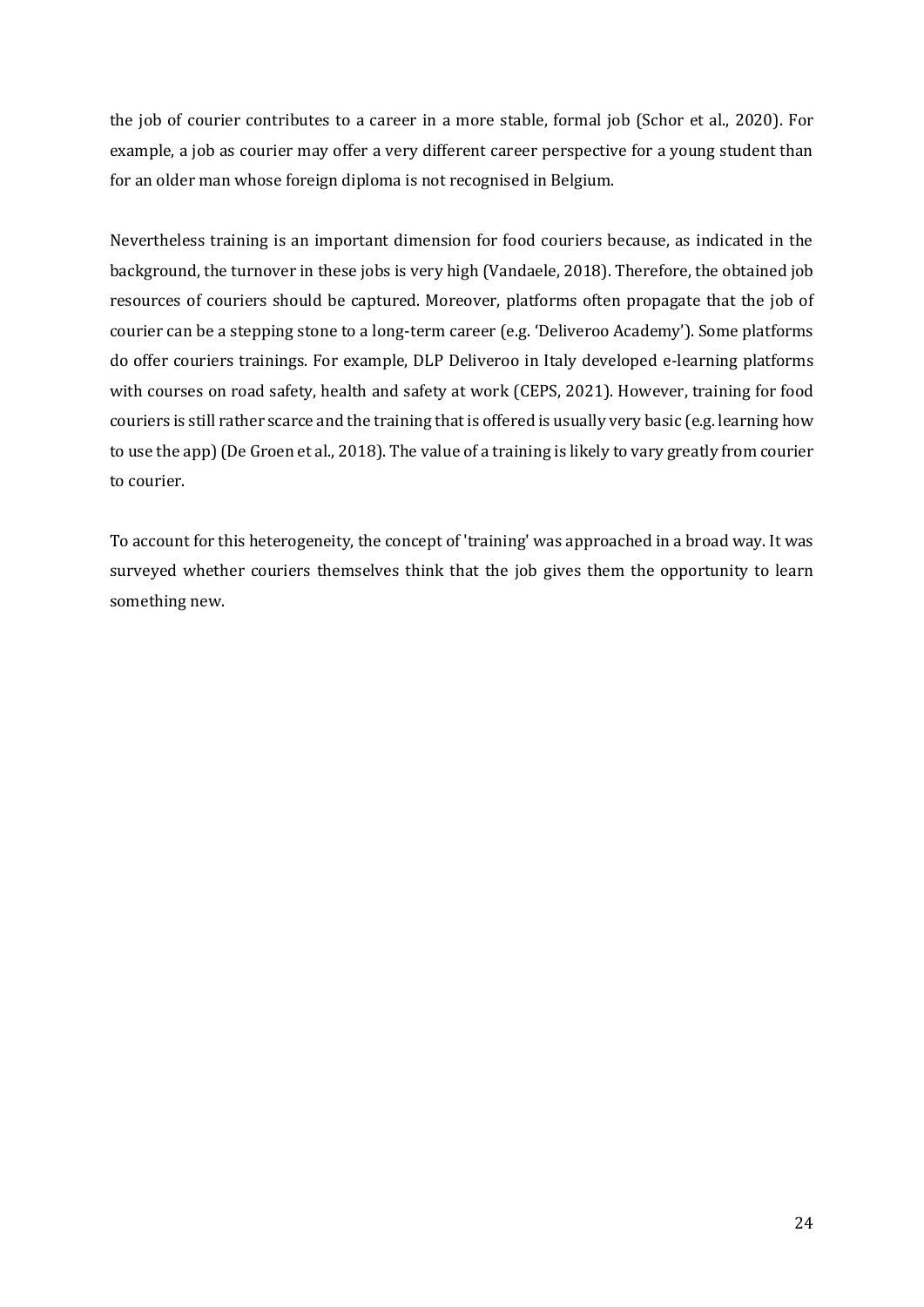the job of courier contributes to a career in a more stable, formal job (Schor et al., 2020). For example, a job as courier may offer a very different career perspective for a young student than for an older man whose foreign diploma is not recognised in Belgium.

Nevertheless training is an important dimension for food couriers because, as indicated in the background, the turnover in these jobs is very high (Vandaele, 2018). Therefore, the obtained job resources of couriers should be captured. Moreover, platforms often propagate that the job of courier can be a stepping stone to a long-term career (e.g. 'Deliveroo Academy'). Some platforms do offer couriers trainings. For example, DLP Deliveroo in Italy developed e-learning platforms with courses on road safety, health and safety at work (CEPS, 2021). However, training for food couriers is still rather scarce and the training that is offered is usually very basic (e.g. learning how to use the app) (De Groen et al., 2018). The value of a training is likely to vary greatly from courier to courier.

To account for this heterogeneity, the concept of 'training' was approached in a broad way. It was surveyed whether couriers themselves think that the job gives them the opportunity to learn something new.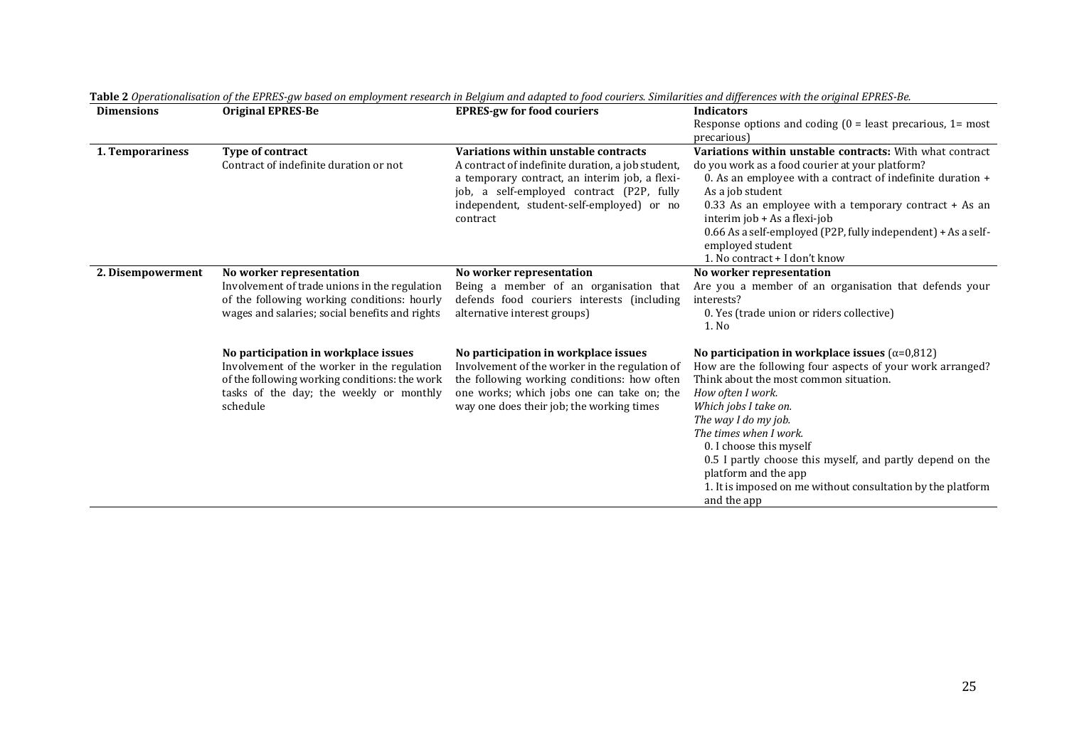**Table 2** *Operationalisation of the EPRES-gw based on employment research in Belgium and adapted to food couriers. Similarities and differences with the original EPRES-Be.*

| Dimensions | Original EPRES-Be | EPRES-gw for food couriers | Indicators<br>Response options and coding (0 = least precarious, 1= most precarious) |
|---|---|---|---|
| **1. Temporariness** | **Type of contract**<br>Contract of indefinite duration or not | **Variations within unstable contracts**<br>A contract of indefinite duration, a job student, a temporary contract, an interim job, a flexi-job, a self-employed contract (P2P, fully independent, student-self-employed) or no contract | **Variations within unstable contracts:** With what contract do you work as a food courier at your platform?<br>0. As an employee with a contract of indefinite duration + As a job student<br>0.33 As an employee with a temporary contract + As an interim job + As a flexi-job<br>0.66 As a self-employed (P2P, fully independent) + As a self-employed student<br>1. No contract + I don't know |
| **2. Disempowerment** | **No worker representation**<br>Involvement of trade unions in the regulation of the following working conditions: hourly wages and salaries; social benefits and rights | **No worker representation**<br>Being a member of an organisation that defends food couriers interests (including alternative interest groups) | **No worker representation**<br>Are you a member of an organisation that defends your interests?<br>0. Yes (trade union or riders collective)<br>1. No |
| | **No participation in workplace issues**<br>Involvement of the worker in the regulation of the following working conditions: the work tasks of the day; the weekly or monthly schedule | **No participation in workplace issues**<br>Involvement of the worker in the regulation of the following working conditions: how often one works; which jobs one can take on; the way one does their job; the working times | **No participation in workplace issues** ($\alpha$=0,812)<br>How are the following four aspects of your work arranged? Think about the most common situation.<br>*How often I work.*<br>*Which jobs I take on.*<br>*The way I do my job.*<br>*The times when I work.*<br>0. I choose this myself<br>0.5 I partly choose this myself, and partly depend on the platform and the app<br>1. It is imposed on me without consultation by the platform and the app |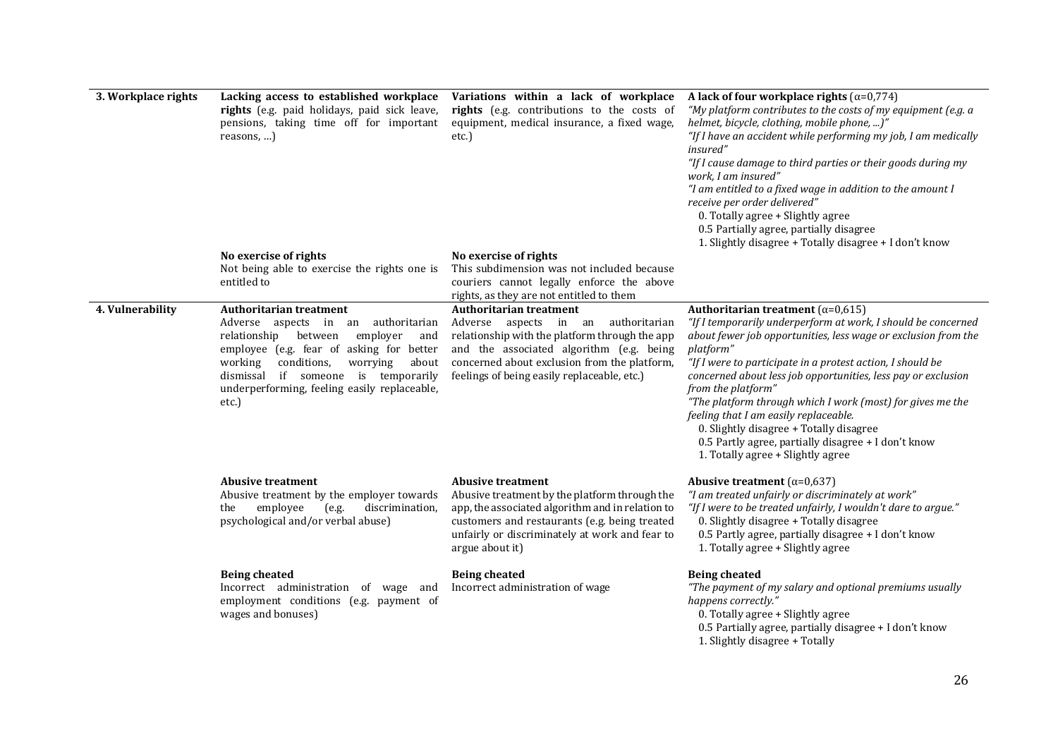| | | | |
|---|---|---|---|
| **3. Workplace rights** | **Lacking access to established workplace rights** (e.g. paid holidays, paid sick leave, pensions, taking time off for important reasons, …) | **Variations within a lack of workplace rights** (e.g. contributions to the costs of equipment, medical insurance, a fixed wage, etc.) | **A lack of four workplace rights** (α=0,774)<br>*"My platform contributes to the costs of my equipment (e.g. a helmet, bicycle, clothing, mobile phone, ...)"*<br>*"If I have an accident while performing my job, I am medically insured"*<br>*"If I cause damage to third parties or their goods during my work, I am insured"*<br>*"I am entitled to a fixed wage in addition to the amount I receive per order delivered"*<br>0. Totally agree + Slightly agree<br>0.5 Partially agree, partially disagree<br>1. Slightly disagree + Totally disagree + I don't know |
| | **No exercise of rights**<br>Not being able to exercise the rights one is entitled to | **No exercise of rights**<br>This subdimension was not included because couriers cannot legally enforce the above rights, as they are not entitled to them | |
| **4. Vulnerability** | **Authoritarian treatment**<br>Adverse aspects in an authoritarian relationship between employer and employee (e.g. fear of asking for better working conditions, worrying about dismissal if someone is temporarily underperforming, feeling easily replaceable, etc.) | **Authoritarian treatment**<br>Adverse aspects in an authoritarian relationship with the platform through the app and the associated algorithm (e.g. being concerned about exclusion from the platform, feelings of being easily replaceable, etc.) | **Authoritarian treatment** (α=0,615)<br>*"If I temporarily underperform at work, I should be concerned about fewer job opportunities, less wage or exclusion from the platform"*<br>*"If I were to participate in a protest action, I should be concerned about less job opportunities, less pay or exclusion from the platform"*<br>*"The platform through which I work (most) for gives me the feeling that I am easily replaceable.*<br>0. Slightly disagree + Totally disagree<br>0.5 Partly agree, partially disagree + I don't know<br>1. Totally agree + Slightly agree |
| | **Abusive treatment**<br>Abusive treatment by the employer towards the employee (e.g. discrimination, psychological and/or verbal abuse) | **Abusive treatment**<br>Abusive treatment by the platform through the app, the associated algorithm and in relation to customers and restaurants (e.g. being treated unfairly or discriminately at work and fear to argue about it) | **Abusive treatment** (α=0,637)<br>*"I am treated unfairly or discriminately at work"*<br>*"If I were to be treated unfairly, I wouldn't dare to argue."*<br>0. Slightly disagree + Totally disagree<br>0.5 Partly agree, partially disagree + I don't know<br>1. Totally agree + Slightly agree |
| | **Being cheated**<br>Incorrect administration of wage and employment conditions (e.g. payment of wages and bonuses) | **Being cheated**<br>Incorrect administration of wage | **Being cheated**<br>*"The payment of my salary and optional premiums usually happens correctly."*<br>0. Totally agree + Slightly agree<br>0.5 Partially agree, partially disagree + I don't know<br>1. Slightly disagree + Totally |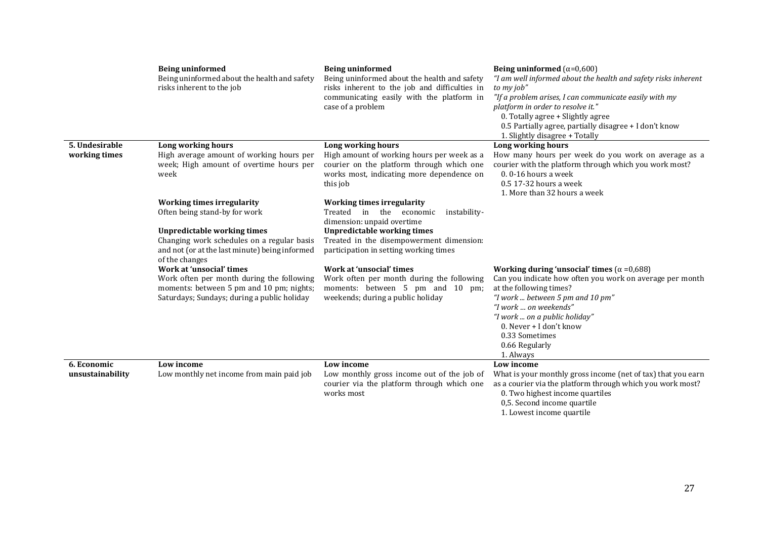| | | | |
|---|---|---|---|
| | **Being uninformed**<br>Being uninformed about the health and safety risks inherent to the job | **Being uninformed**<br>Being uninformed about the health and safety risks inherent to the job and difficulties in communicating easily with the platform in case of a problem | **Being uninformed** (α=0,600)<br>*"I am well informed about the health and safety risks inherent to my job"*<br>*"If a problem arises, I can communicate easily with my platform in order to resolve it."*<br>0. Totally agree + Slightly agree<br>0.5 Partially agree, partially disagree + I don't know<br>1. Slightly disagree + Totally |
| **5. Undesirable working times** | **Long working hours**<br>High average amount of working hours per week; High amount of overtime hours per week | **Long working hours**<br>High amount of working hours per week as a courier on the platform through which one works most, indicating more dependence on this job | **Long working hours**<br>How many hours per week do you work on average as a courier with the platform through which you work most?<br>0. 0-16 hours a week<br>0.5 17-32 hours a week<br>1. More than 32 hours a week |
| | **Working times irregularity**<br>Often being stand-by for work | **Working times irregularity**<br>Treated in the economic instability-dimension: unpaid overtime | |
| | **Unpredictable working times**<br>Changing work schedules on a regular basis and not (or at the last minute) being informed of the changes | **Unpredictable working times**<br>Treated in the disempowerment dimension: participation in setting working times | |
| | **Work at 'unsocial' times**<br>Work often per month during the following moments: between 5 pm and 10 pm; nights; Saturdays; Sundays; during a public holiday | **Work at 'unsocial' times**<br>Work often per month during the following moments: between 5 pm and 10 pm; weekends; during a public holiday | **Working during 'unsocial' times** (α =0,688)<br>Can you indicate how often you work on average per month at the following times?<br>*"I work ... between 5 pm and 10 pm"*<br>*"I work ... on weekends"*<br>*"I work ... on a public holiday"*<br>0. Never + I don't know<br>0.33 Sometimes<br>0.66 Regularly<br>1. Always |
| **6. Economic unsustainability** | **Low income**<br>Low monthly net income from main paid job | **Low income**<br>Low monthly gross income out of the job of courier via the platform through which one works most | **Low income**<br>What is your monthly gross income (net of tax) that you earn as a courier via the platform through which you work most?<br>0. Two highest income quartiles<br>0,5. Second income quartile<br>1. Lowest income quartile |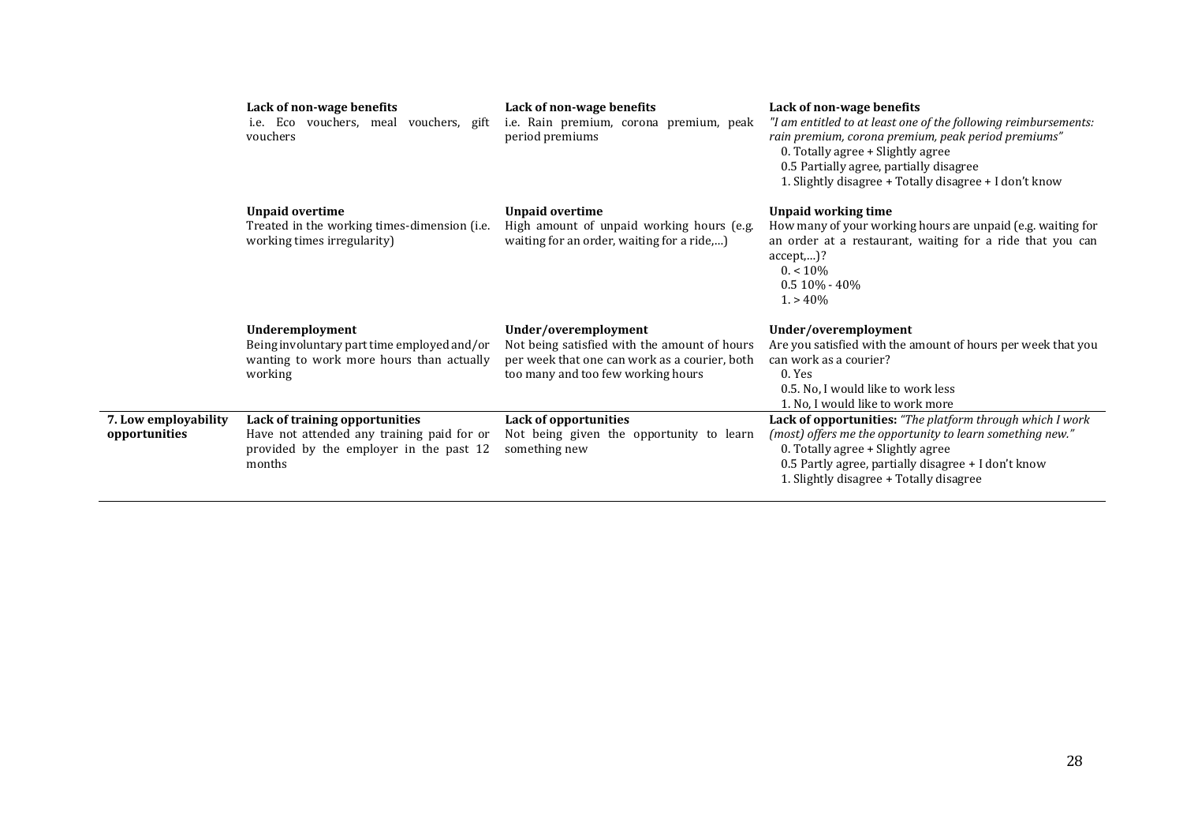| | | | |
|---|---|---|---|
| | **Lack of non-wage benefits**<br>i.e. Eco vouchers, meal vouchers, gift vouchers | **Lack of non-wage benefits**<br>i.e. Rain premium, corona premium, peak period premiums | **Lack of non-wage benefits**<br>*"I am entitled to at least one of the following reimbursements: rain premium, corona premium, peak period premiums"*<br>0. Totally agree + Slightly agree<br>0.5 Partially agree, partially disagree<br>1. Slightly disagree + Totally disagree + I don't know |
| | **Unpaid overtime**<br>Treated in the working times-dimension (i.e. working times irregularity) | **Unpaid overtime**<br>High amount of unpaid working hours (e.g. waiting for an order, waiting for a ride,…) | **Unpaid working time**<br>How many of your working hours are unpaid (e.g. waiting for an order at a restaurant, waiting for a ride that you can accept,…)?<br>0. < 10%<br>0.5 10% - 40%<br>1. > 40% |
| | **Underemployment**<br>Being involuntary part time employed and/or wanting to work more hours than actually working | **Under/overemployment**<br>Not being satisfied with the amount of hours per week that one can work as a courier, both too many and too few working hours | **Under/overemployment**<br>Are you satisfied with the amount of hours per week that you can work as a courier?<br>0. Yes<br>0.5. No, I would like to work less<br>1. No, I would like to work more |
| **7. Low employability opportunities** | **Lack of training opportunities**<br>Have not attended any training paid for or provided by the employer in the past 12 months | **Lack of opportunities**<br>Not being given the opportunity to learn something new | **Lack of opportunities:** *"The platform through which I work (most) offers me the opportunity to learn something new."*<br>0. Totally agree + Slightly agree<br>0.5 Partly agree, partially disagree + I don't know<br>1. Slightly disagree + Totally disagree |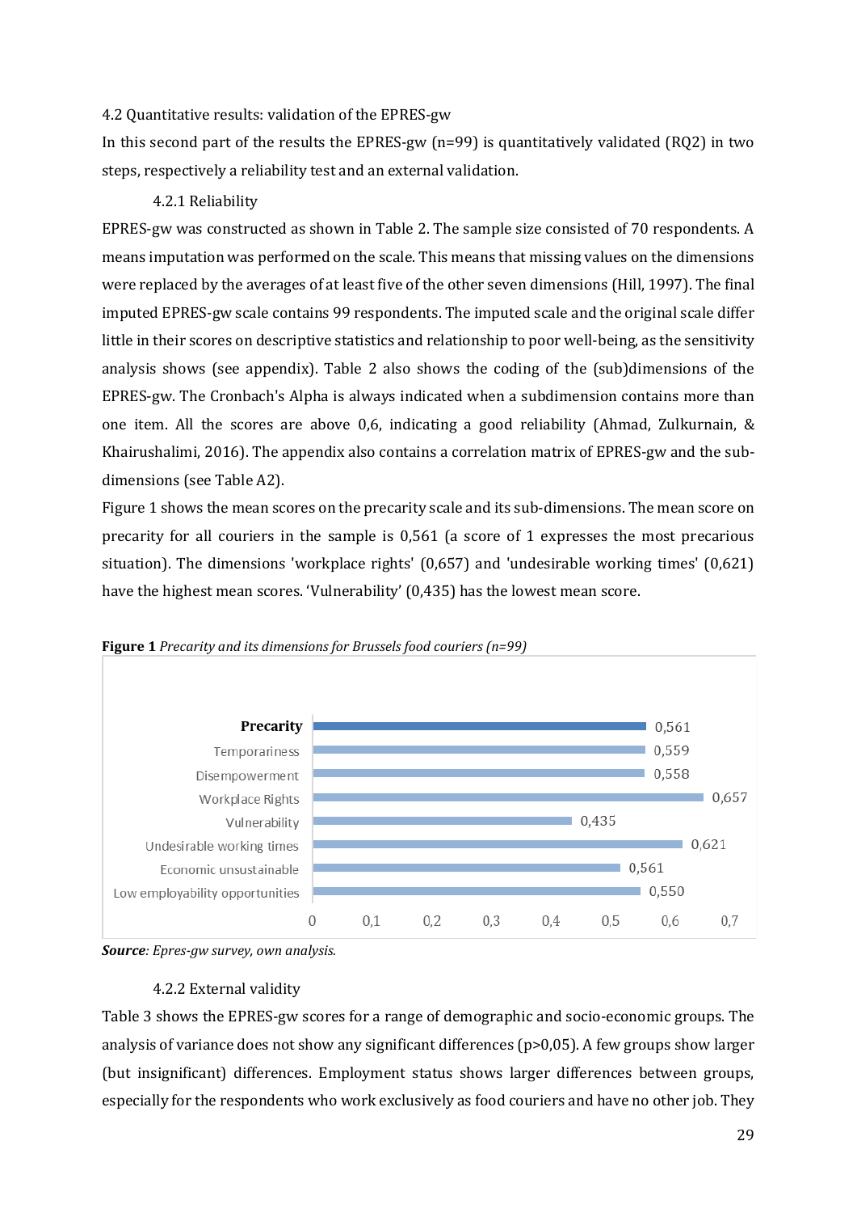### 4.2 Quantitative results: validation of the EPRES-gw

In this second part of the results the EPRES-gw (n=99) is quantitatively validated (RQ2) in two steps, respectively a reliability test and an external validation.

#### 4.2.1 Reliability

EPRES-gw was constructed as shown in Table 2. The sample size consisted of 70 respondents. A means imputation was performed on the scale. This means that missing values on the dimensions were replaced by the averages of at least five of the other seven dimensions (Hill, 1997). The final imputed EPRES-gw scale contains 99 respondents. The imputed scale and the original scale differ little in their scores on descriptive statistics and relationship to poor well-being, as the sensitivity analysis shows (see appendix). Table 2 also shows the coding of the (sub)dimensions of the EPRES-gw. The Cronbach's Alpha is always indicated when a subdimension contains more than one item. All the scores are above 0,6, indicating a good reliability (Ahmad, Zulkurnain, & Khairushalimi, 2016). The appendix also contains a correlation matrix of EPRES-gw and the sub-dimensions (see Table A2).

Figure 1 shows the mean scores on the precarity scale and its sub-dimensions. The mean score on precarity for all couriers in the sample is 0,561 (a score of 1 expresses the most precarious situation). The dimensions 'workplace rights' (0,657) and 'undesirable working times' (0,621) have the highest mean scores. 'Vulnerability' (0,435) has the lowest mean score.

**Figure 1** *Precarity and its dimensions for Brussels food couriers (n=99)*

| Dimension | Mean score |
|---|---|
| **Precarity** | 0,561 |
| Temporariness | 0,559 |
| Disempowerment | 0,558 |
| Workplace Rights | 0,657 |
| Vulnerability | 0,435 |
| Undesirable working times | 0,621 |
| Economic unsustainable | 0,561 |
| Low employability opportunities | 0,550 |

***Source****: Epres-gw survey, own analysis.*

#### 4.2.2 External validity

Table 3 shows the EPRES-gw scores for a range of demographic and socio-economic groups. The analysis of variance does not show any significant differences (p>0,05). A few groups show larger (but insignificant) differences. Employment status shows larger differences between groups, especially for the respondents who work exclusively as food couriers and have no other job. They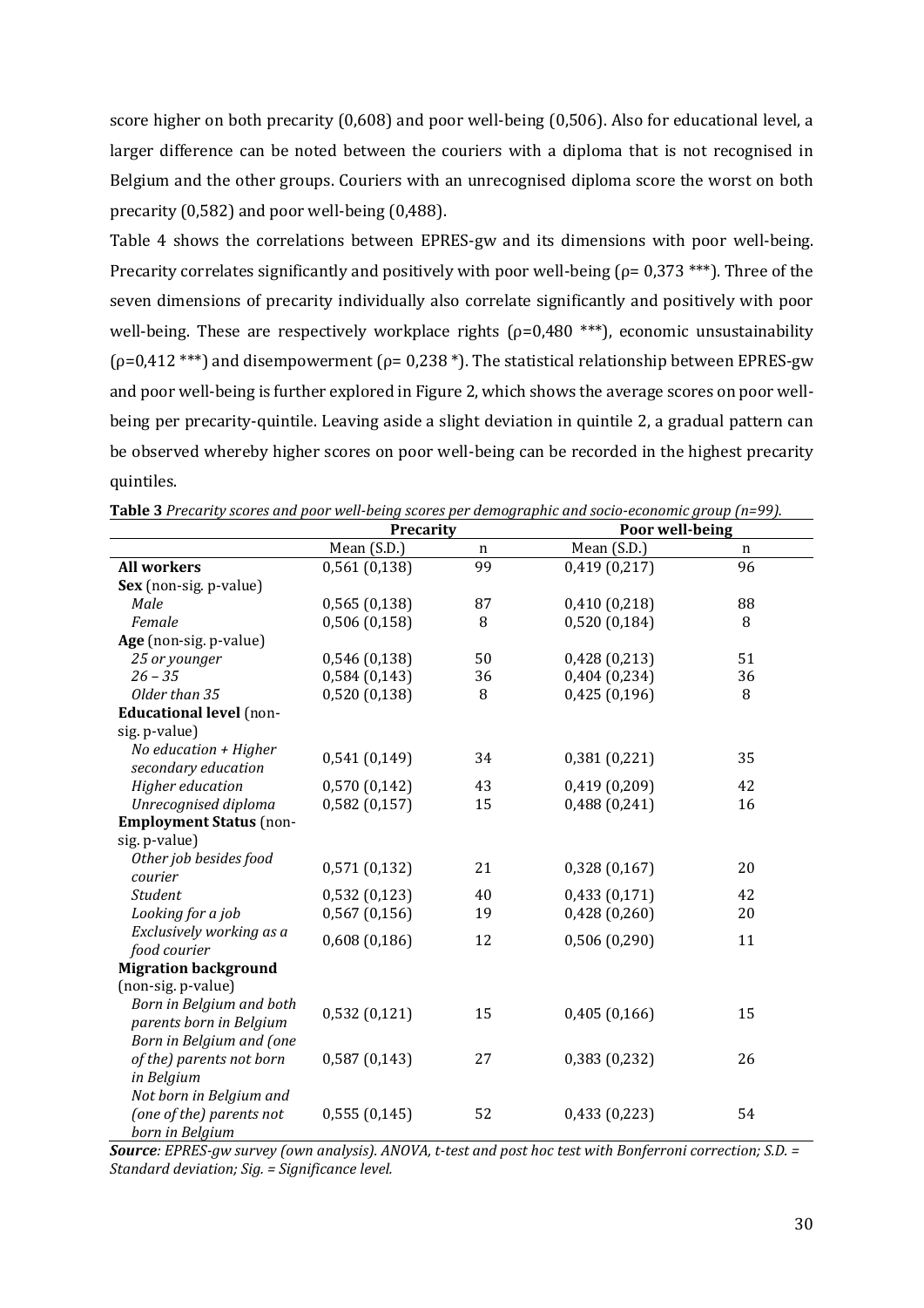score higher on both precarity (0,608) and poor well-being (0,506). Also for educational level, a larger difference can be noted between the couriers with a diploma that is not recognised in Belgium and the other groups. Couriers with an unrecognised diploma score the worst on both precarity (0,582) and poor well-being (0,488).

Table 4 shows the correlations between EPRES-gw and its dimensions with poor well-being. Precarity correlates significantly and positively with poor well-being (ρ= 0,373 ***). Three of the seven dimensions of precarity individually also correlate significantly and positively with poor well-being. These are respectively workplace rights (ρ=0,480 ***), economic unsustainability (ρ=0,412 ***) and disempowerment (ρ= 0,238 *). The statistical relationship between EPRES-gw and poor well-being is further explored in Figure 2, which shows the average scores on poor well-being per precarity-quintile. Leaving aside a slight deviation in quintile 2, a gradual pattern can be observed whereby higher scores on poor well-being can be recorded in the highest precarity quintiles.

**Table 3** *Precarity scores and poor well-being scores per demographic and socio-economic group (n=99).*

| | Precarity | | Poor well-being | |
|---|---|---|---|---|
| | Mean (S.D.) | n | Mean (S.D.) | n |
| **All workers** | 0,561 (0,138) | 99 | 0,419 (0,217) | 96 |
| **Sex** (non-sig. p-value) | | | | |
| *Male* | 0,565 (0,138) | 87 | 0,410 (0,218) | 88 |
| *Female* | 0,506 (0,158) | 8 | 0,520 (0,184) | 8 |
| **Age** (non-sig. p-value) | | | | |
| *25 or younger* | 0,546 (0,138) | 50 | 0,428 (0,213) | 51 |
| *26 – 35* | 0,584 (0,143) | 36 | 0,404 (0,234) | 36 |
| *Older than 35* | 0,520 (0,138) | 8 | 0,425 (0,196) | 8 |
| **Educational level** (non-sig. p-value) | | | | |
| *No education + Higher secondary education* | 0,541 (0,149) | 34 | 0,381 (0,221) | 35 |
| *Higher education* | 0,570 (0,142) | 43 | 0,419 (0,209) | 42 |
| *Unrecognised diploma* | 0,582 (0,157) | 15 | 0,488 (0,241) | 16 |
| **Employment Status** (non-sig. p-value) | | | | |
| *Other job besides food courier* | 0,571 (0,132) | 21 | 0,328 (0,167) | 20 |
| *Student* | 0,532 (0,123) | 40 | 0,433 (0,171) | 42 |
| *Looking for a job* | 0,567 (0,156) | 19 | 0,428 (0,260) | 20 |
| *Exclusively working as a food courier* | 0,608 (0,186) | 12 | 0,506 (0,290) | 11 |
| **Migration background** (non-sig. p-value) | | | | |
| *Born in Belgium and both parents born in Belgium* | 0,532 (0,121) | 15 | 0,405 (0,166) | 15 |
| *Born in Belgium and (one of the) parents not born in Belgium* | 0,587 (0,143) | 27 | 0,383 (0,232) | 26 |
| *Not born in Belgium and (one of the) parents not born in Belgium* | 0,555 (0,145) | 52 | 0,433 (0,223) | 54 |

***Source****: EPRES-gw survey (own analysis). ANOVA, t-test and post hoc test with Bonferroni correction; S.D. = Standard deviation; Sig. = Significance level.*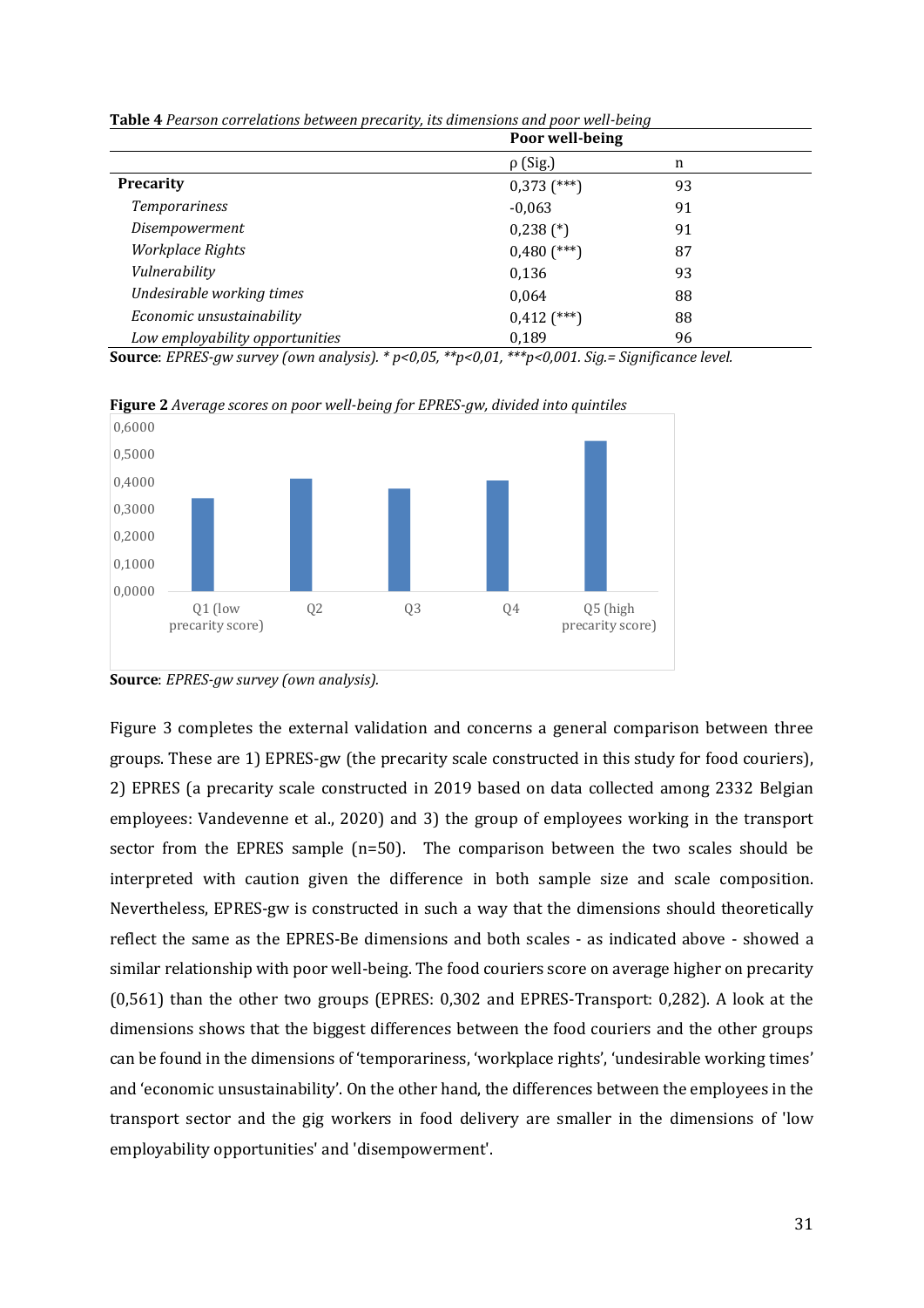**Table 4** *Pearson correlations between precarity, its dimensions and poor well-being*

| | Poor well-being | |
|---|---|---|
| | ρ (Sig.) | n |
| **Precarity** | 0,373 (***) | 93 |
| *Temporariness* | -0,063 | 91 |
| *Disempowerment* | 0,238 (*) | 91 |
| *Workplace Rights* | 0,480 (***) | 87 |
| *Vulnerability* | 0,136 | 93 |
| *Undesirable working times* | 0,064 | 88 |
| *Economic unsustainability* | 0,412 (***) | 88 |
| *Low employability opportunities* | 0,189 | 96 |

**Source**: *EPRES-gw survey (own analysis). * p<0,05, **p<0,01, ***p<0,001. Sig.= Significance level.*

**Figure 2** *Average scores on poor well-being for EPRES-gw, divided into quintiles*

**Source**: *EPRES-gw survey (own analysis).*

Figure 3 completes the external validation and concerns a general comparison between three groups. These are 1) EPRES-gw (the precarity scale constructed in this study for food couriers), 2) EPRES (a precarity scale constructed in 2019 based on data collected among 2332 Belgian employees: Vandevenne et al., 2020) and 3) the group of employees working in the transport sector from the EPRES sample (n=50). The comparison between the two scales should be interpreted with caution given the difference in both sample size and scale composition. Nevertheless, EPRES-gw is constructed in such a way that the dimensions should theoretically reflect the same as the EPRES-Be dimensions and both scales - as indicated above - showed a similar relationship with poor well-being. The food couriers score on average higher on precarity (0,561) than the other two groups (EPRES: 0,302 and EPRES-Transport: 0,282). A look at the dimensions shows that the biggest differences between the food couriers and the other groups can be found in the dimensions of 'temporariness, 'workplace rights', 'undesirable working times' and 'economic unsustainability'. On the other hand, the differences between the employees in the transport sector and the gig workers in food delivery are smaller in the dimensions of 'low employability opportunities' and 'disempowerment'.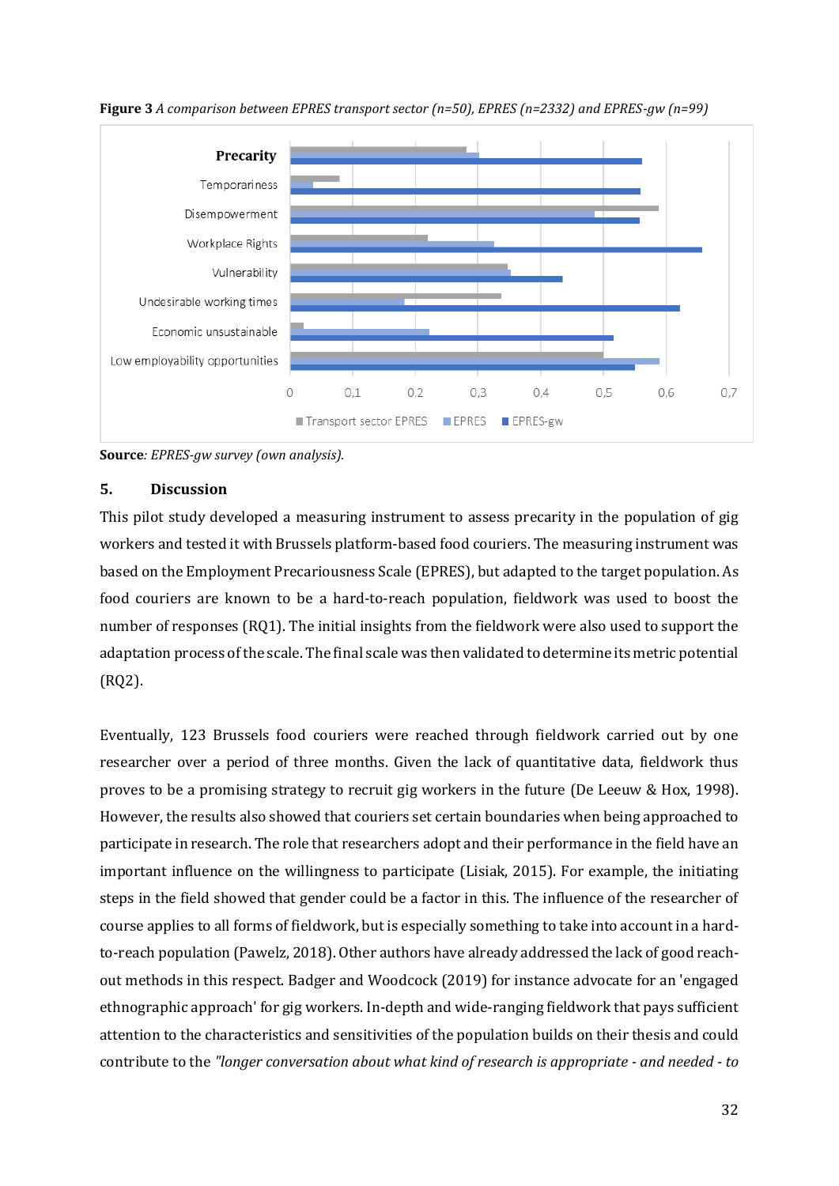**Figure 3** *A comparison between EPRES transport sector (n=50), EPRES (n=2332) and EPRES-gw (n=99)*

**Source***: EPRES-gw survey (own analysis).*

## 5. Discussion

This pilot study developed a measuring instrument to assess precarity in the population of gig workers and tested it with Brussels platform-based food couriers. The measuring instrument was based on the Employment Precariousness Scale (EPRES), but adapted to the target population. As food couriers are known to be a hard-to-reach population, fieldwork was used to boost the number of responses (RQ1). The initial insights from the fieldwork were also used to support the adaptation process of the scale. The final scale was then validated to determine its metric potential (RQ2).

Eventually, 123 Brussels food couriers were reached through fieldwork carried out by one researcher over a period of three months. Given the lack of quantitative data, fieldwork thus proves to be a promising strategy to recruit gig workers in the future (De Leeuw & Hox, 1998). However, the results also showed that couriers set certain boundaries when being approached to participate in research. The role that researchers adopt and their performance in the field have an important influence on the willingness to participate (Lisiak, 2015). For example, the initiating steps in the field showed that gender could be a factor in this. The influence of the researcher of course applies to all forms of fieldwork, but is especially something to take into account in a hard-to-reach population (Pawelz, 2018). Other authors have already addressed the lack of good reach-out methods in this respect. Badger and Woodcock (2019) for instance advocate for an 'engaged ethnographic approach' for gig workers. In-depth and wide-ranging fieldwork that pays sufficient attention to the characteristics and sensitivities of the population builds on their thesis and could contribute to the *"longer conversation about what kind of research is appropriate - and needed - to*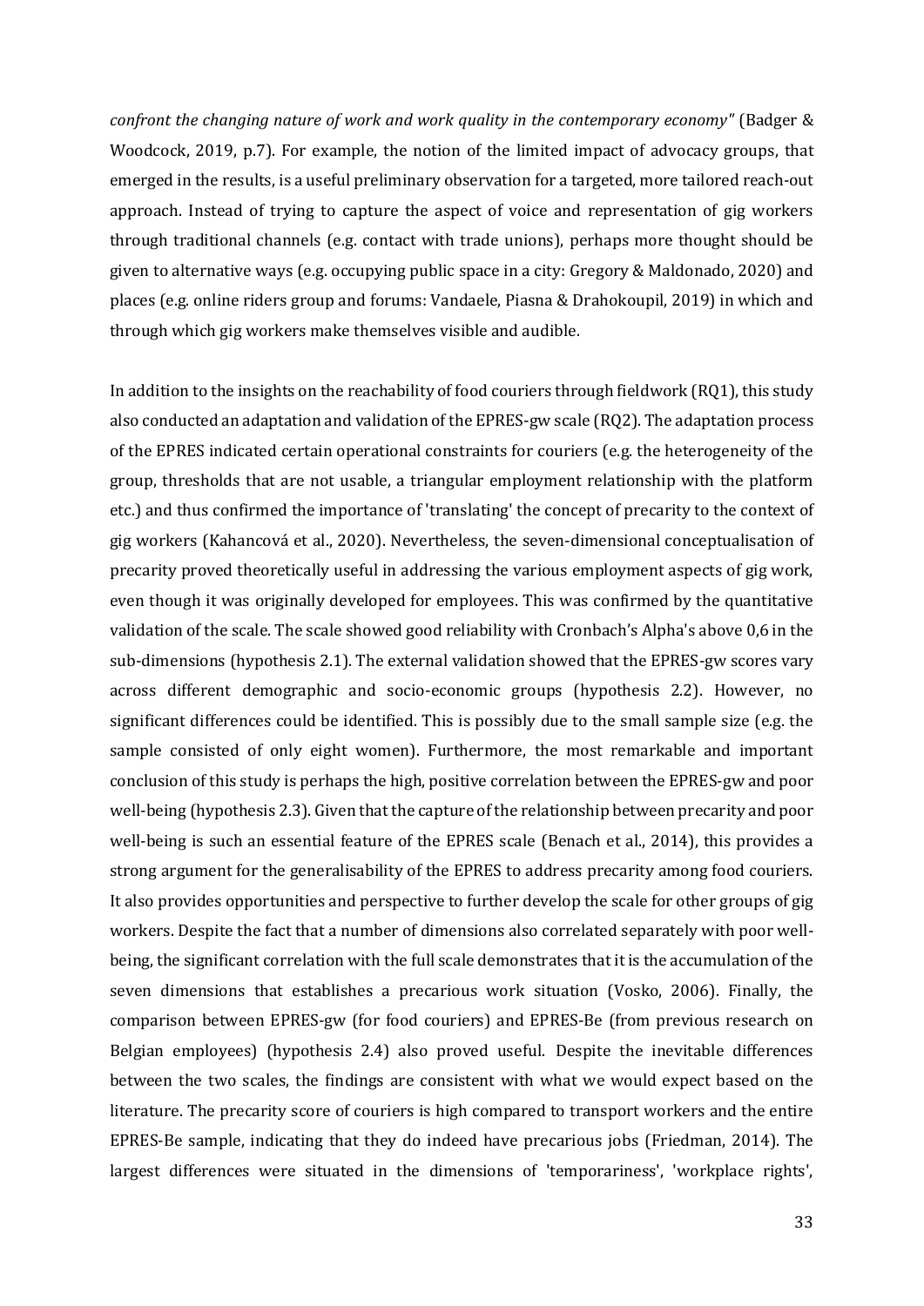*confront the changing nature of work and work quality in the contemporary economy"* (Badger & Woodcock, 2019, p.7). For example, the notion of the limited impact of advocacy groups, that emerged in the results, is a useful preliminary observation for a targeted, more tailored reach-out approach. Instead of trying to capture the aspect of voice and representation of gig workers through traditional channels (e.g. contact with trade unions), perhaps more thought should be given to alternative ways (e.g. occupying public space in a city: Gregory & Maldonado, 2020) and places (e.g. online riders group and forums: Vandaele, Piasna & Drahokoupil, 2019) in which and through which gig workers make themselves visible and audible.

In addition to the insights on the reachability of food couriers through fieldwork (RQ1), this study also conducted an adaptation and validation of the EPRES-gw scale (RQ2). The adaptation process of the EPRES indicated certain operational constraints for couriers (e.g. the heterogeneity of the group, thresholds that are not usable, a triangular employment relationship with the platform etc.) and thus confirmed the importance of 'translating' the concept of precarity to the context of gig workers (Kahancová et al., 2020). Nevertheless, the seven-dimensional conceptualisation of precarity proved theoretically useful in addressing the various employment aspects of gig work, even though it was originally developed for employees. This was confirmed by the quantitative validation of the scale. The scale showed good reliability with Cronbach's Alpha's above 0,6 in the sub-dimensions (hypothesis 2.1). The external validation showed that the EPRES-gw scores vary across different demographic and socio-economic groups (hypothesis 2.2). However, no significant differences could be identified. This is possibly due to the small sample size (e.g. the sample consisted of only eight women). Furthermore, the most remarkable and important conclusion of this study is perhaps the high, positive correlation between the EPRES-gw and poor well-being (hypothesis 2.3). Given that the capture of the relationship between precarity and poor well-being is such an essential feature of the EPRES scale (Benach et al., 2014), this provides a strong argument for the generalisability of the EPRES to address precarity among food couriers. It also provides opportunities and perspective to further develop the scale for other groups of gig workers. Despite the fact that a number of dimensions also correlated separately with poor well-being, the significant correlation with the full scale demonstrates that it is the accumulation of the seven dimensions that establishes a precarious work situation (Vosko, 2006). Finally, the comparison between EPRES-gw (for food couriers) and EPRES-Be (from previous research on Belgian employees) (hypothesis 2.4) also proved useful. Despite the inevitable differences between the two scales, the findings are consistent with what we would expect based on the literature. The precarity score of couriers is high compared to transport workers and the entire EPRES-Be sample, indicating that they do indeed have precarious jobs (Friedman, 2014). The largest differences were situated in the dimensions of 'temporariness', 'workplace rights',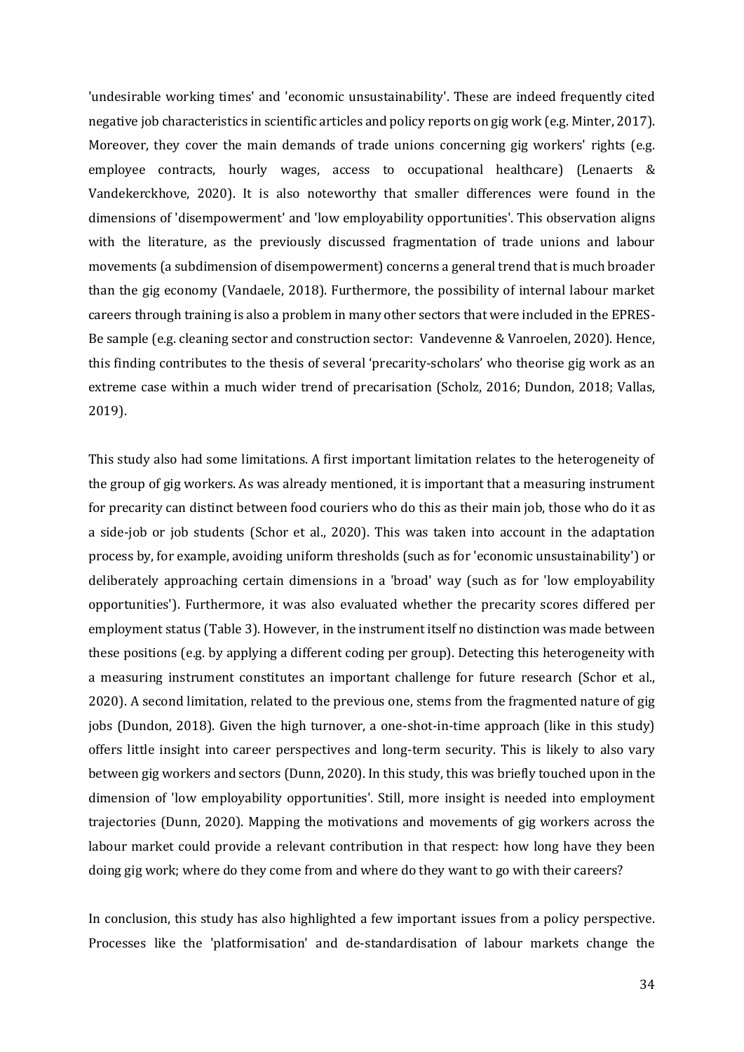'undesirable working times' and 'economic unsustainability'. These are indeed frequently cited negative job characteristics in scientific articles and policy reports on gig work (e.g. Minter, 2017). Moreover, they cover the main demands of trade unions concerning gig workers' rights (e.g. employee contracts, hourly wages, access to occupational healthcare) (Lenaerts & Vandekerckhove, 2020). It is also noteworthy that smaller differences were found in the dimensions of 'disempowerment' and 'low employability opportunities'. This observation aligns with the literature, as the previously discussed fragmentation of trade unions and labour movements (a subdimension of disempowerment) concerns a general trend that is much broader than the gig economy (Vandaele, 2018). Furthermore, the possibility of internal labour market careers through training is also a problem in many other sectors that were included in the EPRES-Be sample (e.g. cleaning sector and construction sector: Vandevenne & Vanroelen, 2020). Hence, this finding contributes to the thesis of several 'precarity-scholars' who theorise gig work as an extreme case within a much wider trend of precarisation (Scholz, 2016; Dundon, 2018; Vallas, 2019).

This study also had some limitations. A first important limitation relates to the heterogeneity of the group of gig workers. As was already mentioned, it is important that a measuring instrument for precarity can distinct between food couriers who do this as their main job, those who do it as a side-job or job students (Schor et al., 2020). This was taken into account in the adaptation process by, for example, avoiding uniform thresholds (such as for 'economic unsustainability') or deliberately approaching certain dimensions in a 'broad' way (such as for 'low employability opportunities'). Furthermore, it was also evaluated whether the precarity scores differed per employment status (Table 3). However, in the instrument itself no distinction was made between these positions (e.g. by applying a different coding per group). Detecting this heterogeneity with a measuring instrument constitutes an important challenge for future research (Schor et al., 2020). A second limitation, related to the previous one, stems from the fragmented nature of gig jobs (Dundon, 2018). Given the high turnover, a one-shot-in-time approach (like in this study) offers little insight into career perspectives and long-term security. This is likely to also vary between gig workers and sectors (Dunn, 2020). In this study, this was briefly touched upon in the dimension of 'low employability opportunities'. Still, more insight is needed into employment trajectories (Dunn, 2020). Mapping the motivations and movements of gig workers across the labour market could provide a relevant contribution in that respect: how long have they been doing gig work; where do they come from and where do they want to go with their careers?

In conclusion, this study has also highlighted a few important issues from a policy perspective. Processes like the 'platformisation' and de-standardisation of labour markets change the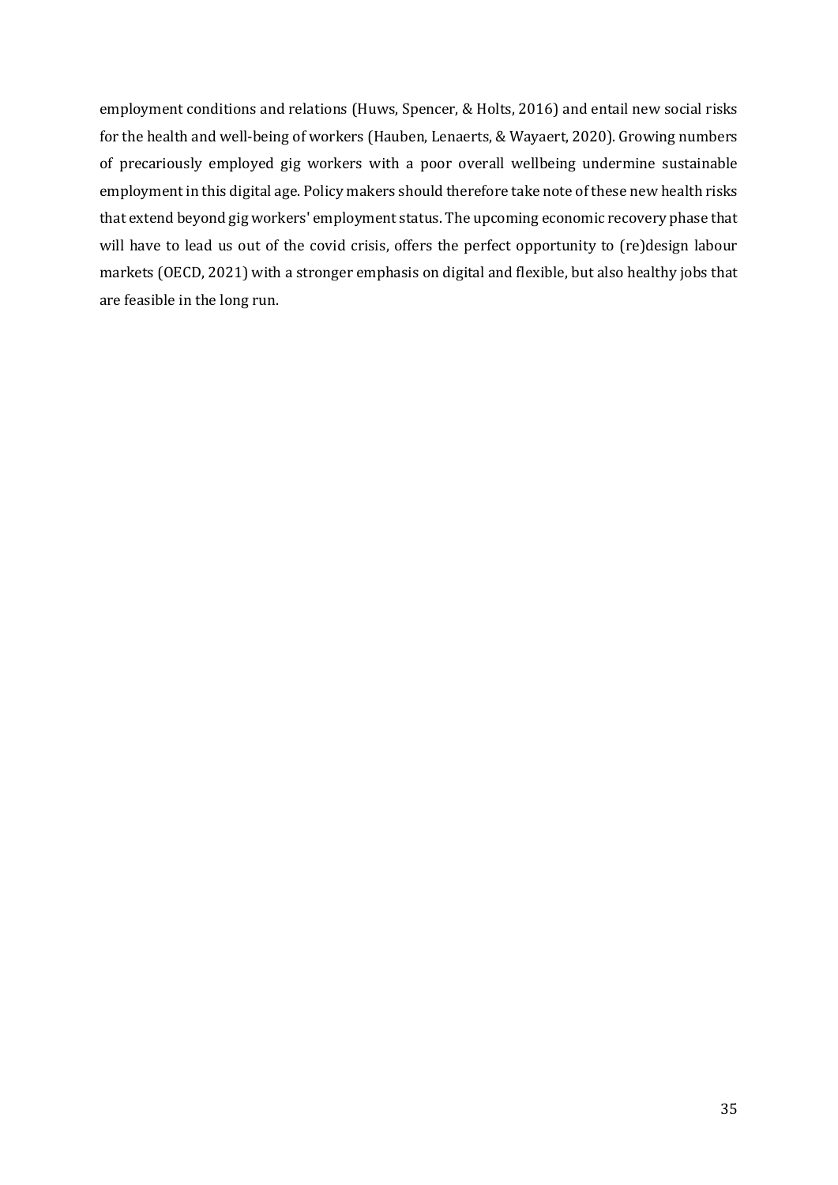employment conditions and relations (Huws, Spencer, & Holts, 2016) and entail new social risks for the health and well-being of workers (Hauben, Lenaerts, & Wayaert, 2020). Growing numbers of precariously employed gig workers with a poor overall wellbeing undermine sustainable employment in this digital age. Policy makers should therefore take note of these new health risks that extend beyond gig workers' employment status. The upcoming economic recovery phase that will have to lead us out of the covid crisis, offers the perfect opportunity to (re)design labour markets (OECD, 2021) with a stronger emphasis on digital and flexible, but also healthy jobs that are feasible in the long run.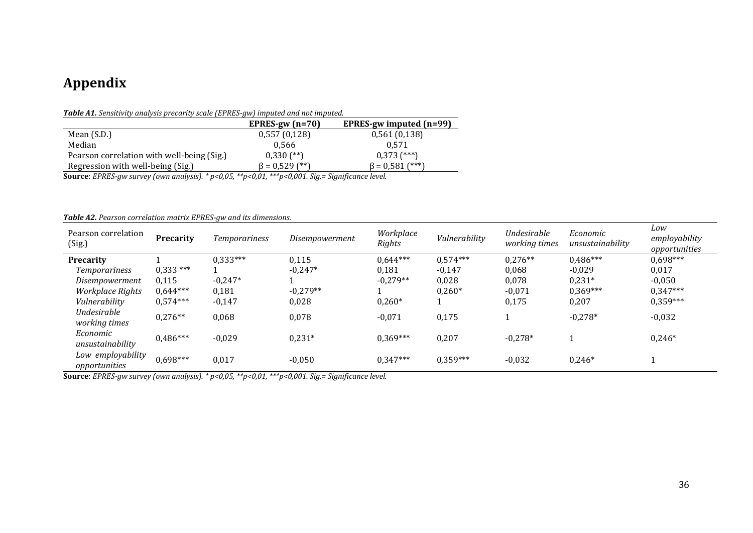# Appendix

***Table A1.*** *Sensitivity analysis precarity scale (EPRES-gw) imputed and not imputed.*

| | **EPRES-gw (n=70)** | **EPRES-gw imputed (n=99)** |
|---|---|---|
| Mean (S.D.) | 0,557 (0,128) | 0,561 (0,138) |
| Median | 0,566 | 0,571 |
| Pearson correlation with well-being (Sig.) | 0,330 (**) | 0,373 (***) |
| Regression with well-being (Sig.) | β = 0,529 (**) | β = 0,581 (***) |

**Source**: *EPRES-gw survey (own analysis). * p<0,05, **p<0,01, ***p<0,001. Sig.= Significance level.*

***Table A2.*** *Pearson correlation matrix EPRES-gw and its dimensions.*

| Pearson correlation (Sig.) | **Precarity** | *Temporariness* | *Disempowerment* | *Workplace Rights* | *Vulnerability* | *Undesirable working times* | *Economic unsustainability* | *Low employability opportunities* |
|---|---|---|---|---|---|---|---|---|
| **Precarity** | 1 | 0,333*** | 0,115 | 0,644*** | 0,574*** | 0,276** | 0,486*** | 0,698*** |
| *Temporariness* | 0,333 *** | 1 | -0,247* | 0,181 | -0,147 | 0,068 | -0,029 | 0,017 |
| *Disempowerment* | 0,115 | -0,247* | 1 | -0,279** | 0,028 | 0,078 | 0,231* | -0,050 |
| *Workplace Rights* | 0,644*** | 0,181 | -0,279** | 1 | 0,260* | -0,071 | 0,369*** | 0,347*** |
| *Vulnerability* | 0,574*** | -0,147 | 0,028 | 0,260* | 1 | 0,175 | 0,207 | 0,359*** |
| *Undesirable working times* | 0,276** | 0,068 | 0,078 | -0,071 | 0,175 | 1 | -0,278* | -0,032 |
| *Economic unsustainability* | 0,486*** | -0,029 | 0,231* | 0,369*** | 0,207 | -0,278* | 1 | 0,246* |
| *Low employability opportunities* | 0,698*** | 0,017 | -0,050 | 0,347*** | 0,359*** | -0,032 | 0,246* | 1 |

**Source**: *EPRES-gw survey (own analysis). * p<0,05, **p<0,01, ***p<0,001. Sig.= Significance level.*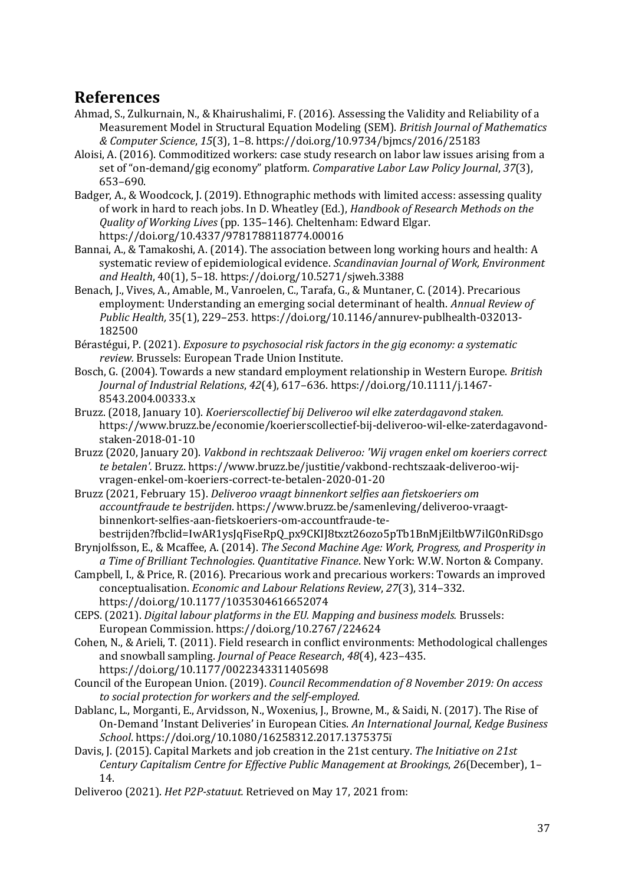## References

Ahmad, S., Zulkurnain, N., & Khairushalimi, F. (2016). Assessing the Validity and Reliability of a Measurement Model in Structural Equation Modeling (SEM). *British Journal of Mathematics & Computer Science*, *15*(3), 1–8. https://doi.org/10.9734/bjmcs/2016/25183

Aloisi, A. (2016). Commoditized workers: case study research on labor law issues arising from a set of "on-demand/gig economy" platform. *Comparative Labor Law Policy Journal*, *37*(3), 653–690.

Badger, A., & Woodcock, J. (2019). Ethnographic methods with limited access: assessing quality of work in hard to reach jobs. In D. Wheatley (Ed.), *Handbook of Research Methods on the Quality of Working Lives* (pp. 135–146). Cheltenham: Edward Elgar. https://doi.org/10.4337/9781788118774.00016

Bannai, A., & Tamakoshi, A. (2014). The association between long working hours and health: A systematic review of epidemiological evidence. *Scandinavian Journal of Work, Environment and Health*, 40(1), 5–18. https://doi.org/10.5271/sjweh.3388

Benach, J., Vives, A., Amable, M., Vanroelen, C., Tarafa, G., & Muntaner, C. (2014). Precarious employment: Understanding an emerging social determinant of health. *Annual Review of Public Health,* 35(1), 229–253. https://doi.org/10.1146/annurev-publhealth-032013-182500

Bérastégui, P. (2021). *Exposure to psychosocial risk factors in the gig economy: a systematic review.* Brussels: European Trade Union Institute.

Bosch, G. (2004). Towards a new standard employment relationship in Western Europe. *British Journal of Industrial Relations*, *42*(4), 617–636. https://doi.org/10.1111/j.1467-8543.2004.00333.x

Bruzz. (2018, January 10). *Koerierscollectief bij Deliveroo wil elke zaterdagavond staken.* https://www.bruzz.be/economie/koerierscollectief-bij-deliveroo-wil-elke-zaterdagavond-staken-2018-01-10

Bruzz (2020, January 20). *Vakbond in rechtszaak Deliveroo: 'Wij vragen enkel om koeriers correct te betalen'.* Bruzz. https://www.bruzz.be/justitie/vakbond-rechtszaak-deliveroo-wij-vragen-enkel-om-koeriers-correct-te-betalen-2020-01-20

Bruzz (2021, February 15). *Deliveroo vraagt binnenkort selfies aan fietskoeriers om accountfraude te bestrijden*. https://www.bruzz.be/samenleving/deliveroo-vraagt-binnenkort-selfies-aan-fietskoeriers-om-accountfraude-te-bestrijden?fbclid=IwAR1ysJqFiseRpQ_px9CKIJ8txzt26ozo5pTb1BnMjEiltbW7ilG0nRiDsgo

Brynjolfsson, E., & Mcaffee, A. (2014). *The Second Machine Age: Work, Progress, and Prosperity in a Time of Brilliant Technologies*. *Quantitative Finance*. New York: W.W. Norton & Company.

Campbell, I., & Price, R. (2016). Precarious work and precarious workers: Towards an improved conceptualisation. *Economic and Labour Relations Review*, *27*(3), 314–332. https://doi.org/10.1177/1035304616652074

CEPS. (2021). *Digital labour platforms in the EU. Mapping and business models.* Brussels: European Commission. https://doi.org/10.2767/224624

Cohen, N., & Arieli, T. (2011). Field research in conflict environments: Methodological challenges and snowball sampling. *Journal of Peace Research*, *48*(4), 423–435. https://doi.org/10.1177/0022343311405698

Council of the European Union. (2019). *Council Recommendation of 8 November 2019: On access to social protection for workers and the self-employed.*

Dablanc, L., Morganti, E., Arvidsson, N., Woxenius, J., Browne, M., & Saidi, N. (2017). The Rise of On-Demand 'Instant Deliveries' in European Cities. *An International Journal, Kedge Business School*. https://doi.org/10.1080/16258312.2017.1375375ï

Davis, J. (2015). Capital Markets and job creation in the 21st century. *The Initiative on 21st Century Capitalism Centre for Effective Public Management at Brookings*, *26*(December), 1–14.

Deliveroo (2021). *Het P2P-statuut.* Retrieved on May 17, 2021 from: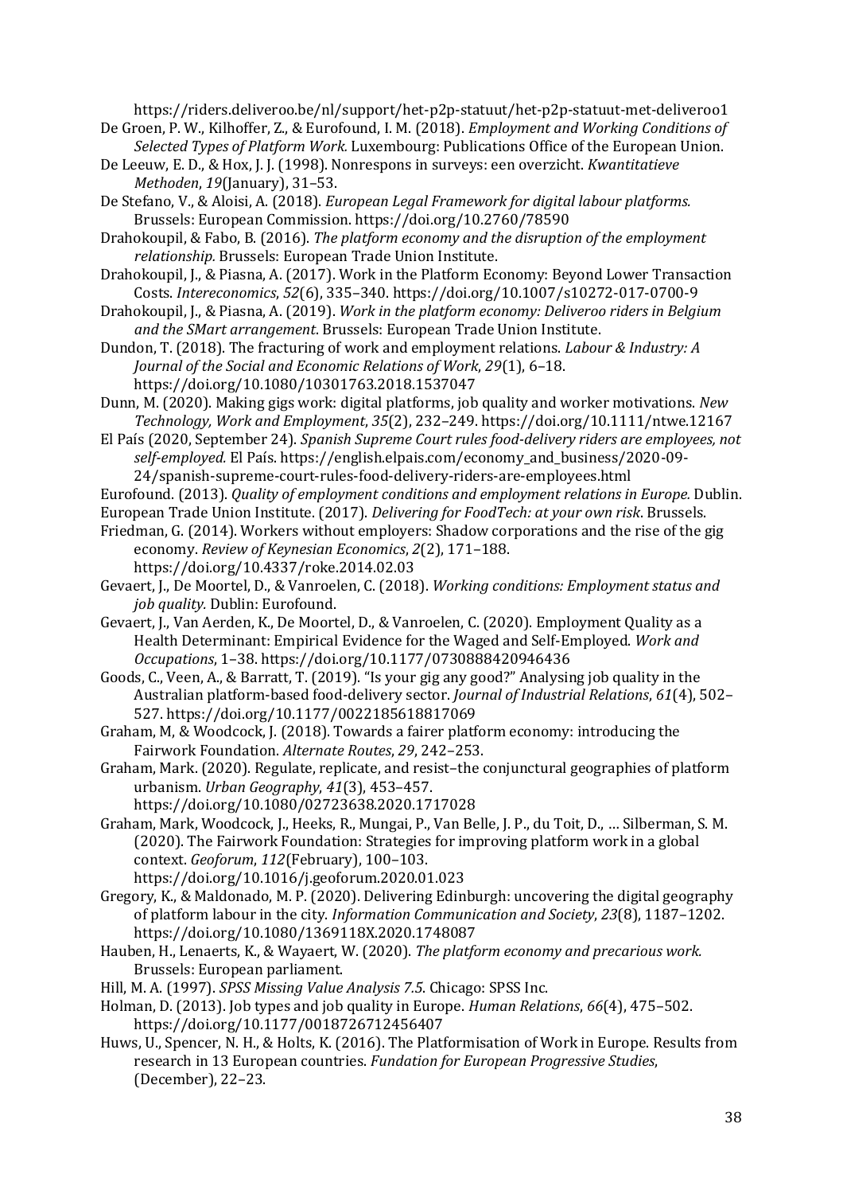https://riders.deliveroo.be/nl/support/het-p2p-statuut/het-p2p-statuut-met-deliveroo1

De Groen, P. W., Kilhoffer, Z., & Eurofound, I. M. (2018). *Employment and Working Conditions of Selected Types of Platform Work.* Luxembourg: Publications Office of the European Union.

De Leeuw, E. D., & Hox, J. J. (1998). Nonrespons in surveys: een overzicht. *Kwantitatieve Methoden*, *19*(January), 31–53.

De Stefano, V., & Aloisi, A. (2018). *European Legal Framework for digital labour platforms.* Brussels: European Commission. https://doi.org/10.2760/78590

Drahokoupil, & Fabo, B. (2016). *The platform economy and the disruption of the employment relationship.* Brussels: European Trade Union Institute.

Drahokoupil, J., & Piasna, A. (2017). Work in the Platform Economy: Beyond Lower Transaction Costs. *Intereconomics*, *52*(6), 335–340. https://doi.org/10.1007/s10272-017-0700-9

Drahokoupil, J., & Piasna, A. (2019). *Work in the platform economy: Deliveroo riders in Belgium and the SMart arrangement*. Brussels: European Trade Union Institute.

Dundon, T. (2018). The fracturing of work and employment relations. *Labour & Industry: A Journal of the Social and Economic Relations of Work*, *29*(1), 6–18. https://doi.org/10.1080/10301763.2018.1537047

Dunn, M. (2020). Making gigs work: digital platforms, job quality and worker motivations. *New Technology, Work and Employment*, *35*(2), 232–249. https://doi.org/10.1111/ntwe.12167

El País (2020, September 24). *Spanish Supreme Court rules food-delivery riders are employees, not self-employed.* El País. https://english.elpais.com/economy_and_business/2020-09-24/spanish-supreme-court-rules-food-delivery-riders-are-employees.html

Eurofound. (2013). *Quality of employment conditions and employment relations in Europe.* Dublin.

European Trade Union Institute. (2017). *Delivering for FoodTech: at your own risk*. Brussels.

Friedman, G. (2014). Workers without employers: Shadow corporations and the rise of the gig economy. *Review of Keynesian Economics*, *2*(2), 171–188. https://doi.org/10.4337/roke.2014.02.03

Gevaert, J., De Moortel, D., & Vanroelen, C. (2018). *Working conditions: Employment status and job quality.* Dublin: Eurofound.

Gevaert, J., Van Aerden, K., De Moortel, D., & Vanroelen, C. (2020). Employment Quality as a Health Determinant: Empirical Evidence for the Waged and Self-Employed. *Work and Occupations*, 1–38. https://doi.org/10.1177/0730888420946436

Goods, C., Veen, A., & Barratt, T. (2019). "Is your gig any good?" Analysing job quality in the Australian platform-based food-delivery sector. *Journal of Industrial Relations*, *61*(4), 502–527. https://doi.org/10.1177/0022185618817069

Graham, M, & Woodcock, J. (2018). Towards a fairer platform economy: introducing the Fairwork Foundation. *Alternate Routes*, *29*, 242–253.

Graham, Mark. (2020). Regulate, replicate, and resist–the conjunctural geographies of platform urbanism. *Urban Geography*, *41*(3), 453–457. https://doi.org/10.1080/02723638.2020.1717028

Graham, Mark, Woodcock, J., Heeks, R., Mungai, P., Van Belle, J. P., du Toit, D., … Silberman, S. M. (2020). The Fairwork Foundation: Strategies for improving platform work in a global context. *Geoforum*, *112*(February), 100–103. https://doi.org/10.1016/j.geoforum.2020.01.023

Gregory, K., & Maldonado, M. P. (2020). Delivering Edinburgh: uncovering the digital geography of platform labour in the city. *Information Communication and Society*, *23*(8), 1187–1202. https://doi.org/10.1080/1369118X.2020.1748087

Hauben, H., Lenaerts, K., & Wayaert, W. (2020). *The platform economy and precarious work.* Brussels: European parliament.

Hill, M. A. (1997). *SPSS Missing Value Analysis 7.5*. Chicago: SPSS Inc.

Holman, D. (2013). Job types and job quality in Europe. *Human Relations*, *66*(4), 475–502. https://doi.org/10.1177/0018726712456407

Huws, U., Spencer, N. H., & Holts, K. (2016). The Platformisation of Work in Europe. Results from research in 13 European countries. *Fundation for European Progressive Studies*, (December), 22–23.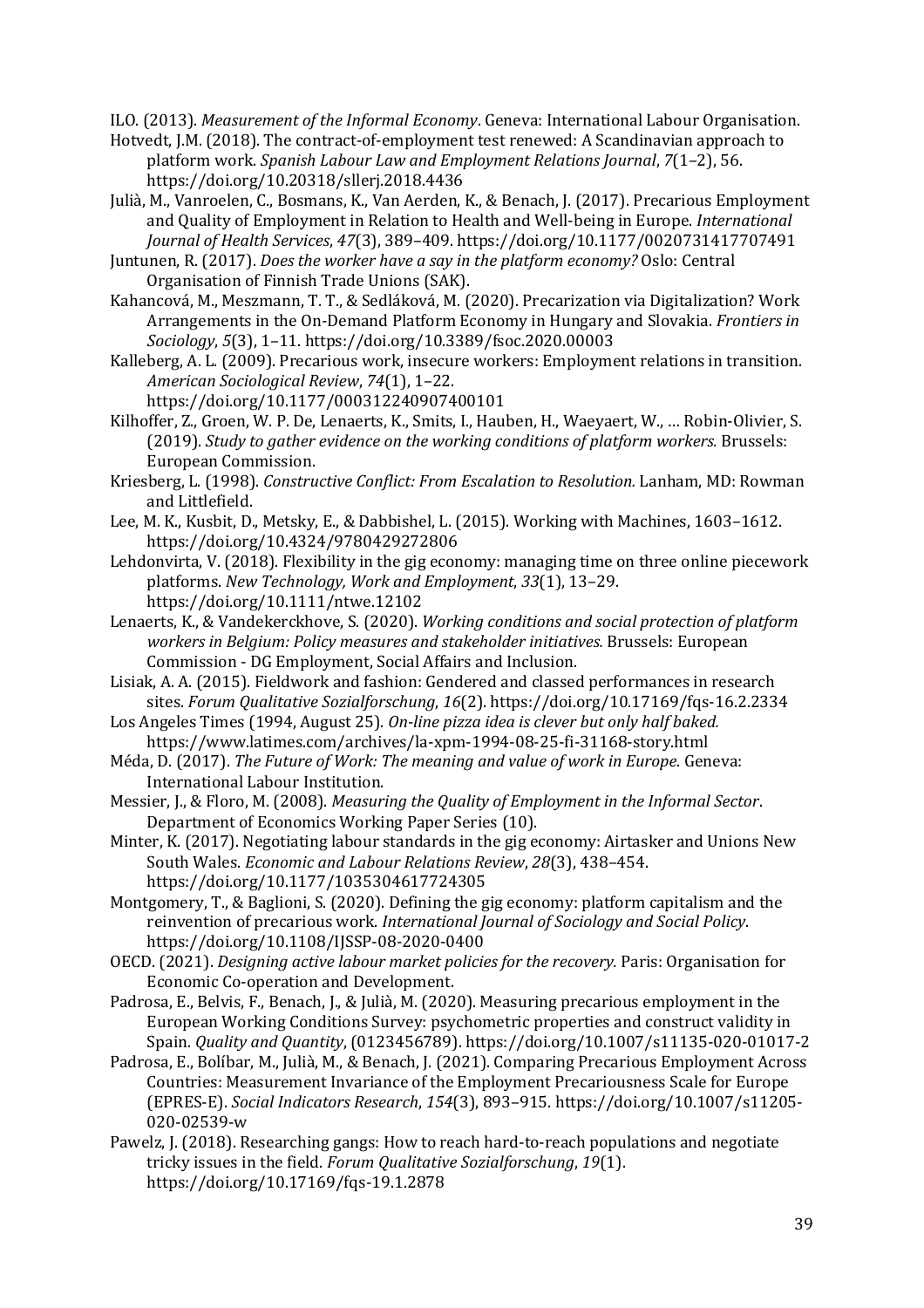ILO. (2013). *Measurement of the Informal Economy*. Geneva: International Labour Organisation.

Hotvedt, J.M. (2018). The contract-of-employment test renewed: A Scandinavian approach to platform work. *Spanish Labour Law and Employment Relations Journal*, *7*(1–2), 56. https://doi.org/10.20318/sllerj.2018.4436

Julià, M., Vanroelen, C., Bosmans, K., Van Aerden, K., & Benach, J. (2017). Precarious Employment and Quality of Employment in Relation to Health and Well-being in Europe. *International Journal of Health Services*, *47*(3), 389–409. https://doi.org/10.1177/0020731417707491

Juntunen, R. (2017). *Does the worker have a say in the platform economy?* Oslo: Central Organisation of Finnish Trade Unions (SAK).

Kahancová, M., Meszmann, T. T., & Sedláková, M. (2020). Precarization via Digitalization? Work Arrangements in the On-Demand Platform Economy in Hungary and Slovakia. *Frontiers in Sociology*, *5*(3), 1–11. https://doi.org/10.3389/fsoc.2020.00003

Kalleberg, A. L. (2009). Precarious work, insecure workers: Employment relations in transition. *American Sociological Review*, *74*(1), 1–22. https://doi.org/10.1177/000312240907400101

Kilhoffer, Z., Groen, W. P. De, Lenaerts, K., Smits, I., Hauben, H., Waeyaert, W., … Robin-Olivier, S. (2019). *Study to gather evidence on the working conditions of platform workers.* Brussels: European Commission.

Kriesberg, L. (1998). *Constructive Conflict: From Escalation to Resolution.* Lanham, MD: Rowman and Littlefield.

Lee, M. K., Kusbit, D., Metsky, E., & Dabbishel, L. (2015). Working with Machines, 1603–1612. https://doi.org/10.4324/9780429272806

Lehdonvirta, V. (2018). Flexibility in the gig economy: managing time on three online piecework platforms. *New Technology, Work and Employment*, *33*(1), 13–29. https://doi.org/10.1111/ntwe.12102

Lenaerts, K., & Vandekerckhove, S. (2020). *Working conditions and social protection of platform workers in Belgium: Policy measures and stakeholder initiatives.* Brussels: European Commission - DG Employment, Social Affairs and Inclusion.

Lisiak, A. A. (2015). Fieldwork and fashion: Gendered and classed performances in research sites. *Forum Qualitative Sozialforschung*, *16*(2). https://doi.org/10.17169/fqs-16.2.2334

Los Angeles Times (1994, August 25). *On-line pizza idea is clever but only half baked.* https://www.latimes.com/archives/la-xpm-1994-08-25-fi-31168-story.html

Méda, D. (2017). *The Future of Work: The meaning and value of work in Europe*. Geneva: International Labour Institution.

Messier, J., & Floro, M. (2008). *Measuring the Quality of Employment in the Informal Sector*. Department of Economics Working Paper Series (10).

Minter, K. (2017). Negotiating labour standards in the gig economy: Airtasker and Unions New South Wales. *Economic and Labour Relations Review*, *28*(3), 438–454. https://doi.org/10.1177/1035304617724305

Montgomery, T., & Baglioni, S. (2020). Defining the gig economy: platform capitalism and the reinvention of precarious work. *International Journal of Sociology and Social Policy*. https://doi.org/10.1108/IJSSP-08-2020-0400

OECD. (2021). *Designing active labour market policies for the recovery.* Paris: Organisation for Economic Co-operation and Development.

Padrosa, E., Belvis, F., Benach, J., & Julià, M. (2020). Measuring precarious employment in the European Working Conditions Survey: psychometric properties and construct validity in Spain. *Quality and Quantity*, (0123456789). https://doi.org/10.1007/s11135-020-01017-2

Padrosa, E., Bolíbar, M., Julià, M., & Benach, J. (2021). Comparing Precarious Employment Across Countries: Measurement Invariance of the Employment Precariousness Scale for Europe (EPRES-E). *Social Indicators Research*, *154*(3), 893–915. https://doi.org/10.1007/s11205-020-02539-w

Pawelz, J. (2018). Researching gangs: How to reach hard-to-reach populations and negotiate tricky issues in the field. *Forum Qualitative Sozialforschung*, *19*(1). https://doi.org/10.17169/fqs-19.1.2878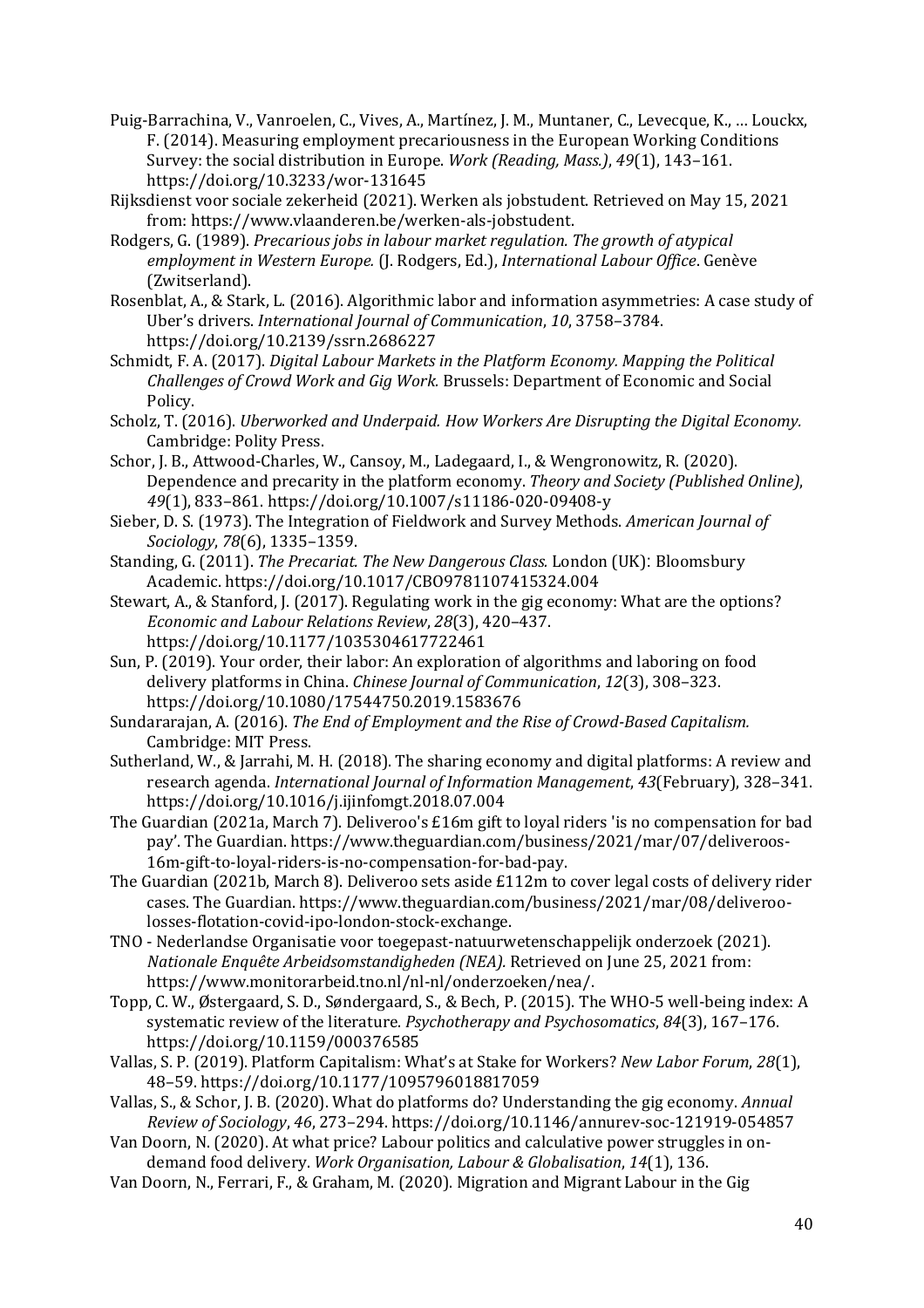Puig-Barrachina, V., Vanroelen, C., Vives, A., Martínez, J. M., Muntaner, C., Levecque, K., … Louckx, F. (2014). Measuring employment precariousness in the European Working Conditions Survey: the social distribution in Europe. *Work (Reading, Mass.)*, *49*(1), 143–161. https://doi.org/10.3233/wor-131645

Rijksdienst voor sociale zekerheid (2021). Werken als jobstudent. Retrieved on May 15, 2021 from: https://www.vlaanderen.be/werken-als-jobstudent.

Rodgers, G. (1989). *Precarious jobs in labour market regulation. The growth of atypical employment in Western Europe.* (J. Rodgers, Ed.), *International Labour Office*. Genève (Zwitserland).

Rosenblat, A., & Stark, L. (2016). Algorithmic labor and information asymmetries: A case study of Uber's drivers. *International Journal of Communication*, *10*, 3758–3784. https://doi.org/10.2139/ssrn.2686227

Schmidt, F. A. (2017). *Digital Labour Markets in the Platform Economy. Mapping the Political Challenges of Crowd Work and Gig Work.* Brussels: Department of Economic and Social Policy.

Scholz, T. (2016). *Uberworked and Underpaid. How Workers Are Disrupting the Digital Economy.* Cambridge: Polity Press.

Schor, J. B., Attwood-Charles, W., Cansoy, M., Ladegaard, I., & Wengronowitz, R. (2020). Dependence and precarity in the platform economy. *Theory and Society (Published Online)*, *49*(1), 833–861. https://doi.org/10.1007/s11186-020-09408-y

Sieber, D. S. (1973). The Integration of Fieldwork and Survey Methods. *American Journal of Sociology*, *78*(6), 1335–1359.

Standing, G. (2011). *The Precariat. The New Dangerous Class.* London (UK): Bloomsbury Academic. https://doi.org/10.1017/CBO9781107415324.004

Stewart, A., & Stanford, J. (2017). Regulating work in the gig economy: What are the options? *Economic and Labour Relations Review*, *28*(3), 420–437. https://doi.org/10.1177/1035304617722461

Sun, P. (2019). Your order, their labor: An exploration of algorithms and laboring on food delivery platforms in China. *Chinese Journal of Communication*, *12*(3), 308–323. https://doi.org/10.1080/17544750.2019.1583676

Sundararajan, A. (2016). *The End of Employment and the Rise of Crowd-Based Capitalism.* Cambridge: MIT Press.

Sutherland, W., & Jarrahi, M. H. (2018). The sharing economy and digital platforms: A review and research agenda. *International Journal of Information Management*, *43*(February), 328–341. https://doi.org/10.1016/j.ijinfomgt.2018.07.004

The Guardian (2021a, March 7). Deliveroo's £16m gift to loyal riders 'is no compensation for bad pay'. The Guardian. https://www.theguardian.com/business/2021/mar/07/deliveroos-16m-gift-to-loyal-riders-is-no-compensation-for-bad-pay.

The Guardian (2021b, March 8). Deliveroo sets aside £112m to cover legal costs of delivery rider cases. The Guardian. https://www.theguardian.com/business/2021/mar/08/deliveroo-losses-flotation-covid-ipo-london-stock-exchange.

TNO - Nederlandse Organisatie voor toegepast-natuurwetenschappelijk onderzoek (2021). *Nationale Enquête Arbeidsomstandigheden (NEA).* Retrieved on June 25, 2021 from: https://www.monitorarbeid.tno.nl/nl-nl/onderzoeken/nea/.

Topp, C. W., Østergaard, S. D., Søndergaard, S., & Bech, P. (2015). The WHO-5 well-being index: A systematic review of the literature. *Psychotherapy and Psychosomatics*, *84*(3), 167–176. https://doi.org/10.1159/000376585

Vallas, S. P. (2019). Platform Capitalism: What's at Stake for Workers? *New Labor Forum*, *28*(1), 48–59. https://doi.org/10.1177/1095796018817059

Vallas, S., & Schor, J. B. (2020). What do platforms do? Understanding the gig economy. *Annual Review of Sociology*, *46*, 273–294. https://doi.org/10.1146/annurev-soc-121919-054857

Van Doorn, N. (2020). At what price? Labour politics and calculative power struggles in on-demand food delivery. *Work Organisation, Labour & Globalisation*, *14*(1), 136.

Van Doorn, N., Ferrari, F., & Graham, M. (2020). Migration and Migrant Labour in the Gig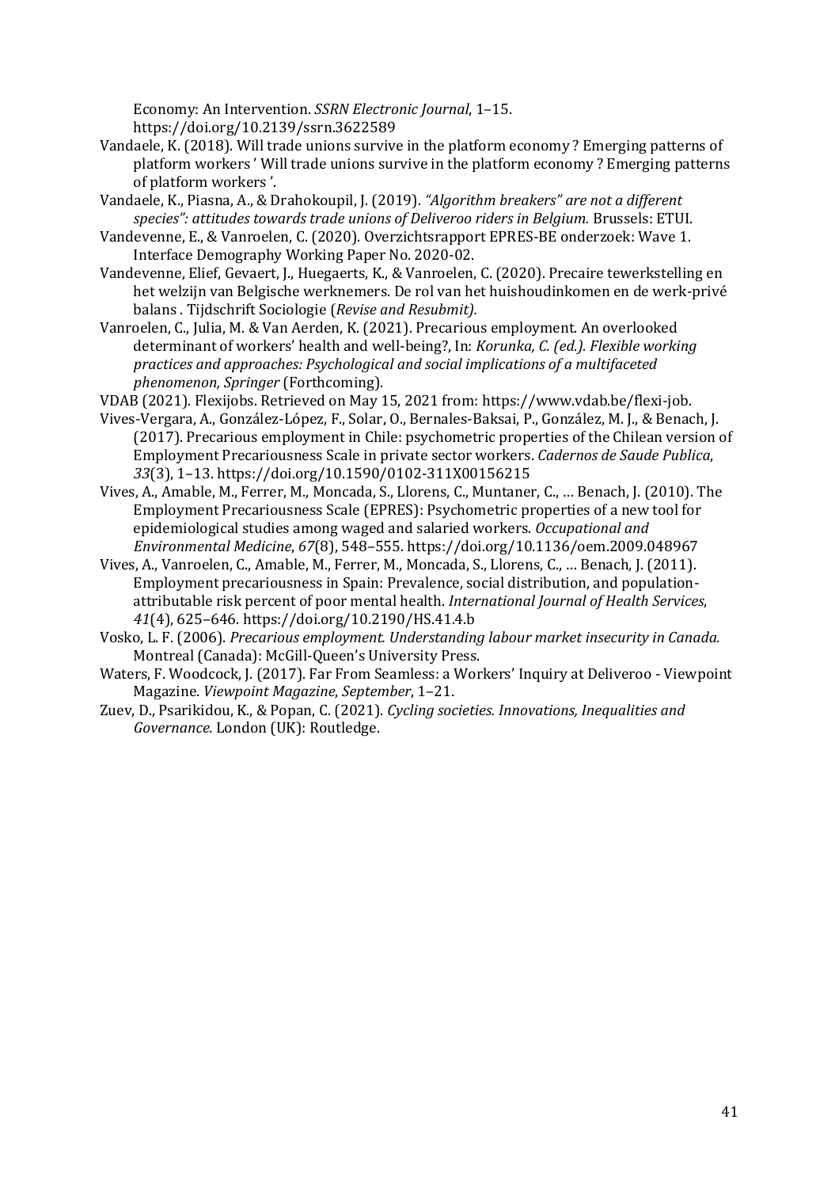Economy: An Intervention. *SSRN Electronic Journal*, 1–15. https://doi.org/10.2139/ssrn.3622589

Vandaele, K. (2018). Will trade unions survive in the platform economy ? Emerging patterns of platform workers ' Will trade unions survive in the platform economy ? Emerging patterns of platform workers '.

Vandaele, K., Piasna, A., & Drahokoupil, J. (2019). *"Algorithm breakers" are not a different species": attitudes towards trade unions of Deliveroo riders in Belgium.* Brussels: ETUI.

Vandevenne, E., & Vanroelen, C. (2020). Overzichtsrapport EPRES-BE onderzoek: Wave 1. Interface Demography Working Paper No. 2020-02.

Vandevenne, Elief, Gevaert, J., Huegaerts, K., & Vanroelen, C. (2020). Precaire tewerkstelling en het welzijn van Belgische werknemers. De rol van het huishoudinkomen en de werk-privé balans . Tijdschrift Sociologie (*Revise and Resubmit).*

Vanroelen, C., Julia, M. & Van Aerden, K. (2021). Precarious employment. An overlooked determinant of workers' health and well-being?, In: *Korunka, C. (ed.). Flexible working practices and approaches: Psychological and social implications of a multifaceted phenomenon, Springer* (Forthcoming).

VDAB (2021). Flexijobs. Retrieved on May 15, 2021 from: https://www.vdab.be/flexi-job.

Vives-Vergara, A., González-López, F., Solar, O., Bernales-Baksai, P., González, M. J., & Benach, J. (2017). Precarious employment in Chile: psychometric properties of the Chilean version of Employment Precariousness Scale in private sector workers. *Cadernos de Saude Publica*, *33*(3), 1–13. https://doi.org/10.1590/0102-311X00156215

Vives, A., Amable, M., Ferrer, M., Moncada, S., Llorens, C., Muntaner, C., … Benach, J. (2010). The Employment Precariousness Scale (EPRES): Psychometric properties of a new tool for epidemiological studies among waged and salaried workers. *Occupational and Environmental Medicine*, *67*(8), 548–555. https://doi.org/10.1136/oem.2009.048967

Vives, A., Vanroelen, C., Amable, M., Ferrer, M., Moncada, S., Llorens, C., … Benach, J. (2011). Employment precariousness in Spain: Prevalence, social distribution, and population-attributable risk percent of poor mental health. *International Journal of Health Services*, *41*(4), 625–646. https://doi.org/10.2190/HS.41.4.b

Vosko, L. F. (2006). *Precarious employment. Understanding labour market insecurity in Canada.* Montreal (Canada): McGill-Queen's University Press.

Waters, F. Woodcock, J. (2017). Far From Seamless: a Workers' Inquiry at Deliveroo - Viewpoint Magazine. *Viewpoint Magazine*, *September*, 1–21.

Zuev, D., Psarikidou, K., & Popan, C. (2021). *Cycling societies. Innovations, Inequalities and Governance.* London (UK): Routledge.